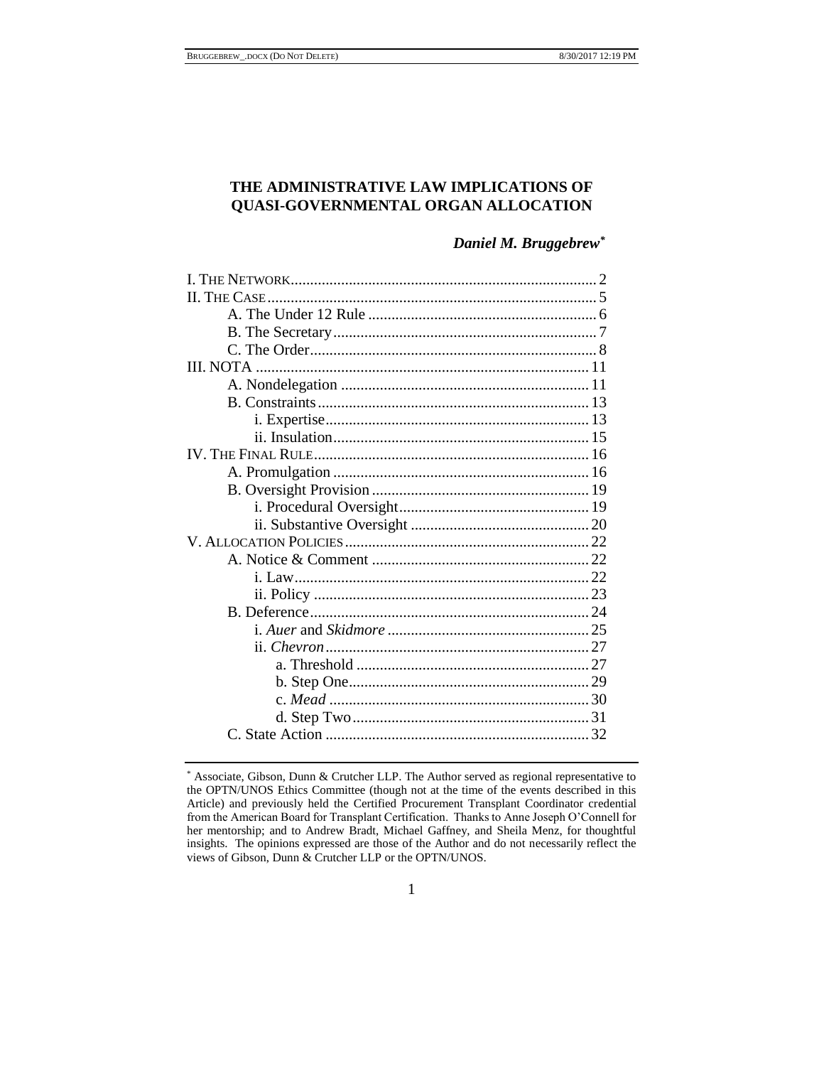# THE ADMINISTRATIVE LAW IMPLICATIONS OF QUASI-GOVERNMENTAL ORGAN ALLOCATION

***Daniel M. Bruggebrew****

I. THE NETWORK .......... 2
II. THE CASE .......... 5
  A. The Under 12 Rule .......... 6
  B. The Secretary .......... 7
  C. The Order .......... 8
III. NOTA .......... 11
  A. Nondelegation .......... 11
  B. Constraints .......... 13
    i. Expertise .......... 13
    ii. Insulation .......... 15
IV. THE FINAL RULE .......... 16
  A. Promulgation .......... 16
  B. Oversight Provision .......... 19
    i. Procedural Oversight .......... 19
    ii. Substantive Oversight .......... 20
V. ALLOCATION POLICIES .......... 22
  A. Notice & Comment .......... 22
    i. Law .......... 22
    ii. Policy .......... 23
  B. Deference .......... 24
    i. *Auer* and *Skidmore* .......... 25
    ii. *Chevron* .......... 27
      a. Threshold .......... 27
      b. Step One .......... 29
      c. *Mead* .......... 30
      d. Step Two .......... 31
  C. State Action .......... 32

---

\* Associate, Gibson, Dunn & Crutcher LLP. The Author served as regional representative to the OPTN/UNOS Ethics Committee (though not at the time of the events described in this Article) and previously held the Certified Procurement Transplant Coordinator credential from the American Board for Transplant Certification. Thanks to Anne Joseph O'Connell for her mentorship; and to Andrew Bradt, Michael Gaffney, and Sheila Menz, for thoughtful insights. The opinions expressed are those of the Author and do not necessarily reflect the views of Gibson, Dunn & Crutcher LLP or the OPTN/UNOS.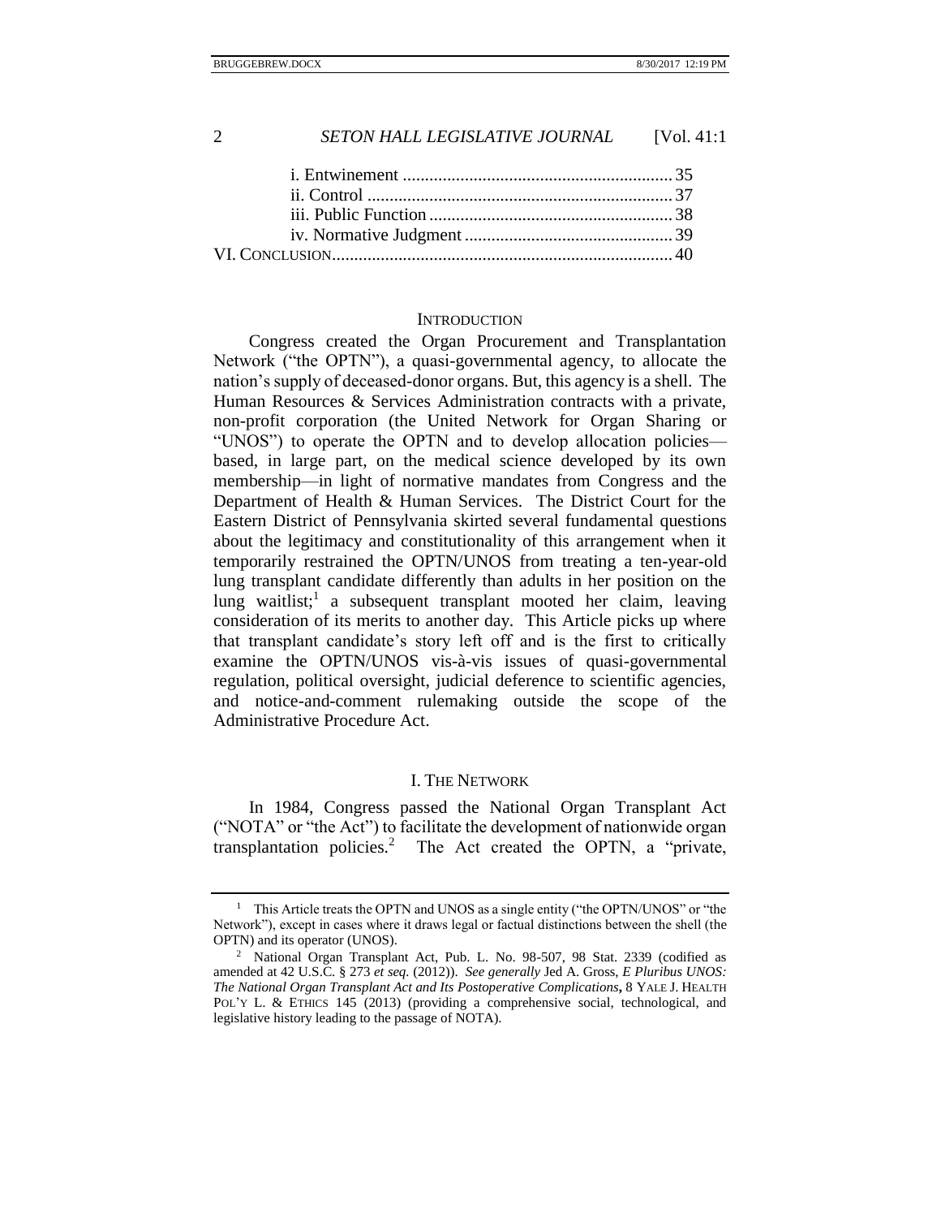i. Entwinement ............................................................. 35
ii. Control ..................................................................... 37
iii. Public Function ....................................................... 38
iv. Normative Judgment ............................................... 39
VI. CONCLUSION ............................................................................. 40

## INTRODUCTION

Congress created the Organ Procurement and Transplantation Network ("the OPTN"), a quasi-governmental agency, to allocate the nation's supply of deceased-donor organs. But, this agency is a shell. The Human Resources & Services Administration contracts with a private, non-profit corporation (the United Network for Organ Sharing or "UNOS") to operate the OPTN and to develop allocation policies—based, in large part, on the medical science developed by its own membership—in light of normative mandates from Congress and the Department of Health & Human Services. The District Court for the Eastern District of Pennsylvania skirted several fundamental questions about the legitimacy and constitutionality of this arrangement when it temporarily restrained the OPTN/UNOS from treating a ten-year-old lung transplant candidate differently than adults in her position on the lung waitlist;[1] a subsequent transplant mooted her claim, leaving consideration of its merits to another day. This Article picks up where that transplant candidate's story left off and is the first to critically examine the OPTN/UNOS vis-à-vis issues of quasi-governmental regulation, political oversight, judicial deference to scientific agencies, and notice-and-comment rulemaking outside the scope of the Administrative Procedure Act.

## I. THE NETWORK

In 1984, Congress passed the National Organ Transplant Act ("NOTA" or "the Act") to facilitate the development of nationwide organ transplantation policies.[2] The Act created the OPTN, a "private,

[1] This Article treats the OPTN and UNOS as a single entity ("the OPTN/UNOS" or "the Network"), except in cases where it draws legal or factual distinctions between the shell (the OPTN) and its operator (UNOS).

[2] National Organ Transplant Act, Pub. L. No. 98-507, 98 Stat. 2339 (codified as amended at 42 U.S.C. § 273 *et seq.* (2012)). *See generally* Jed A. Gross, *E Pluribus UNOS: The National Organ Transplant Act and Its Postoperative Complications*, 8 YALE J. HEALTH POL'Y L. & ETHICS 145 (2013) (providing a comprehensive social, technological, and legislative history leading to the passage of NOTA).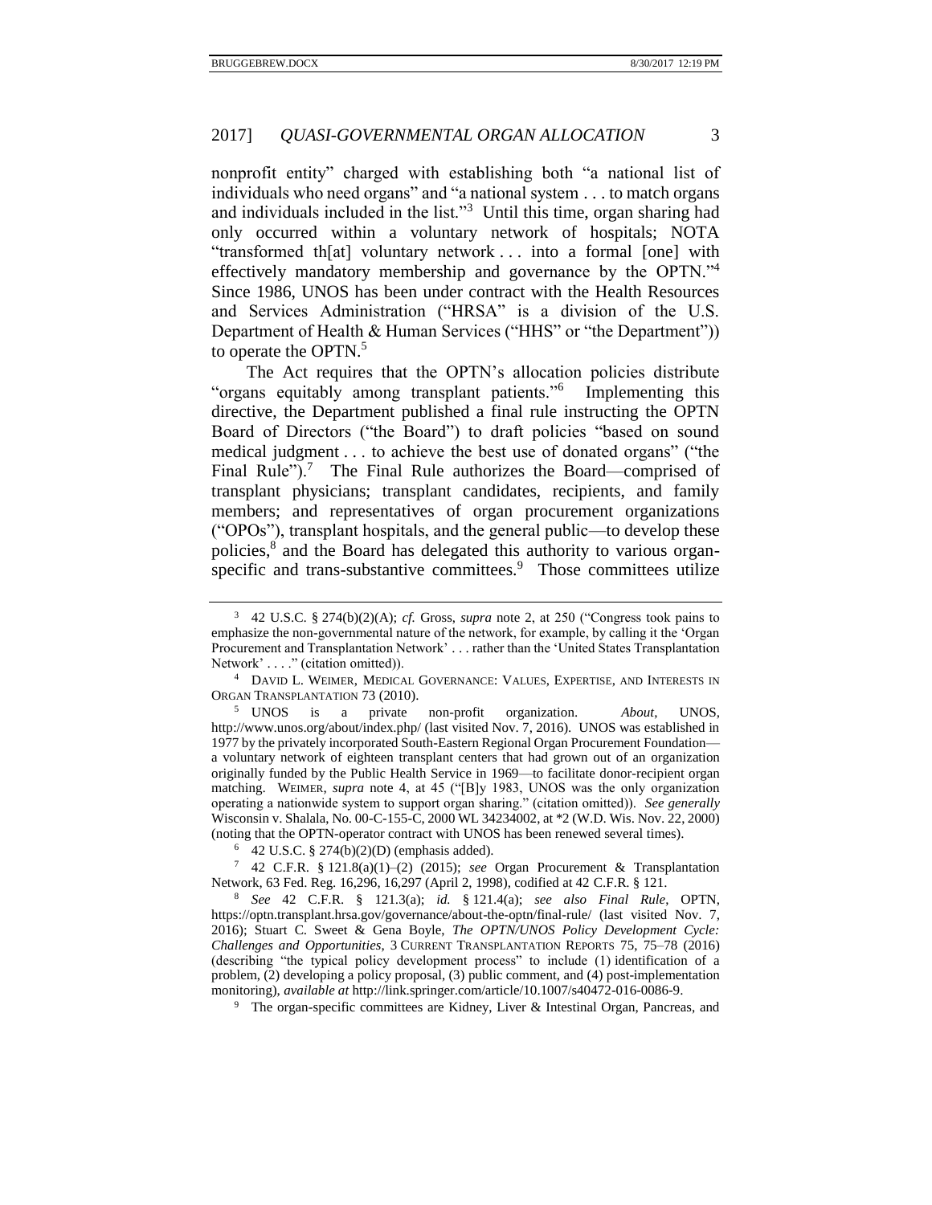nonprofit entity" charged with establishing both "a national list of individuals who need organs" and "a national system . . . to match organs and individuals included in the list."[3] Until this time, organ sharing had only occurred within a voluntary network of hospitals; NOTA "transformed th[at] voluntary network . . . into a formal [one] with effectively mandatory membership and governance by the OPTN."[4] Since 1986, UNOS has been under contract with the Health Resources and Services Administration ("HRSA" is a division of the U.S. Department of Health & Human Services ("HHS" or "the Department")) to operate the OPTN.[5]

The Act requires that the OPTN's allocation policies distribute "organs equitably among transplant patients."[6] Implementing this directive, the Department published a final rule instructing the OPTN Board of Directors ("the Board") to draft policies "based on sound medical judgment . . . to achieve the best use of donated organs" ("the Final Rule").[7] The Final Rule authorizes the Board—comprised of transplant physicians; transplant candidates, recipients, and family members; and representatives of organ procurement organizations ("OPOs"), transplant hospitals, and the general public—to develop these policies,[8] and the Board has delegated this authority to various organ-specific and trans-substantive committees.[9] Those committees utilize

---

[3] 42 U.S.C. § 274(b)(2)(A); *cf.* Gross, *supra* note 2, at 250 ("Congress took pains to emphasize the non-governmental nature of the network, for example, by calling it the 'Organ Procurement and Transplantation Network' . . . rather than the 'United States Transplantation Network' . . . ." (citation omitted)).

[4] DAVID L. WEIMER, MEDICAL GOVERNANCE: VALUES, EXPERTISE, AND INTERESTS IN ORGAN TRANSPLANTATION 73 (2010).

[5] UNOS is a private non-profit organization. *About*, UNOS, http://www.unos.org/about/index.php/ (last visited Nov. 7, 2016). UNOS was established in 1977 by the privately incorporated South-Eastern Regional Organ Procurement Foundation—a voluntary network of eighteen transplant centers that had grown out of an organization originally funded by the Public Health Service in 1969—to facilitate donor-recipient organ matching. WEIMER, *supra* note 4, at 45 ("[B]y 1983, UNOS was the only organization operating a nationwide system to support organ sharing." (citation omitted)). *See generally* Wisconsin v. Shalala, No. 00-C-155-C, 2000 WL 34234002, at *2 (W.D. Wis. Nov. 22, 2000) (noting that the OPTN-operator contract with UNOS has been renewed several times).

[6] 42 U.S.C. § 274(b)(2)(D) (emphasis added).

[7] 42 C.F.R. § 121.8(a)(1)–(2) (2015); *see* Organ Procurement & Transplantation Network, 63 Fed. Reg. 16,296, 16,297 (April 2, 1998), codified at 42 C.F.R. § 121.

[8] *See* 42 C.F.R. § 121.3(a); *id.* § 121.4(a); *see also Final Rule*, OPTN, https://optn.transplant.hrsa.gov/governance/about-the-optn/final-rule/ (last visited Nov. 7, 2016); Stuart C. Sweet & Gena Boyle, *The OPTN/UNOS Policy Development Cycle: Challenges and Opportunities*, 3 CURRENT TRANSPLANTATION REPORTS 75, 75–78 (2016) (describing "the typical policy development process" to include (1) identification of a problem, (2) developing a policy proposal, (3) public comment, and (4) post-implementation monitoring), *available at* http://link.springer.com/article/10.1007/s40472-016-0086-9.

[9] The organ-specific committees are Kidney, Liver & Intestinal Organ, Pancreas, and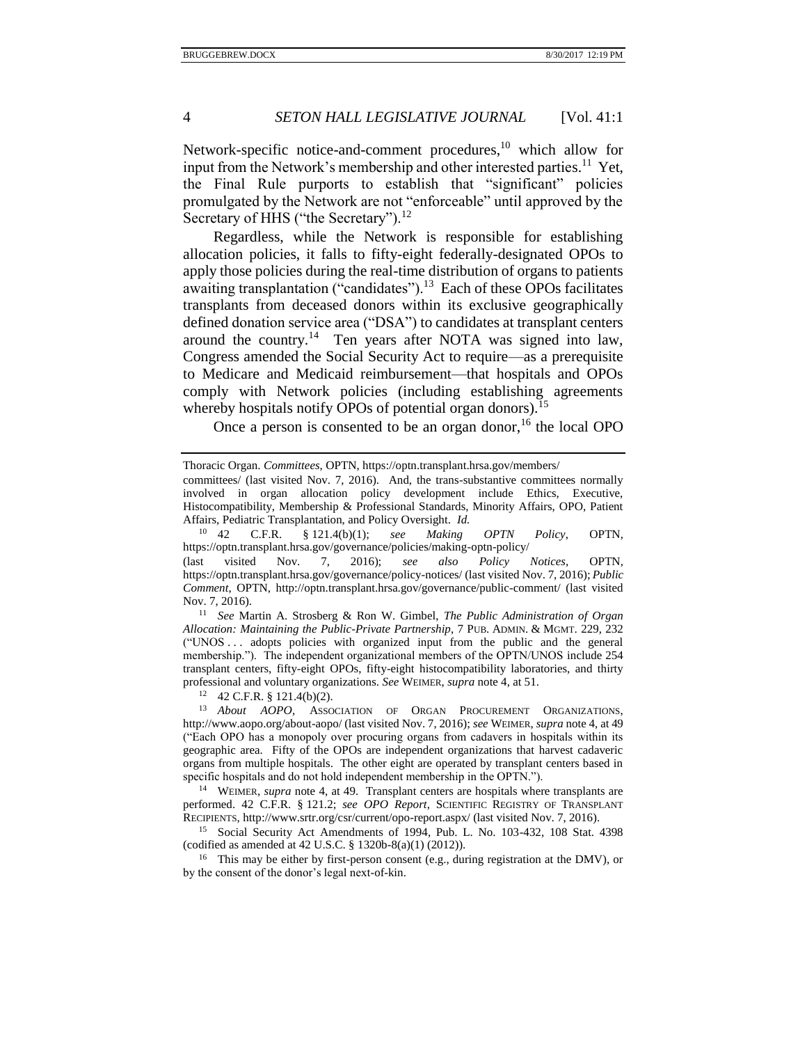Network-specific notice-and-comment procedures,[10] which allow for input from the Network's membership and other interested parties.[11] Yet, the Final Rule purports to establish that "significant" policies promulgated by the Network are not "enforceable" until approved by the Secretary of HHS ("the Secretary").[12]

Regardless, while the Network is responsible for establishing allocation policies, it falls to fifty-eight federally-designated OPOs to apply those policies during the real-time distribution of organs to patients awaiting transplantation ("candidates").[13] Each of these OPOs facilitates transplants from deceased donors within its exclusive geographically defined donation service area ("DSA") to candidates at transplant centers around the country.[14] Ten years after NOTA was signed into law, Congress amended the Social Security Act to require—as a prerequisite to Medicare and Medicaid reimbursement—that hospitals and OPOs comply with Network policies (including establishing agreements whereby hospitals notify OPOs of potential organ donors).[15]

Once a person is consented to be an organ donor,[16] the local OPO

---

Thoracic Organ. *Committees*, OPTN, https://optn.transplant.hrsa.gov/members/committees/ (last visited Nov. 7, 2016). And, the trans-substantive committees normally involved in organ allocation policy development include Ethics, Executive, Histocompatibility, Membership & Professional Standards, Minority Affairs, OPO, Patient Affairs, Pediatric Transplantation, and Policy Oversight. *Id.*

[10] 42 C.F.R. § 121.4(b)(1); *see Making OPTN Policy*, OPTN, https://optn.transplant.hrsa.gov/governance/policies/making-optn-policy/ (last visited Nov. 7, 2016); *see also Policy Notices*, OPTN, https://optn.transplant.hrsa.gov/governance/policy-notices/ (last visited Nov. 7, 2016); *Public Comment*, OPTN, http://optn.transplant.hrsa.gov/governance/public-comment/ (last visited Nov. 7, 2016).

[11] *See* Martin A. Strosberg & Ron W. Gimbel, *The Public Administration of Organ Allocation: Maintaining the Public-Private Partnership*, 7 PUB. ADMIN. & MGMT. 229, 232 ("UNOS . . . adopts policies with organized input from the public and the general membership."). The independent organizational members of the OPTN/UNOS include 254 transplant centers, fifty-eight OPOs, fifty-eight histocompatibility laboratories, and thirty professional and voluntary organizations. *See* WEIMER, *supra* note 4, at 51.

[12] 42 C.F.R. § 121.4(b)(2).

[13] *About AOPO*, ASSOCIATION OF ORGAN PROCUREMENT ORGANIZATIONS, http://www.aopo.org/about-aopo/ (last visited Nov. 7, 2016); *see* WEIMER, *supra* note 4, at 49 ("Each OPO has a monopoly over procuring organs from cadavers in hospitals within its geographic area. Fifty of the OPOs are independent organizations that harvest cadaveric organs from multiple hospitals. The other eight are operated by transplant centers based in specific hospitals and do not hold independent membership in the OPTN.").

[14] WEIMER, *supra* note 4, at 49. Transplant centers are hospitals where transplants are performed. 42 C.F.R. § 121.2; *see OPO Report*, SCIENTIFIC REGISTRY OF TRANSPLANT RECIPIENTS, http://www.srtr.org/csr/current/opo-report.aspx/ (last visited Nov. 7, 2016).

[15] Social Security Act Amendments of 1994, Pub. L. No. 103-432, 108 Stat. 4398 (codified as amended at 42 U.S.C. § 1320b-8(a)(1) (2012)).

[16] This may be either by first-person consent (e.g., during registration at the DMV), or by the consent of the donor's legal next-of-kin.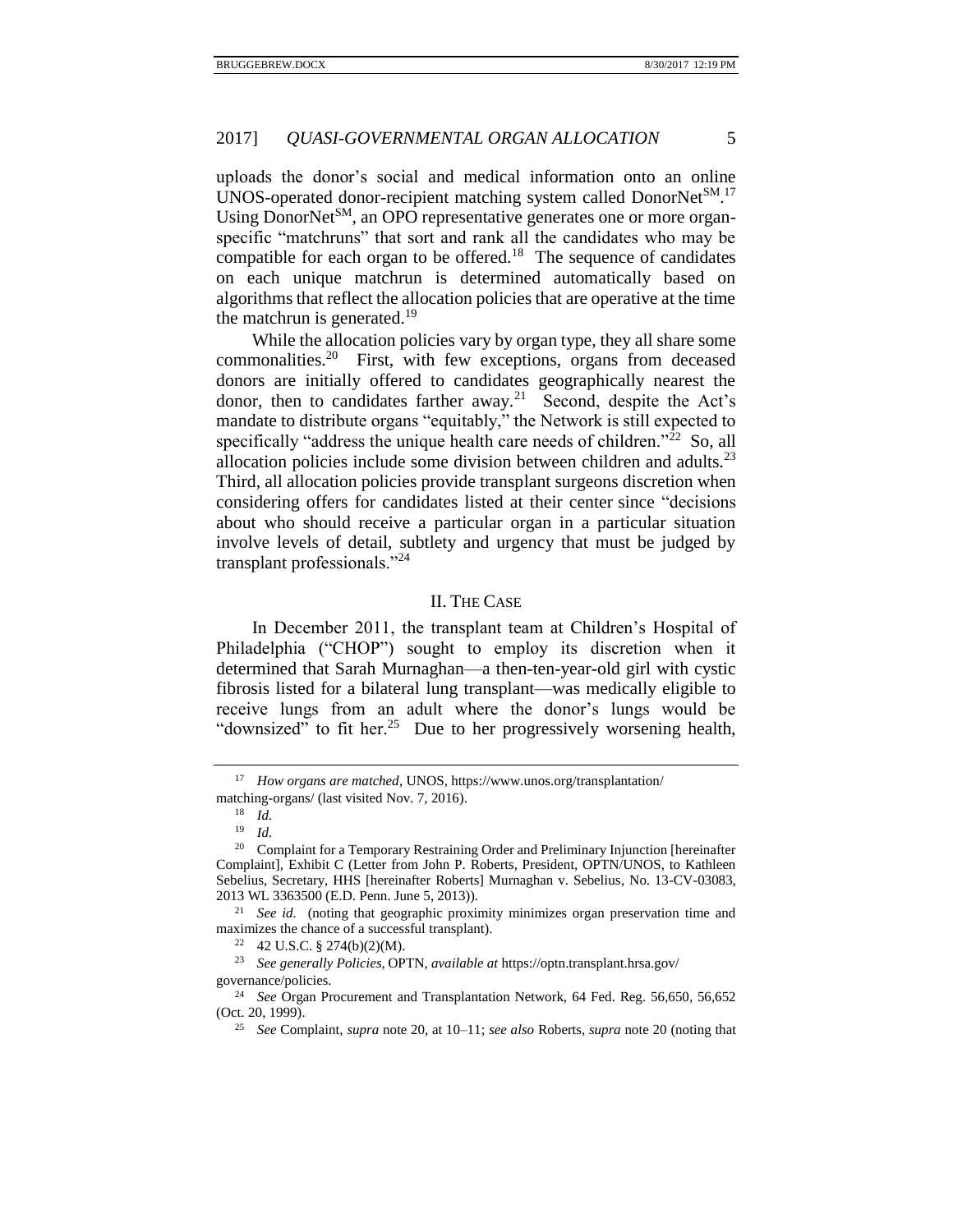uploads the donor's social and medical information onto an online UNOS-operated donor-recipient matching system called DonorNet℠.[17] Using DonorNet℠, an OPO representative generates one or more organ-specific "matchruns" that sort and rank all the candidates who may be compatible for each organ to be offered.[18] The sequence of candidates on each unique matchrun is determined automatically based on algorithms that reflect the allocation policies that are operative at the time the matchrun is generated.[19]

While the allocation policies vary by organ type, they all share some commonalities.[20] First, with few exceptions, organs from deceased donors are initially offered to candidates geographically nearest the donor, then to candidates farther away.[21] Second, despite the Act's mandate to distribute organs "equitably," the Network is still expected to specifically "address the unique health care needs of children."[22] So, all allocation policies include some division between children and adults.[23] Third, all allocation policies provide transplant surgeons discretion when considering offers for candidates listed at their center since "decisions about who should receive a particular organ in a particular situation involve levels of detail, subtlety and urgency that must be judged by transplant professionals."[24]

## II. The Case

In December 2011, the transplant team at Children's Hospital of Philadelphia ("CHOP") sought to employ its discretion when it determined that Sarah Murnaghan—a then-ten-year-old girl with cystic fibrosis listed for a bilateral lung transplant—was medically eligible to receive lungs from an adult where the donor's lungs would be "downsized" to fit her.[25] Due to her progressively worsening health,

---

[17] *How organs are matched*, UNOS, https://www.unos.org/transplantation/matching-organs/ (last visited Nov. 7, 2016).

[18] *Id.*

[19] *Id.*

[20] Complaint for a Temporary Restraining Order and Preliminary Injunction [hereinafter Complaint], Exhibit C (Letter from John P. Roberts, President, OPTN/UNOS, to Kathleen Sebelius, Secretary, HHS [hereinafter Roberts] Murnaghan v. Sebelius, No. 13-CV-03083, 2013 WL 3363500 (E.D. Penn. June 5, 2013)).

[21] *See id.* (noting that geographic proximity minimizes organ preservation time and maximizes the chance of a successful transplant).

[22] 42 U.S.C. § 274(b)(2)(M).

[23] *See generally Policies*, OPTN, *available at* https://optn.transplant.hrsa.gov/governance/policies.

[24] *See* Organ Procurement and Transplantation Network, 64 Fed. Reg. 56,650, 56,652 (Oct. 20, 1999).

[25] *See* Complaint, *supra* note 20, at 10–11; *see also* Roberts, *supra* note 20 (noting that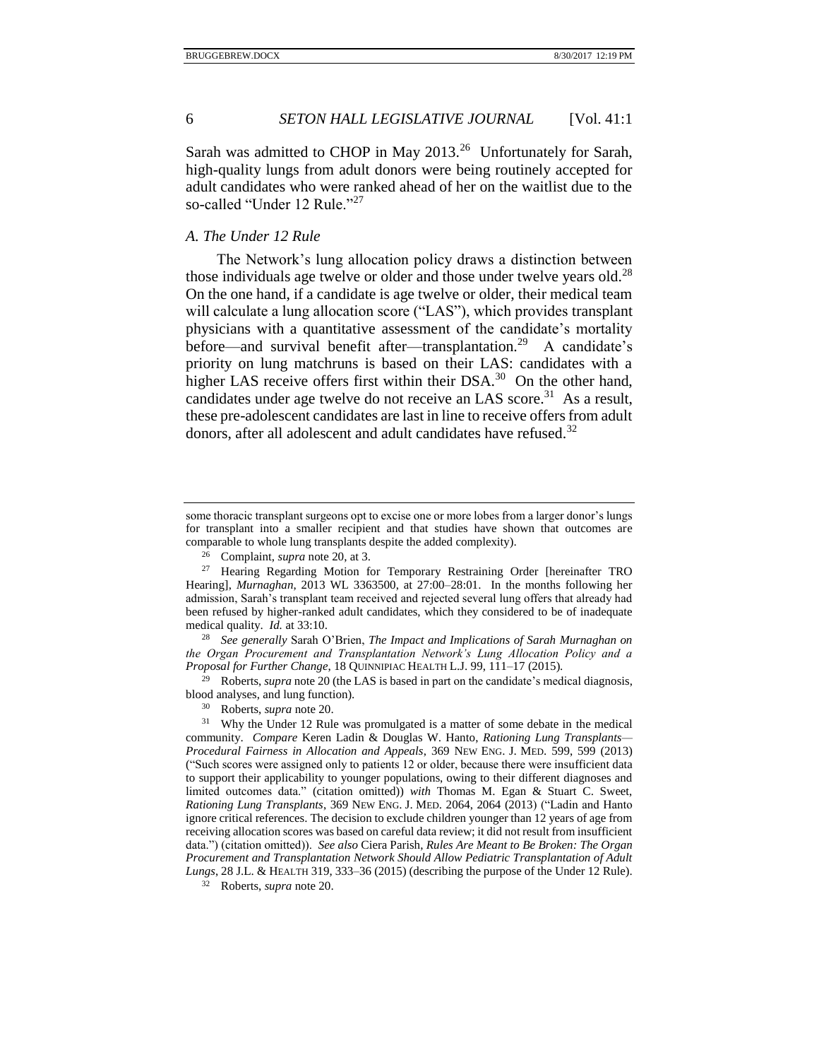Sarah was admitted to CHOP in May 2013.[26] Unfortunately for Sarah, high-quality lungs from adult donors were being routinely accepted for adult candidates who were ranked ahead of her on the waitlist due to the so-called "Under 12 Rule."[27]

### *A. The Under 12 Rule*

The Network's lung allocation policy draws a distinction between those individuals age twelve or older and those under twelve years old.[28] On the one hand, if a candidate is age twelve or older, their medical team will calculate a lung allocation score ("LAS"), which provides transplant physicians with a quantitative assessment of the candidate's mortality before—and survival benefit after—transplantation.[29] A candidate's priority on lung matchruns is based on their LAS: candidates with a higher LAS receive offers first within their DSA.[30] On the other hand, candidates under age twelve do not receive an LAS score.[31] As a result, these pre-adolescent candidates are last in line to receive offers from adult donors, after all adolescent and adult candidates have refused.[32]

---

some thoracic transplant surgeons opt to excise one or more lobes from a larger donor's lungs for transplant into a smaller recipient and that studies have shown that outcomes are comparable to whole lung transplants despite the added complexity).

[26] Complaint, *supra* note 20, at 3.

[27] Hearing Regarding Motion for Temporary Restraining Order [hereinafter TRO Hearing], *Murnaghan*, 2013 WL 3363500, at 27:00–28:01. In the months following her admission, Sarah's transplant team received and rejected several lung offers that already had been refused by higher-ranked adult candidates, which they considered to be of inadequate medical quality. *Id.* at 33:10.

[28] *See generally* Sarah O'Brien, *The Impact and Implications of Sarah Murnaghan on the Organ Procurement and Transplantation Network's Lung Allocation Policy and a Proposal for Further Change*, 18 QUINNIPIAC HEALTH L.J. 99, 111–17 (2015).

[29] Roberts, *supra* note 20 (the LAS is based in part on the candidate's medical diagnosis, blood analyses, and lung function).

[30] Roberts, *supra* note 20.

[31] Why the Under 12 Rule was promulgated is a matter of some debate in the medical community. *Compare* Keren Ladin & Douglas W. Hanto, *Rationing Lung Transplants—Procedural Fairness in Allocation and Appeals*, 369 NEW ENG. J. MED. 599, 599 (2013) ("Such scores were assigned only to patients 12 or older, because there were insufficient data to support their applicability to younger populations, owing to their different diagnoses and limited outcomes data." (citation omitted)) *with* Thomas M. Egan & Stuart C. Sweet, *Rationing Lung Transplants*, 369 NEW ENG. J. MED. 2064, 2064 (2013) ("Ladin and Hanto ignore critical references. The decision to exclude children younger than 12 years of age from receiving allocation scores was based on careful data review; it did not result from insufficient data.") (citation omitted)). *See also* Ciera Parish, *Rules Are Meant to Be Broken: The Organ Procurement and Transplantation Network Should Allow Pediatric Transplantation of Adult Lungs*, 28 J.L. & HEALTH 319, 333–36 (2015) (describing the purpose of the Under 12 Rule).

[32] Roberts, *supra* note 20.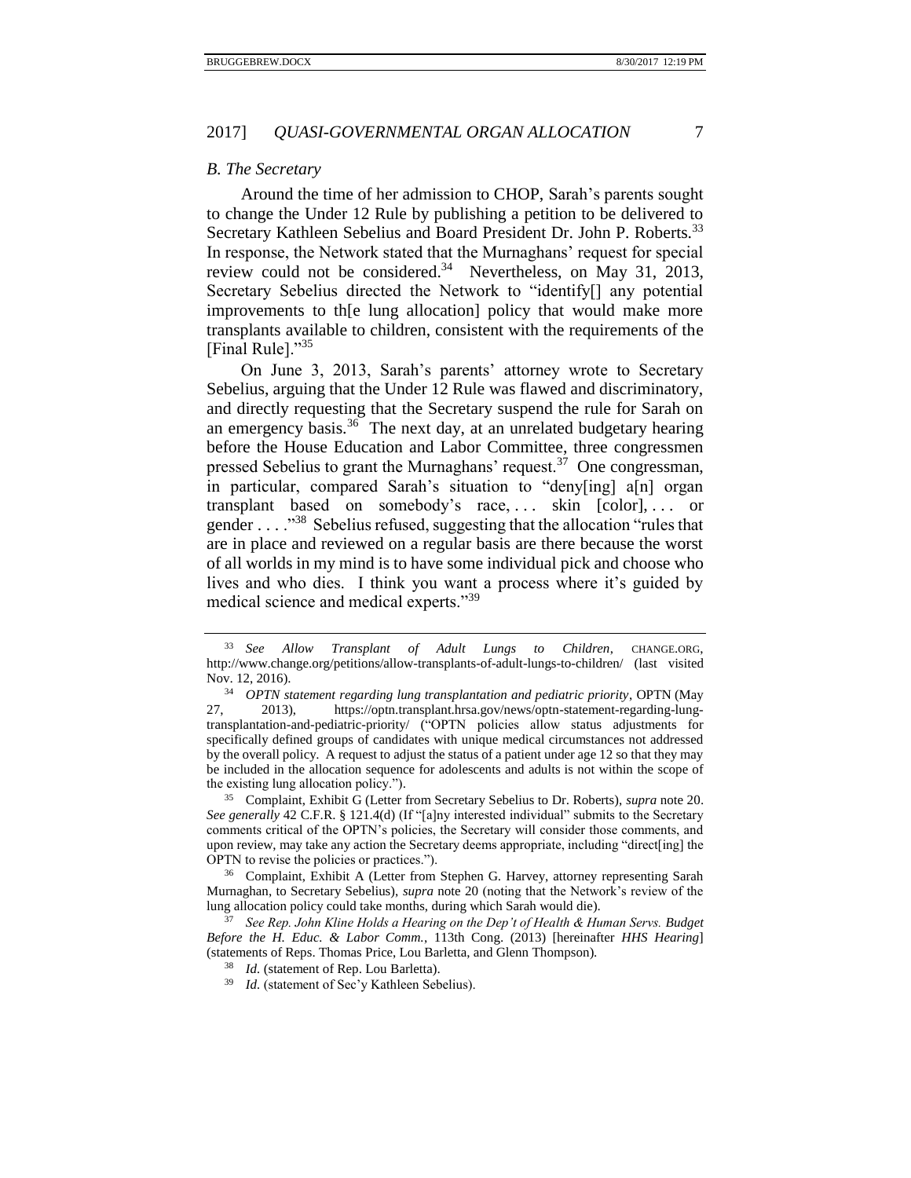### *B. The Secretary*

Around the time of her admission to CHOP, Sarah's parents sought to change the Under 12 Rule by publishing a petition to be delivered to Secretary Kathleen Sebelius and Board President Dr. John P. Roberts.[33] In response, the Network stated that the Murnaghans' request for special review could not be considered.[34] Nevertheless, on May 31, 2013, Secretary Sebelius directed the Network to "identify[] any potential improvements to th[e lung allocation] policy that would make more transplants available to children, consistent with the requirements of the [Final Rule]."[35]

On June 3, 2013, Sarah's parents' attorney wrote to Secretary Sebelius, arguing that the Under 12 Rule was flawed and discriminatory, and directly requesting that the Secretary suspend the rule for Sarah on an emergency basis.[36] The next day, at an unrelated budgetary hearing before the House Education and Labor Committee, three congressmen pressed Sebelius to grant the Murnaghans' request.[37] One congressman, in particular, compared Sarah's situation to "deny[ing] a[n] organ transplant based on somebody's race, . . . skin [color], . . . or gender . . . ."[38] Sebelius refused, suggesting that the allocation "rules that are in place and reviewed on a regular basis are there because the worst of all worlds in my mind is to have some individual pick and choose who lives and who dies. I think you want a process where it's guided by medical science and medical experts."[39]

---

[33] *See Allow Transplant of Adult Lungs to Children*, CHANGE.ORG, http://www.change.org/petitions/allow-transplants-of-adult-lungs-to-children/ (last visited Nov. 12, 2016).

[34] *OPTN statement regarding lung transplantation and pediatric priority*, OPTN (May 27, 2013), https://optn.transplant.hrsa.gov/news/optn-statement-regarding-lung-transplantation-and-pediatric-priority/ ("OPTN policies allow status adjustments for specifically defined groups of candidates with unique medical circumstances not addressed by the overall policy. A request to adjust the status of a patient under age 12 so that they may be included in the allocation sequence for adolescents and adults is not within the scope of the existing lung allocation policy.").

[35] Complaint, Exhibit G (Letter from Secretary Sebelius to Dr. Roberts), *supra* note 20. *See generally* 42 C.F.R. § 121.4(d) (If "[a]ny interested individual" submits to the Secretary comments critical of the OPTN's policies, the Secretary will consider those comments, and upon review, may take any action the Secretary deems appropriate, including "direct[ing] the OPTN to revise the policies or practices.").

[36] Complaint, Exhibit A (Letter from Stephen G. Harvey, attorney representing Sarah Murnaghan, to Secretary Sebelius), *supra* note 20 (noting that the Network's review of the lung allocation policy could take months, during which Sarah would die).

[37] *See Rep. John Kline Holds a Hearing on the Dep't of Health & Human Servs. Budget Before the H. Educ. & Labor Comm.*, 113th Cong. (2013) [hereinafter *HHS Hearing*] (statements of Reps. Thomas Price, Lou Barletta, and Glenn Thompson).

[38] *Id.* (statement of Rep. Lou Barletta).

[39] *Id.* (statement of Sec'y Kathleen Sebelius).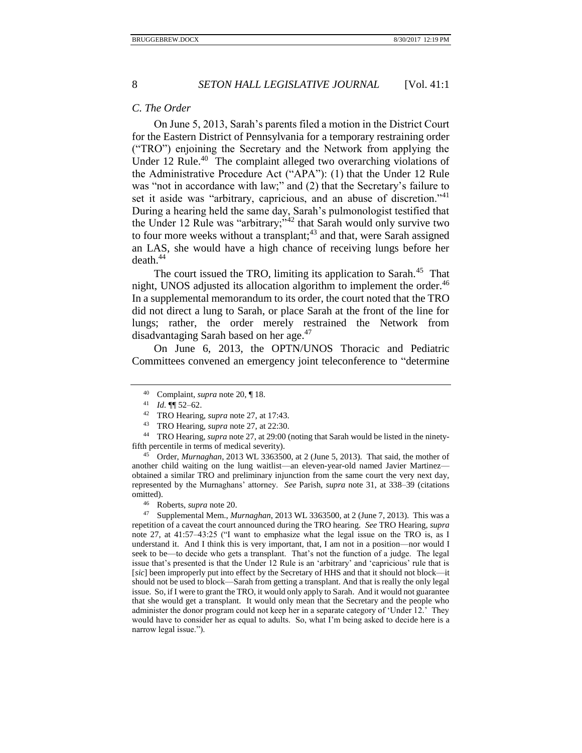### *C. The Order*

On June 5, 2013, Sarah's parents filed a motion in the District Court for the Eastern District of Pennsylvania for a temporary restraining order ("TRO") enjoining the Secretary and the Network from applying the Under 12 Rule.[40] The complaint alleged two overarching violations of the Administrative Procedure Act ("APA"): (1) that the Under 12 Rule was "not in accordance with law;" and (2) that the Secretary's failure to set it aside was "arbitrary, capricious, and an abuse of discretion."[41] During a hearing held the same day, Sarah's pulmonologist testified that the Under 12 Rule was "arbitrary;"[42] that Sarah would only survive two to four more weeks without a transplant;[43] and that, were Sarah assigned an LAS, she would have a high chance of receiving lungs before her death.[44]

The court issued the TRO, limiting its application to Sarah.[45] That night, UNOS adjusted its allocation algorithm to implement the order.[46] In a supplemental memorandum to its order, the court noted that the TRO did not direct a lung to Sarah, or place Sarah at the front of the line for lungs; rather, the order merely restrained the Network from disadvantaging Sarah based on her age.[47]

On June 6, 2013, the OPTN/UNOS Thoracic and Pediatric Committees convened an emergency joint teleconference to "determine

---

[40] Complaint, *supra* note 20, ¶ 18.

[41] *Id.* ¶¶ 52–62.

[42] TRO Hearing, *supra* note 27, at 17:43.

[43] TRO Hearing, *supra* note 27, at 22:30.

[44] TRO Hearing, *supra* note 27, at 29:00 (noting that Sarah would be listed in the ninety-fifth percentile in terms of medical severity).

[45] Order, *Murnaghan*, 2013 WL 3363500, at 2 (June 5, 2013). That said, the mother of another child waiting on the lung waitlist—an eleven-year-old named Javier Martinez—obtained a similar TRO and preliminary injunction from the same court the very next day, represented by the Murnaghans' attorney. *See* Parish, *supra* note 31, at 338–39 (citations omitted).

[46] Roberts, *supra* note 20.

[47] Supplemental Mem., *Murnaghan*, 2013 WL 3363500, at 2 (June 7, 2013). This was a repetition of a caveat the court announced during the TRO hearing. *See* TRO Hearing, *supra* note 27, at 41:57–43:25 ("I want to emphasize what the legal issue on the TRO is, as I understand it. And I think this is very important, that, I am not in a position—nor would I seek to be—to decide who gets a transplant. That's not the function of a judge. The legal issue that's presented is that the Under 12 Rule is an 'arbitrary' and 'capricious' rule that is [*sic*] been improperly put into effect by the Secretary of HHS and that it should not block—it should not be used to block—Sarah from getting a transplant. And that is really the only legal issue. So, if I were to grant the TRO, it would only apply to Sarah. And it would not guarantee that she would get a transplant. It would only mean that the Secretary and the people who administer the donor program could not keep her in a separate category of 'Under 12.' They would have to consider her as equal to adults. So, what I'm being asked to decide here is a narrow legal issue.").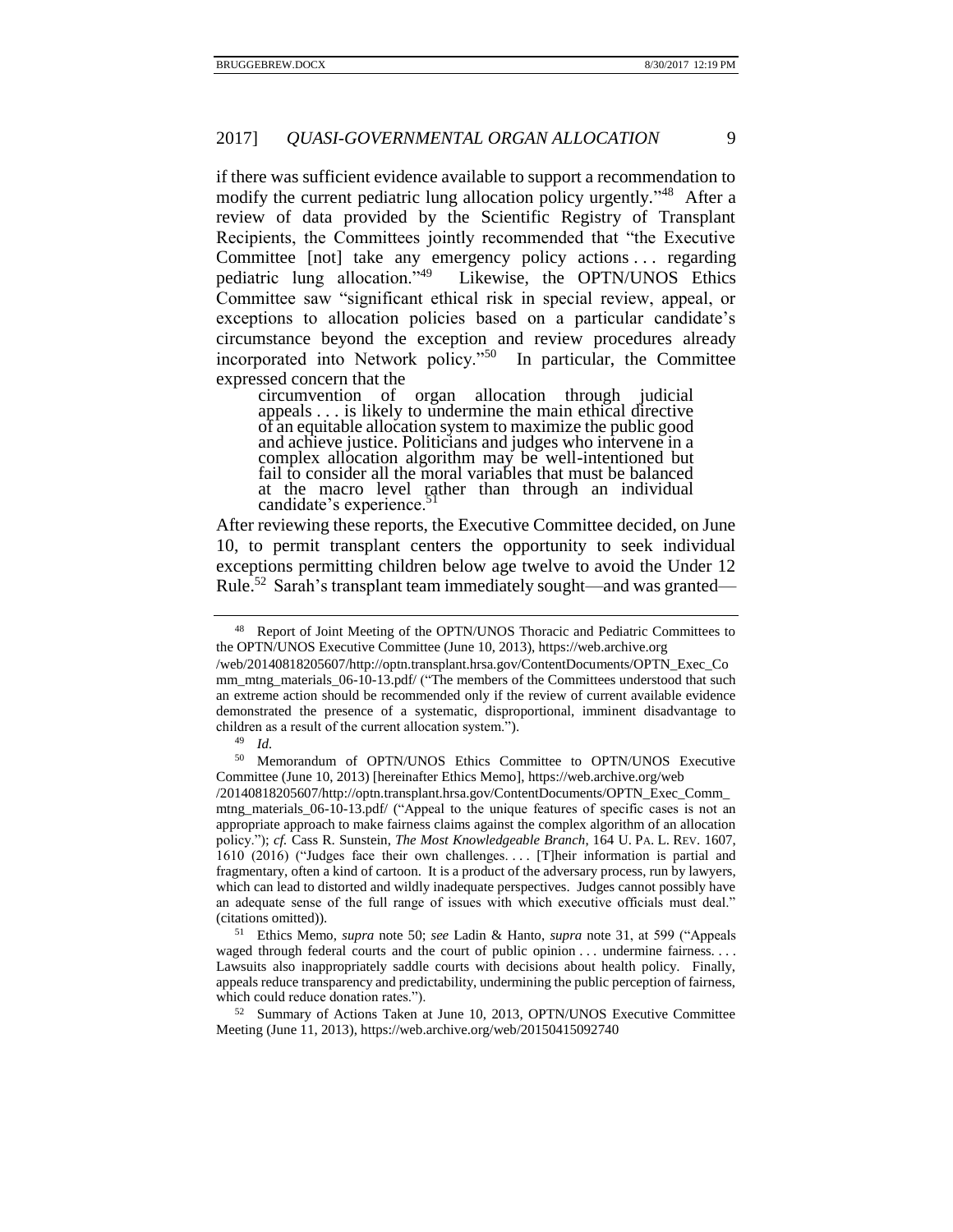if there was sufficient evidence available to support a recommendation to modify the current pediatric lung allocation policy urgently."[48] After a review of data provided by the Scientific Registry of Transplant Recipients, the Committees jointly recommended that "the Executive Committee [not] take any emergency policy actions . . . regarding pediatric lung allocation."[49] Likewise, the OPTN/UNOS Ethics Committee saw "significant ethical risk in special review, appeal, or exceptions to allocation policies based on a particular candidate's circumstance beyond the exception and review procedures already incorporated into Network policy."[50] In particular, the Committee expressed concern that the

> circumvention of organ allocation through judicial appeals . . . is likely to undermine the main ethical directive of an equitable allocation system to maximize the public good and achieve justice. Politicians and judges who intervene in a complex allocation algorithm may be well-intentioned but fail to consider all the moral variables that must be balanced at the macro level rather than through an individual candidate's experience.[51]

After reviewing these reports, the Executive Committee decided, on June 10, to permit transplant centers the opportunity to seek individual exceptions permitting children below age twelve to avoid the Under 12 Rule.[52] Sarah's transplant team immediately sought—and was granted—

---

[48] Report of Joint Meeting of the OPTN/UNOS Thoracic and Pediatric Committees to the OPTN/UNOS Executive Committee (June 10, 2013), https://web.archive.org/web/20140818205607/http://optn.transplant.hrsa.gov/ContentDocuments/OPTN_Exec_Comm_mtng_materials_06-10-13.pdf/ ("The members of the Committees understood that such an extreme action should be recommended only if the review of current available evidence demonstrated the presence of a systematic, disproportional, imminent disadvantage to children as a result of the current allocation system.").

[49] *Id.*

[50] Memorandum of OPTN/UNOS Ethics Committee to OPTN/UNOS Executive Committee (June 10, 2013) [hereinafter Ethics Memo], https://web.archive.org/web/20140818205607/http://optn.transplant.hrsa.gov/ContentDocuments/OPTN_Exec_Comm_mtng_materials_06-10-13.pdf/ ("Appeal to the unique features of specific cases is not an appropriate approach to make fairness claims against the complex algorithm of an allocation policy."); *cf.* Cass R. Sunstein, *The Most Knowledgeable Branch*, 164 U. PA. L. REV. 1607, 1610 (2016) ("Judges face their own challenges. . . . [T]heir information is partial and fragmentary, often a kind of cartoon. It is a product of the adversary process, run by lawyers, which can lead to distorted and wildly inadequate perspectives. Judges cannot possibly have an adequate sense of the full range of issues with which executive officials must deal." (citations omitted)).

[51] Ethics Memo, *supra* note 50; *see* Ladin & Hanto, *supra* note 31, at 599 ("Appeals waged through federal courts and the court of public opinion . . . undermine fairness. . . . Lawsuits also inappropriately saddle courts with decisions about health policy. Finally, appeals reduce transparency and predictability, undermining the public perception of fairness, which could reduce donation rates.").

[52] Summary of Actions Taken at June 10, 2013, OPTN/UNOS Executive Committee Meeting (June 11, 2013), https://web.archive.org/web/20150415092740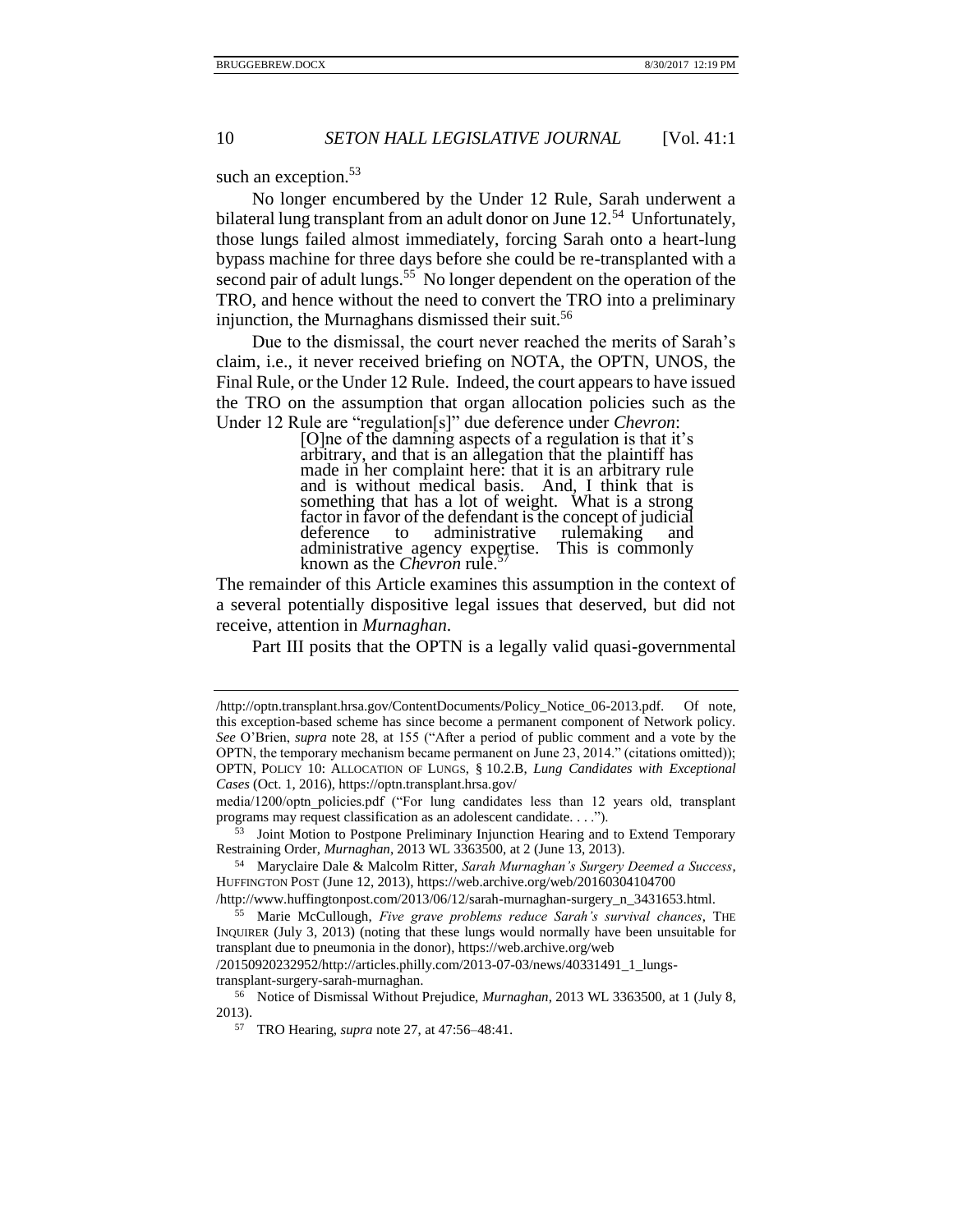such an exception.[53]

No longer encumbered by the Under 12 Rule, Sarah underwent a bilateral lung transplant from an adult donor on June 12.[54] Unfortunately, those lungs failed almost immediately, forcing Sarah onto a heart-lung bypass machine for three days before she could be re-transplanted with a second pair of adult lungs.[55] No longer dependent on the operation of the TRO, and hence without the need to convert the TRO into a preliminary injunction, the Murnaghans dismissed their suit.[56]

Due to the dismissal, the court never reached the merits of Sarah's claim, i.e., it never received briefing on NOTA, the OPTN, UNOS, the Final Rule, or the Under 12 Rule. Indeed, the court appears to have issued the TRO on the assumption that organ allocation policies such as the Under 12 Rule are "regulation[s]" due deference under *Chevron*:

> [O]ne of the damning aspects of a regulation is that it's arbitrary, and that is an allegation that the plaintiff has made in her complaint here: that it is an arbitrary rule and is without medical basis. And, I think that is something that has a lot of weight. What is a strong factor in favor of the defendant is the concept of judicial deference to administrative rulemaking and administrative agency expertise. This is commonly known as the *Chevron* rule.[57]

The remainder of this Article examines this assumption in the context of a several potentially dispositive legal issues that deserved, but did not receive, attention in *Murnaghan*.

Part III posits that the OPTN is a legally valid quasi-governmental

---

/http://optn.transplant.hrsa.gov/ContentDocuments/Policy_Notice_06-2013.pdf. Of note, this exception-based scheme has since become a permanent component of Network policy. *See* O'Brien, *supra* note 28, at 155 ("After a period of public comment and a vote by the OPTN, the temporary mechanism became permanent on June 23, 2014." (citations omitted)); OPTN, POLICY 10: ALLOCATION OF LUNGS, § 10.2.B, *Lung Candidates with Exceptional Cases* (Oct. 1, 2016), https://optn.transplant.hrsa.gov/media/1200/optn_policies.pdf ("For lung candidates less than 12 years old, transplant programs may request classification as an adolescent candidate. . . .").

[53] Joint Motion to Postpone Preliminary Injunction Hearing and to Extend Temporary Restraining Order, *Murnaghan*, 2013 WL 3363500, at 2 (June 13, 2013).

[54] Maryclaire Dale & Malcolm Ritter, *Sarah Murnaghan's Surgery Deemed a Success*, HUFFINGTON POST (June 12, 2013), https://web.archive.org/web/20160304104700/http://www.huffingtonpost.com/2013/06/12/sarah-murnaghan-surgery_n_3431653.html.

[55] Marie McCullough, *Five grave problems reduce Sarah's survival chances*, THE INQUIRER (July 3, 2013) (noting that these lungs would normally have been unsuitable for transplant due to pneumonia in the donor), https://web.archive.org/web/20150920232952/http://articles.philly.com/2013-07-03/news/40331491_1_lungs-transplant-surgery-sarah-murnaghan.

[56] Notice of Dismissal Without Prejudice, *Murnaghan*, 2013 WL 3363500, at 1 (July 8, 2013).

[57] TRO Hearing, *supra* note 27, at 47:56–48:41.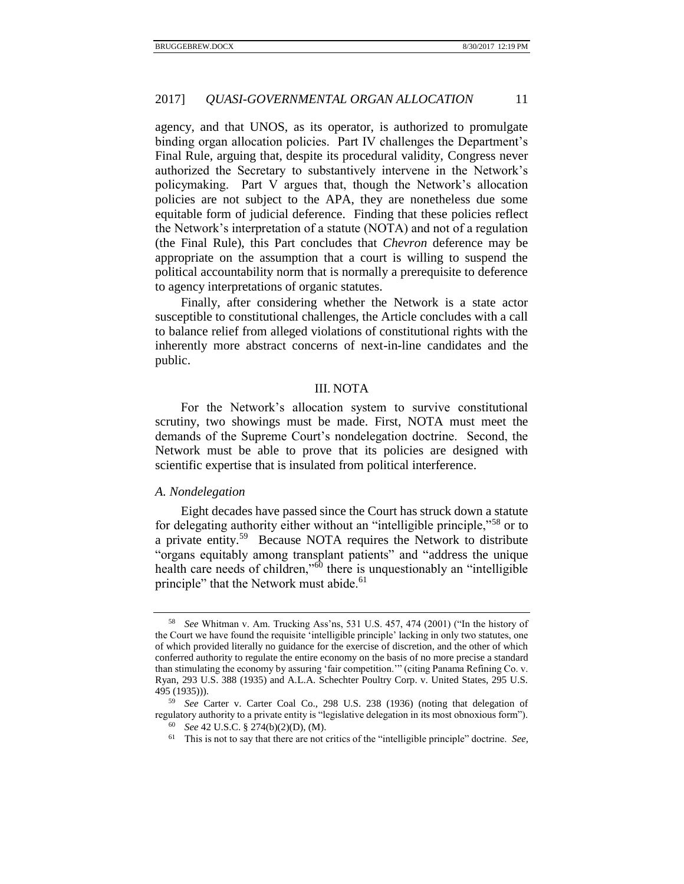agency, and that UNOS, as its operator, is authorized to promulgate binding organ allocation policies. Part IV challenges the Department's Final Rule, arguing that, despite its procedural validity, Congress never authorized the Secretary to substantively intervene in the Network's policymaking. Part V argues that, though the Network's allocation policies are not subject to the APA, they are nonetheless due some equitable form of judicial deference. Finding that these policies reflect the Network's interpretation of a statute (NOTA) and not of a regulation (the Final Rule), this Part concludes that *Chevron* deference may be appropriate on the assumption that a court is willing to suspend the political accountability norm that is normally a prerequisite to deference to agency interpretations of organic statutes.

Finally, after considering whether the Network is a state actor susceptible to constitutional challenges, the Article concludes with a call to balance relief from alleged violations of constitutional rights with the inherently more abstract concerns of next-in-line candidates and the public.

## III. NOTA

For the Network's allocation system to survive constitutional scrutiny, two showings must be made. First, NOTA must meet the demands of the Supreme Court's nondelegation doctrine. Second, the Network must be able to prove that its policies are designed with scientific expertise that is insulated from political interference.

### *A. Nondelegation*

Eight decades have passed since the Court has struck down a statute for delegating authority either without an "intelligible principle,"[58] or to a private entity.[59] Because NOTA requires the Network to distribute "organs equitably among transplant patients" and "address the unique health care needs of children,"[60] there is unquestionably an "intelligible principle" that the Network must abide.[61]

---

[58] *See* Whitman v. Am. Trucking Ass'ns, 531 U.S. 457, 474 (2001) ("In the history of the Court we have found the requisite 'intelligible principle' lacking in only two statutes, one of which provided literally no guidance for the exercise of discretion, and the other of which conferred authority to regulate the entire economy on the basis of no more precise a standard than stimulating the economy by assuring 'fair competition.'" (citing Panama Refining Co. v. Ryan, 293 U.S. 388 (1935) and A.L.A. Schechter Poultry Corp. v. United States, 295 U.S. 495 (1935))).

[59] *See* Carter v. Carter Coal Co., 298 U.S. 238 (1936) (noting that delegation of regulatory authority to a private entity is "legislative delegation in its most obnoxious form").

[60] *See* 42 U.S.C. § 274(b)(2)(D), (M).

[61] This is not to say that there are not critics of the "intelligible principle" doctrine. *See,*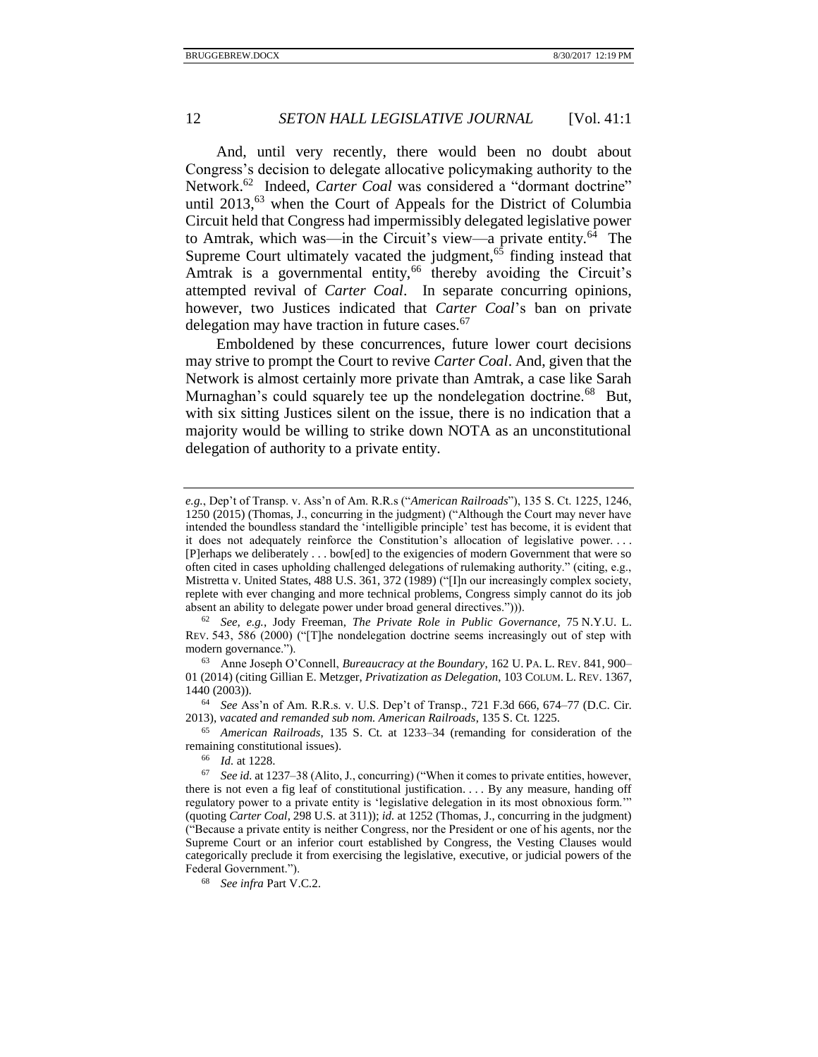And, until very recently, there would been no doubt about Congress's decision to delegate allocative policymaking authority to the Network.[62] Indeed, *Carter Coal* was considered a "dormant doctrine" until 2013,[63] when the Court of Appeals for the District of Columbia Circuit held that Congress had impermissibly delegated legislative power to Amtrak, which was—in the Circuit's view—a private entity.[64] The Supreme Court ultimately vacated the judgment,[65] finding instead that Amtrak is a governmental entity,[66] thereby avoiding the Circuit's attempted revival of *Carter Coal*. In separate concurring opinions, however, two Justices indicated that *Carter Coal*'s ban on private delegation may have traction in future cases.[67]

Emboldened by these concurrences, future lower court decisions may strive to prompt the Court to revive *Carter Coal*. And, given that the Network is almost certainly more private than Amtrak, a case like Sarah Murnaghan's could squarely tee up the nondelegation doctrine.[68] But, with six sitting Justices silent on the issue, there is no indication that a majority would be willing to strike down NOTA as an unconstitutional delegation of authority to a private entity.

---

*e.g.*, Dep't of Transp. v. Ass'n of Am. R.R.s ("*American Railroads*"), 135 S. Ct. 1225, 1246, 1250 (2015) (Thomas, J., concurring in the judgment) ("Although the Court may never have intended the boundless standard the 'intelligible principle' test has become, it is evident that it does not adequately reinforce the Constitution's allocation of legislative power. . . . [P]erhaps we deliberately . . . bow[ed] to the exigencies of modern Government that were so often cited in cases upholding challenged delegations of rulemaking authority." (citing, e.g., Mistretta v. United States, 488 U.S. 361, 372 (1989) ("[I]n our increasingly complex society, replete with ever changing and more technical problems, Congress simply cannot do its job absent an ability to delegate power under broad general directives."))).

[62] *See, e.g.*, Jody Freeman, *The Private Role in Public Governance*, 75 N.Y.U. L. REV. 543, 586 (2000) ("[T]he nondelegation doctrine seems increasingly out of step with modern governance.").

[63] Anne Joseph O'Connell, *Bureaucracy at the Boundary*, 162 U. PA. L. REV. 841, 900–01 (2014) (citing Gillian E. Metzger, *Privatization as Delegation*, 103 COLUM. L. REV. 1367, 1440 (2003)).

[64] *See* Ass'n of Am. R.R.s. v. U.S. Dep't of Transp., 721 F.3d 666, 674–77 (D.C. Cir. 2013), *vacated and remanded sub nom. American Railroads*, 135 S. Ct. 1225.

[65] *American Railroads*, 135 S. Ct. at 1233–34 (remanding for consideration of the remaining constitutional issues).

[66] *Id.* at 1228.

[67] *See id.* at 1237–38 (Alito, J., concurring) ("When it comes to private entities, however, there is not even a fig leaf of constitutional justification. . . . By any measure, handing off regulatory power to a private entity is 'legislative delegation in its most obnoxious form.'" (quoting *Carter Coal*, 298 U.S. at 311)); *id.* at 1252 (Thomas, J., concurring in the judgment) ("Because a private entity is neither Congress, nor the President or one of his agents, nor the Supreme Court or an inferior court established by Congress, the Vesting Clauses would categorically preclude it from exercising the legislative, executive, or judicial powers of the Federal Government.").

[68] *See infra* Part V.C.2.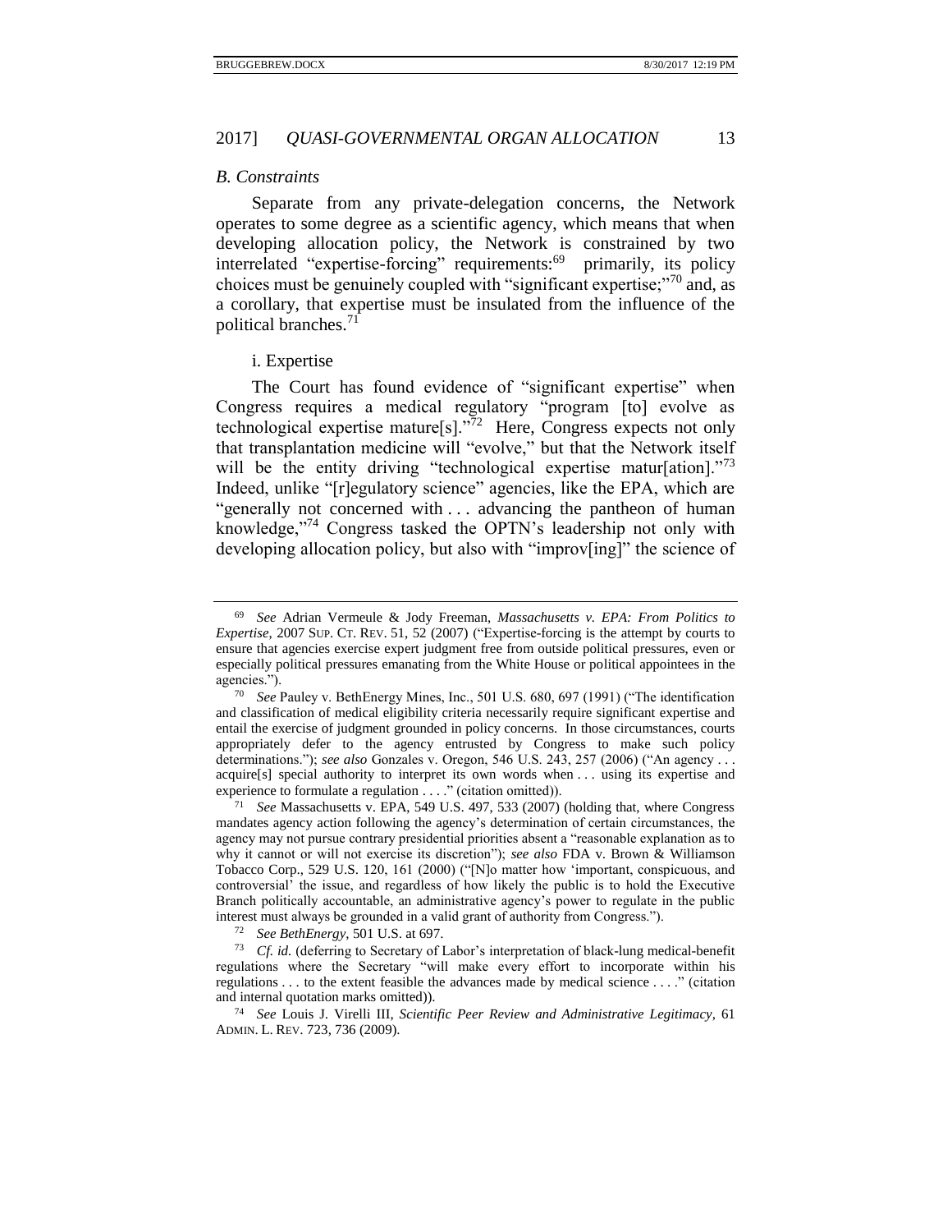### *B. Constraints*

Separate from any private-delegation concerns, the Network operates to some degree as a scientific agency, which means that when developing allocation policy, the Network is constrained by two interrelated "expertise-forcing" requirements:[69] primarily, its policy choices must be genuinely coupled with "significant expertise;"[70] and, as a corollary, that expertise must be insulated from the influence of the political branches.[71]

#### i. Expertise

The Court has found evidence of "significant expertise" when Congress requires a medical regulatory "program [to] evolve as technological expertise mature[s]."[72] Here, Congress expects not only that transplantation medicine will "evolve," but that the Network itself will be the entity driving "technological expertise matur[ation]."[73] Indeed, unlike "[r]egulatory science" agencies, like the EPA, which are "generally not concerned with . . . advancing the pantheon of human knowledge,"[74] Congress tasked the OPTN's leadership not only with developing allocation policy, but also with "improv[ing]" the science of

---

[69] *See* Adrian Vermeule & Jody Freeman, *Massachusetts v. EPA: From Politics to Expertise*, 2007 SUP. CT. REV. 51, 52 (2007) ("Expertise-forcing is the attempt by courts to ensure that agencies exercise expert judgment free from outside political pressures, even or especially political pressures emanating from the White House or political appointees in the agencies.").

[70] *See* Pauley v. BethEnergy Mines, Inc., 501 U.S. 680, 697 (1991) ("The identification and classification of medical eligibility criteria necessarily require significant expertise and entail the exercise of judgment grounded in policy concerns. In those circumstances, courts appropriately defer to the agency entrusted by Congress to make such policy determinations."); *see also* Gonzales v. Oregon, 546 U.S. 243, 257 (2006) ("An agency . . . acquire[s] special authority to interpret its own words when . . . using its expertise and experience to formulate a regulation . . . ." (citation omitted)).

[71] *See* Massachusetts v. EPA, 549 U.S. 497, 533 (2007) (holding that, where Congress mandates agency action following the agency's determination of certain circumstances, the agency may not pursue contrary presidential priorities absent a "reasonable explanation as to why it cannot or will not exercise its discretion"); *see also* FDA v. Brown & Williamson Tobacco Corp., 529 U.S. 120, 161 (2000) ("[N]o matter how 'important, conspicuous, and controversial' the issue, and regardless of how likely the public is to hold the Executive Branch politically accountable, an administrative agency's power to regulate in the public interest must always be grounded in a valid grant of authority from Congress.").

[72] *See BethEnergy*, 501 U.S. at 697.

[73] *Cf. id.* (deferring to Secretary of Labor's interpretation of black-lung medical-benefit regulations where the Secretary "will make every effort to incorporate within his regulations . . . to the extent feasible the advances made by medical science . . . ." (citation and internal quotation marks omitted)).

[74] *See* Louis J. Virelli III, *Scientific Peer Review and Administrative Legitimacy*, 61 ADMIN. L. REV. 723, 736 (2009).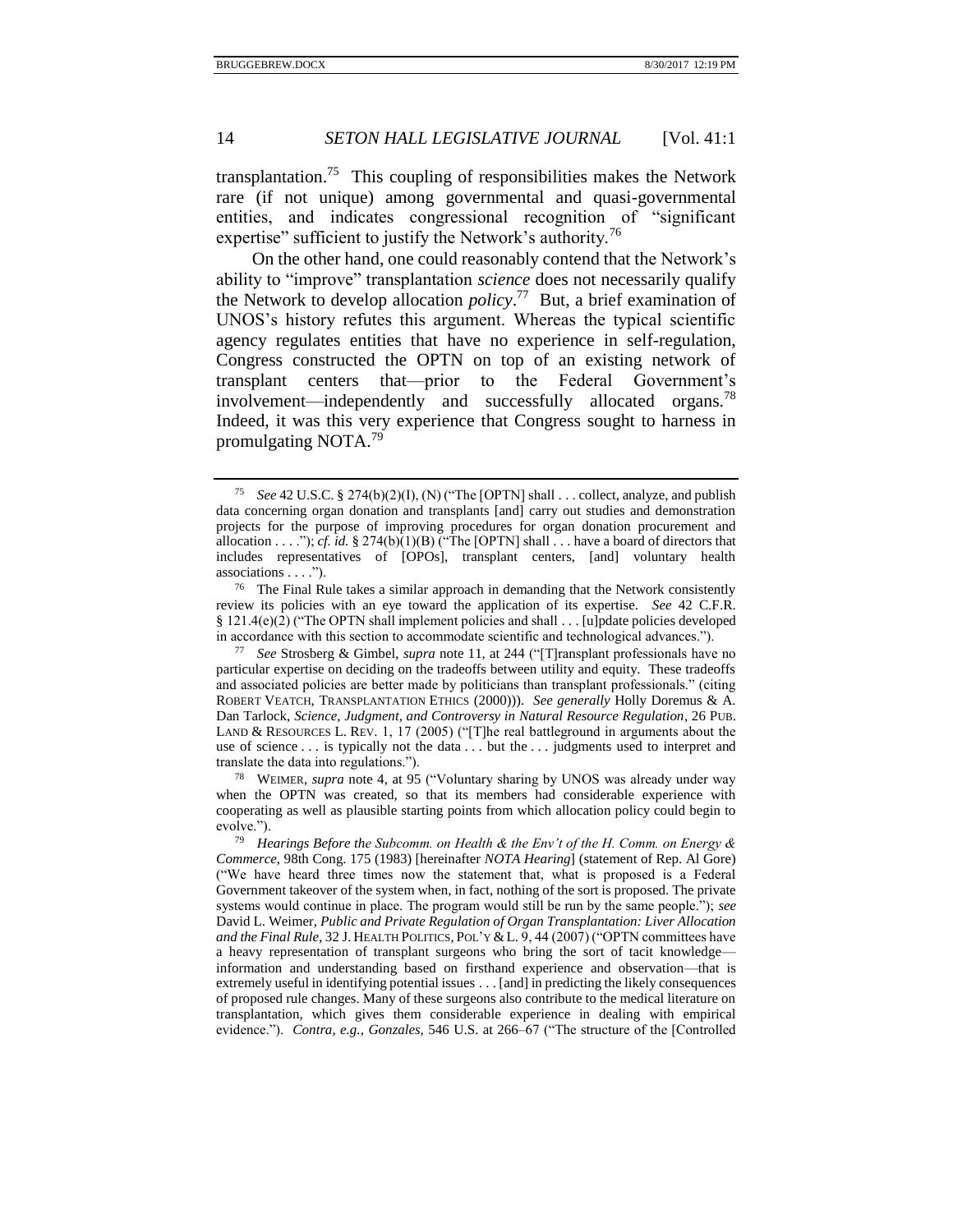transplantation.[75] This coupling of responsibilities makes the Network rare (if not unique) among governmental and quasi-governmental entities, and indicates congressional recognition of "significant expertise" sufficient to justify the Network's authority.[76]

On the other hand, one could reasonably contend that the Network's ability to "improve" transplantation *science* does not necessarily qualify the Network to develop allocation *policy*.[77] But, a brief examination of UNOS's history refutes this argument. Whereas the typical scientific agency regulates entities that have no experience in self-regulation, Congress constructed the OPTN on top of an existing network of transplant centers that—prior to the Federal Government's involvement—independently and successfully allocated organs.[78] Indeed, it was this very experience that Congress sought to harness in promulgating NOTA.[79]

---

[75] *See* 42 U.S.C. § 274(b)(2)(I), (N) ("The [OPTN] shall . . . collect, analyze, and publish data concerning organ donation and transplants [and] carry out studies and demonstration projects for the purpose of improving procedures for organ donation procurement and allocation . . . ."); *cf. id.* § 274(b)(1)(B) ("The [OPTN] shall . . . have a board of directors that includes representatives of [OPOs], transplant centers, [and] voluntary health associations . . . .").

[76] The Final Rule takes a similar approach in demanding that the Network consistently review its policies with an eye toward the application of its expertise. *See* 42 C.F.R. § 121.4(e)(2) ("The OPTN shall implement policies and shall . . . [u]pdate policies developed in accordance with this section to accommodate scientific and technological advances.").

[77] *See* Strosberg & Gimbel, *supra* note 11, at 244 ("[T]ransplant professionals have no particular expertise on deciding on the tradeoffs between utility and equity. These tradeoffs and associated policies are better made by politicians than transplant professionals." (citing ROBERT VEATCH, TRANSPLANTATION ETHICS (2000))). *See generally* Holly Doremus & A. Dan Tarlock, *Science, Judgment, and Controversy in Natural Resource Regulation*, 26 PUB. LAND & RESOURCES L. REV. 1, 17 (2005) ("[T]he real battleground in arguments about the use of science . . . is typically not the data . . . but the . . . judgments used to interpret and translate the data into regulations.").

[78] WEIMER, *supra* note 4, at 95 ("Voluntary sharing by UNOS was already under way when the OPTN was created, so that its members had considerable experience with cooperating as well as plausible starting points from which allocation policy could begin to evolve.").

[79] *Hearings Before the Subcomm. on Health & the Env't of the H. Comm. on Energy & Commerce*, 98th Cong. 175 (1983) [hereinafter *NOTA Hearing*] (statement of Rep. Al Gore) ("We have heard three times now the statement that, what is proposed is a Federal Government takeover of the system when, in fact, nothing of the sort is proposed. The private systems would continue in place. The program would still be run by the same people."); *see* David L. Weimer, *Public and Private Regulation of Organ Transplantation: Liver Allocation and the Final Rule*, 32 J. HEALTH POLITICS, POL'Y & L. 9, 44 (2007) ("OPTN committees have a heavy representation of transplant surgeons who bring the sort of tacit knowledge—information and understanding based on firsthand experience and observation—that is extremely useful in identifying potential issues . . . [and] in predicting the likely consequences of proposed rule changes. Many of these surgeons also contribute to the medical literature on transplantation, which gives them considerable experience in dealing with empirical evidence."). *Contra, e.g.*, *Gonzales*, 546 U.S. at 266–67 ("The structure of the [Controlled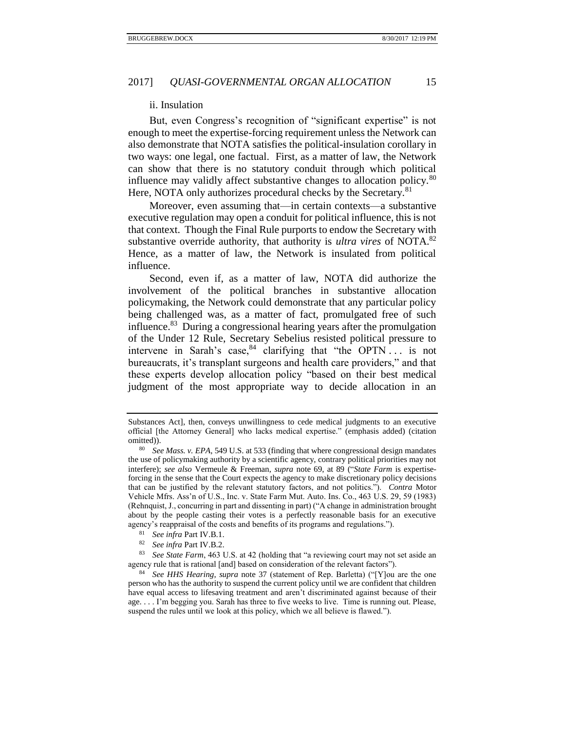ii. Insulation

But, even Congress's recognition of "significant expertise" is not enough to meet the expertise-forcing requirement unless the Network can also demonstrate that NOTA satisfies the political-insulation corollary in two ways: one legal, one factual. First, as a matter of law, the Network can show that there is no statutory conduit through which political influence may validly affect substantive changes to allocation policy.[80] Here, NOTA only authorizes procedural checks by the Secretary.[81]

Moreover, even assuming that—in certain contexts—a substantive executive regulation may open a conduit for political influence, this is not that context. Though the Final Rule purports to endow the Secretary with substantive override authority, that authority is *ultra vires* of NOTA.[82] Hence, as a matter of law, the Network is insulated from political influence.

Second, even if, as a matter of law, NOTA did authorize the involvement of the political branches in substantive allocation policymaking, the Network could demonstrate that any particular policy being challenged was, as a matter of fact, promulgated free of such influence.[83] During a congressional hearing years after the promulgation of the Under 12 Rule, Secretary Sebelius resisted political pressure to intervene in Sarah's case,[84] clarifying that "the OPTN . . . is not bureaucrats, it's transplant surgeons and health care providers," and that these experts develop allocation policy "based on their best medical judgment of the most appropriate way to decide allocation in an

---

Substances Act], then, conveys unwillingness to cede medical judgments to an executive official [the Attorney General] who lacks medical expertise." (emphasis added) (citation omitted)).

[80] *See Mass. v. EPA*, 549 U.S. at 533 (finding that where congressional design mandates the use of policymaking authority by a scientific agency, contrary political priorities may not interfere); *see also* Vermeule & Freeman, *supra* note 69, at 89 ("*State Farm* is expertise-forcing in the sense that the Court expects the agency to make discretionary policy decisions that can be justified by the relevant statutory factors, and not politics."). *Contra* Motor Vehicle Mfrs. Ass'n of U.S., Inc. v. State Farm Mut. Auto. Ins. Co., 463 U.S. 29, 59 (1983) (Rehnquist, J., concurring in part and dissenting in part) ("A change in administration brought about by the people casting their votes is a perfectly reasonable basis for an executive agency's reappraisal of the costs and benefits of its programs and regulations.").

[81] *See infra* Part IV.B.1.

[82] *See infra* Part IV.B.2.

[83] *See State Farm*, 463 U.S. at 42 (holding that "a reviewing court may not set aside an agency rule that is rational [and] based on consideration of the relevant factors").

[84] *See HHS Hearing*, *supra* note 37 (statement of Rep. Barletta) ("[Y]ou are the one person who has the authority to suspend the current policy until we are confident that children have equal access to lifesaving treatment and aren't discriminated against because of their age. . . . I'm begging you. Sarah has three to five weeks to live. Time is running out. Please, suspend the rules until we look at this policy, which we all believe is flawed.").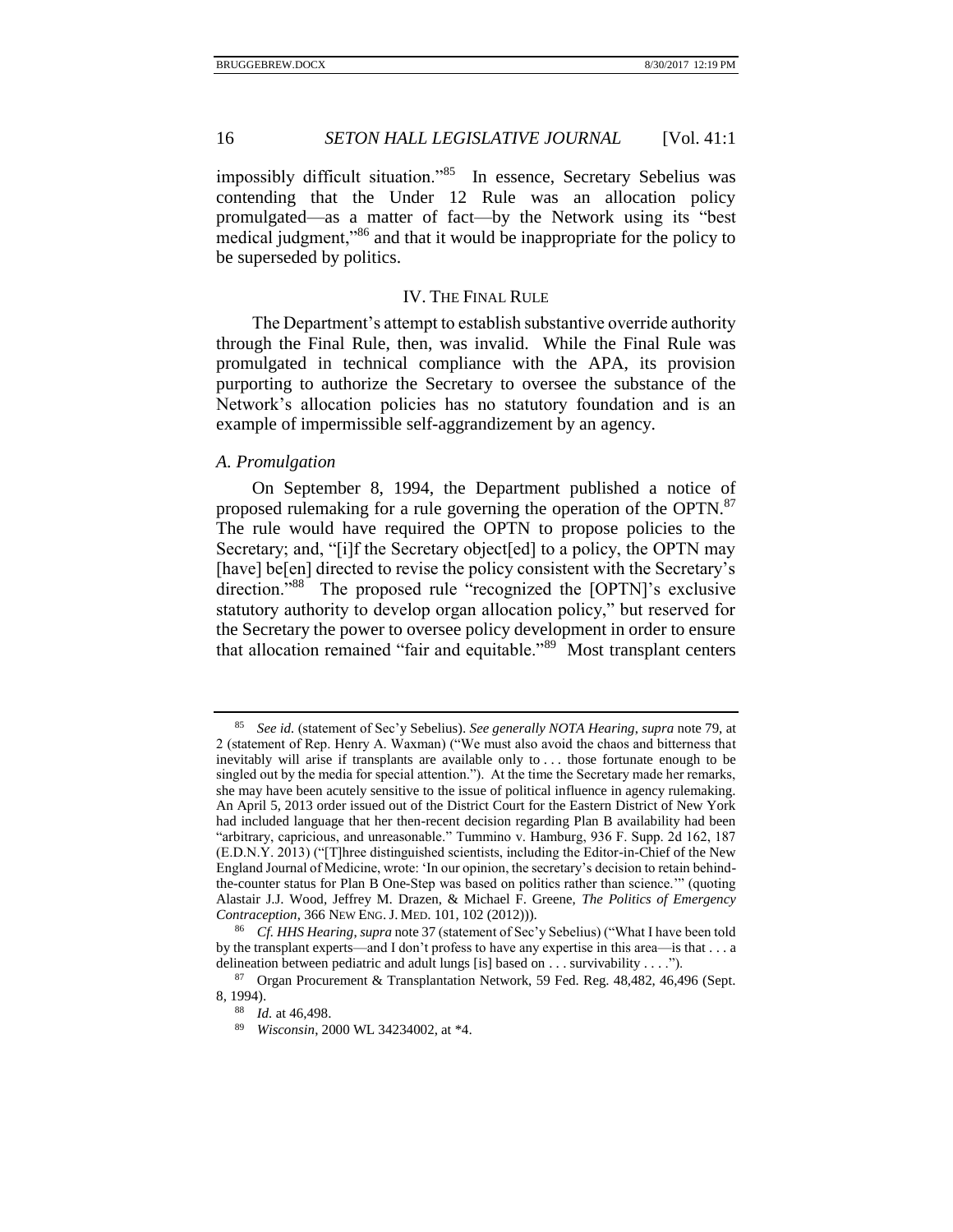impossibly difficult situation."[85] In essence, Secretary Sebelius was contending that the Under 12 Rule was an allocation policy promulgated—as a matter of fact—by the Network using its "best medical judgment,"[86] and that it would be inappropriate for the policy to be superseded by politics.

## IV. The Final Rule

The Department's attempt to establish substantive override authority through the Final Rule, then, was invalid. While the Final Rule was promulgated in technical compliance with the APA, its provision purporting to authorize the Secretary to oversee the substance of the Network's allocation policies has no statutory foundation and is an example of impermissible self-aggrandizement by an agency.

### *A. Promulgation*

On September 8, 1994, the Department published a notice of proposed rulemaking for a rule governing the operation of the OPTN.[87] The rule would have required the OPTN to propose policies to the Secretary; and, "[i]f the Secretary object[ed] to a policy, the OPTN may [have] be[en] directed to revise the policy consistent with the Secretary's direction."[88] The proposed rule "recognized the [OPTN]'s exclusive statutory authority to develop organ allocation policy," but reserved for the Secretary the power to oversee policy development in order to ensure that allocation remained "fair and equitable."[89] Most transplant centers

---

[85] *See id.* (statement of Sec'y Sebelius). *See generally NOTA Hearing*, *supra* note 79, at 2 (statement of Rep. Henry A. Waxman) ("We must also avoid the chaos and bitterness that inevitably will arise if transplants are available only to . . . those fortunate enough to be singled out by the media for special attention."). At the time the Secretary made her remarks, she may have been acutely sensitive to the issue of political influence in agency rulemaking. An April 5, 2013 order issued out of the District Court for the Eastern District of New York had included language that her then-recent decision regarding Plan B availability had been "arbitrary, capricious, and unreasonable." Tummino v. Hamburg, 936 F. Supp. 2d 162, 187 (E.D.N.Y. 2013) ("[T]hree distinguished scientists, including the Editor-in-Chief of the New England Journal of Medicine, wrote: 'In our opinion, the secretary's decision to retain behind-the-counter status for Plan B One-Step was based on politics rather than science.'" (quoting Alastair J.J. Wood, Jeffrey M. Drazen, & Michael F. Greene, *The Politics of Emergency Contraception*, 366 New Eng. J. Med. 101, 102 (2012))).

[86] *Cf. HHS Hearing*, *supra* note 37 (statement of Sec'y Sebelius) ("What I have been told by the transplant experts—and I don't profess to have any expertise in this area—is that . . . a delineation between pediatric and adult lungs [is] based on . . . survivability . . . .").

[87] Organ Procurement & Transplantation Network, 59 Fed. Reg. 48,482, 46,496 (Sept. 8, 1994).

[88] *Id.* at 46,498.

[89] *Wisconsin*, 2000 WL 34234002, at *4.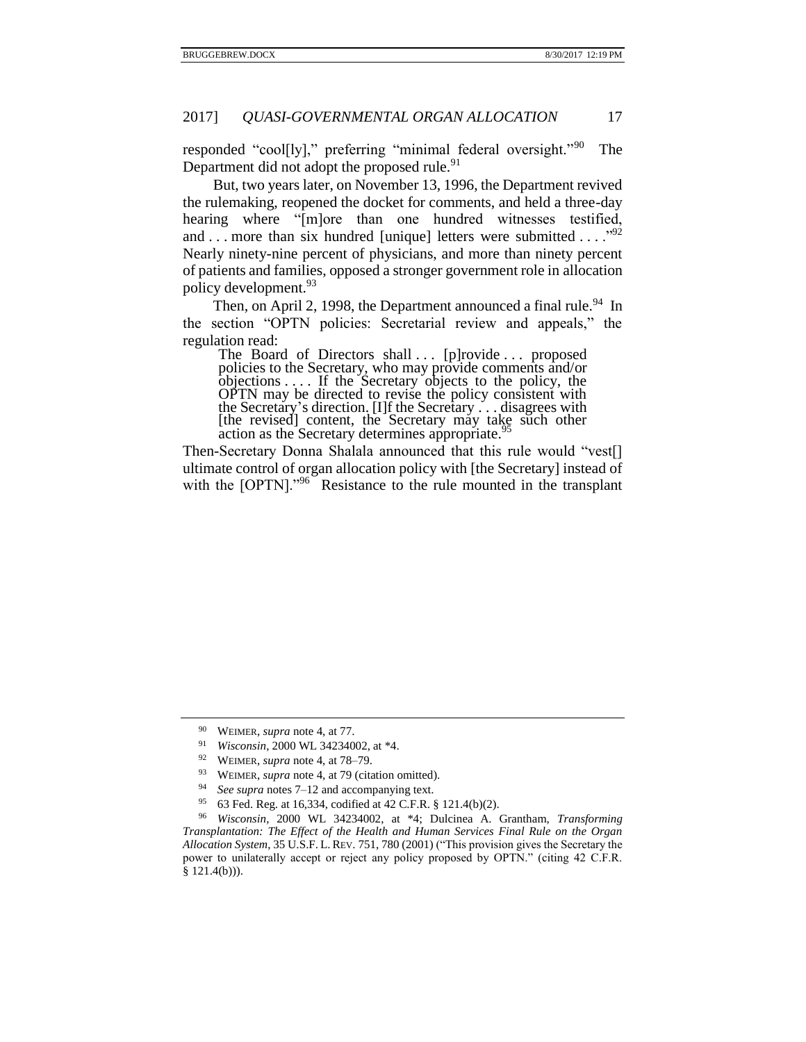responded "cool[ly]," preferring "minimal federal oversight."[90] The Department did not adopt the proposed rule.[91]

But, two years later, on November 13, 1996, the Department revived the rulemaking, reopened the docket for comments, and held a three-day hearing where "[m]ore than one hundred witnesses testified, and . . . more than six hundred [unique] letters were submitted . . . ."[92] Nearly ninety-nine percent of physicians, and more than ninety percent of patients and families, opposed a stronger government role in allocation policy development.[93]

Then, on April 2, 1998, the Department announced a final rule.[94] In the section "OPTN policies: Secretarial review and appeals," the regulation read:

> The Board of Directors shall . . . [p]rovide . . . proposed policies to the Secretary, who may provide comments and/or objections . . . . If the Secretary objects to the policy, the OPTN may be directed to revise the policy consistent with the Secretary's direction. [I]f the Secretary . . . disagrees with [the revised] content, the Secretary may take such other action as the Secretary determines appropriate.[95]

Then-Secretary Donna Shalala announced that this rule would "vest[] ultimate control of organ allocation policy with [the Secretary] instead of with the [OPTN]."[96] Resistance to the rule mounted in the transplant

---

[90] WEIMER, *supra* note 4, at 77.

[91] *Wisconsin*, 2000 WL 34234002, at *4.

[92] WEIMER, *supra* note 4, at 78–79.

[93] WEIMER, *supra* note 4, at 79 (citation omitted).

[94] *See supra* notes 7–12 and accompanying text.

[95] 63 Fed. Reg. at 16,334, codified at 42 C.F.R. § 121.4(b)(2).

[96] *Wisconsin*, 2000 WL 34234002, at *4; Dulcinea A. Grantham, *Transforming Transplantation: The Effect of the Health and Human Services Final Rule on the Organ Allocation System*, 35 U.S.F. L. REV. 751, 780 (2001) ("This provision gives the Secretary the power to unilaterally accept or reject any policy proposed by OPTN." (citing 42 C.F.R. § 121.4(b))).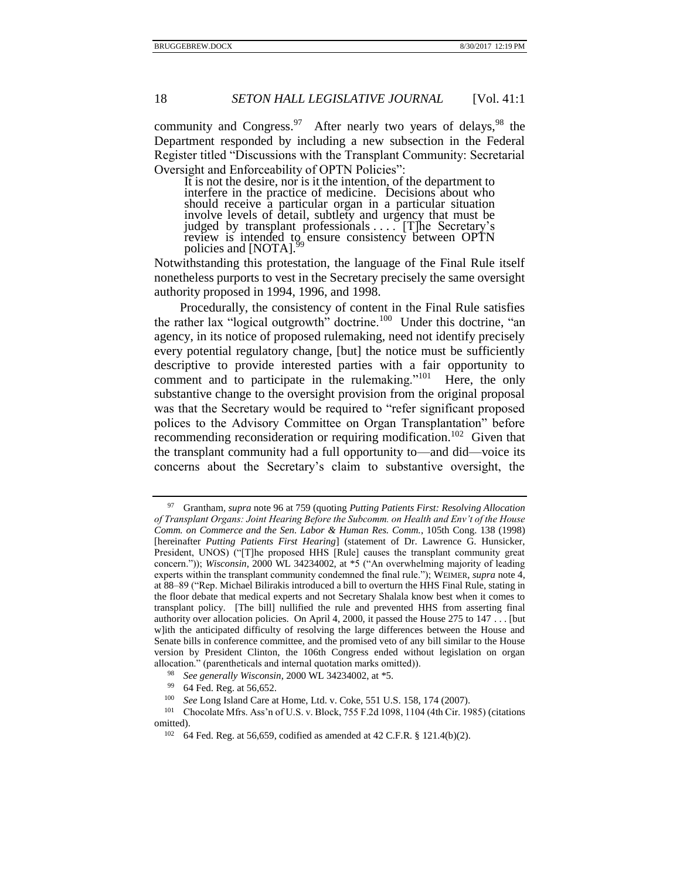community and Congress.[97] After nearly two years of delays,[98] the Department responded by including a new subsection in the Federal Register titled "Discussions with the Transplant Community: Secretarial Oversight and Enforceability of OPTN Policies":

> It is not the desire, nor is it the intention, of the department to interfere in the practice of medicine. Decisions about who should receive a particular organ in a particular situation involve levels of detail, subtlety and urgency that must be judged by transplant professionals . . . . [T]he Secretary's review is intended to ensure consistency between OPTN policies and [NOTA].[99]

Notwithstanding this protestation, the language of the Final Rule itself nonetheless purports to vest in the Secretary precisely the same oversight authority proposed in 1994, 1996, and 1998.

Procedurally, the consistency of content in the Final Rule satisfies the rather lax "logical outgrowth" doctrine.[100] Under this doctrine, "an agency, in its notice of proposed rulemaking, need not identify precisely every potential regulatory change, [but] the notice must be sufficiently descriptive to provide interested parties with a fair opportunity to comment and to participate in the rulemaking."[101] Here, the only substantive change to the oversight provision from the original proposal was that the Secretary would be required to "refer significant proposed polices to the Advisory Committee on Organ Transplantation" before recommending reconsideration or requiring modification.[102] Given that the transplant community had a full opportunity to—and did—voice its concerns about the Secretary's claim to substantive oversight, the

---

[97] Grantham, *supra* note 96 at 759 (quoting *Putting Patients First: Resolving Allocation of Transplant Organs: Joint Hearing Before the Subcomm. on Health and Env't of the House Comm. on Commerce and the Sen. Labor & Human Res. Comm.*, 105th Cong. 138 (1998) [hereinafter *Putting Patients First Hearing*] (statement of Dr. Lawrence G. Hunsicker, President, UNOS) ("[T]he proposed HHS [Rule] causes the transplant community great concern.")); *Wisconsin*, 2000 WL 34234002, at *5 ("An overwhelming majority of leading experts within the transplant community condemned the final rule."); WEIMER, *supra* note 4, at 88–89 ("Rep. Michael Bilirakis introduced a bill to overturn the HHS Final Rule, stating in the floor debate that medical experts and not Secretary Shalala know best when it comes to transplant policy. [The bill] nullified the rule and prevented HHS from asserting final authority over allocation policies. On April 4, 2000, it passed the House 275 to 147 . . . [but w]ith the anticipated difficulty of resolving the large differences between the House and Senate bills in conference committee, and the promised veto of any bill similar to the House version by President Clinton, the 106th Congress ended without legislation on organ allocation." (parentheticals and internal quotation marks omitted)).

[98] *See generally Wisconsin*, 2000 WL 34234002, at *5.

[99] 64 Fed. Reg. at 56,652.

[100] *See* Long Island Care at Home, Ltd. v. Coke, 551 U.S. 158, 174 (2007).

[101] Chocolate Mfrs. Ass'n of U.S. v. Block, 755 F.2d 1098, 1104 (4th Cir. 1985) (citations omitted).

[102] 64 Fed. Reg. at 56,659, codified as amended at 42 C.F.R. § 121.4(b)(2).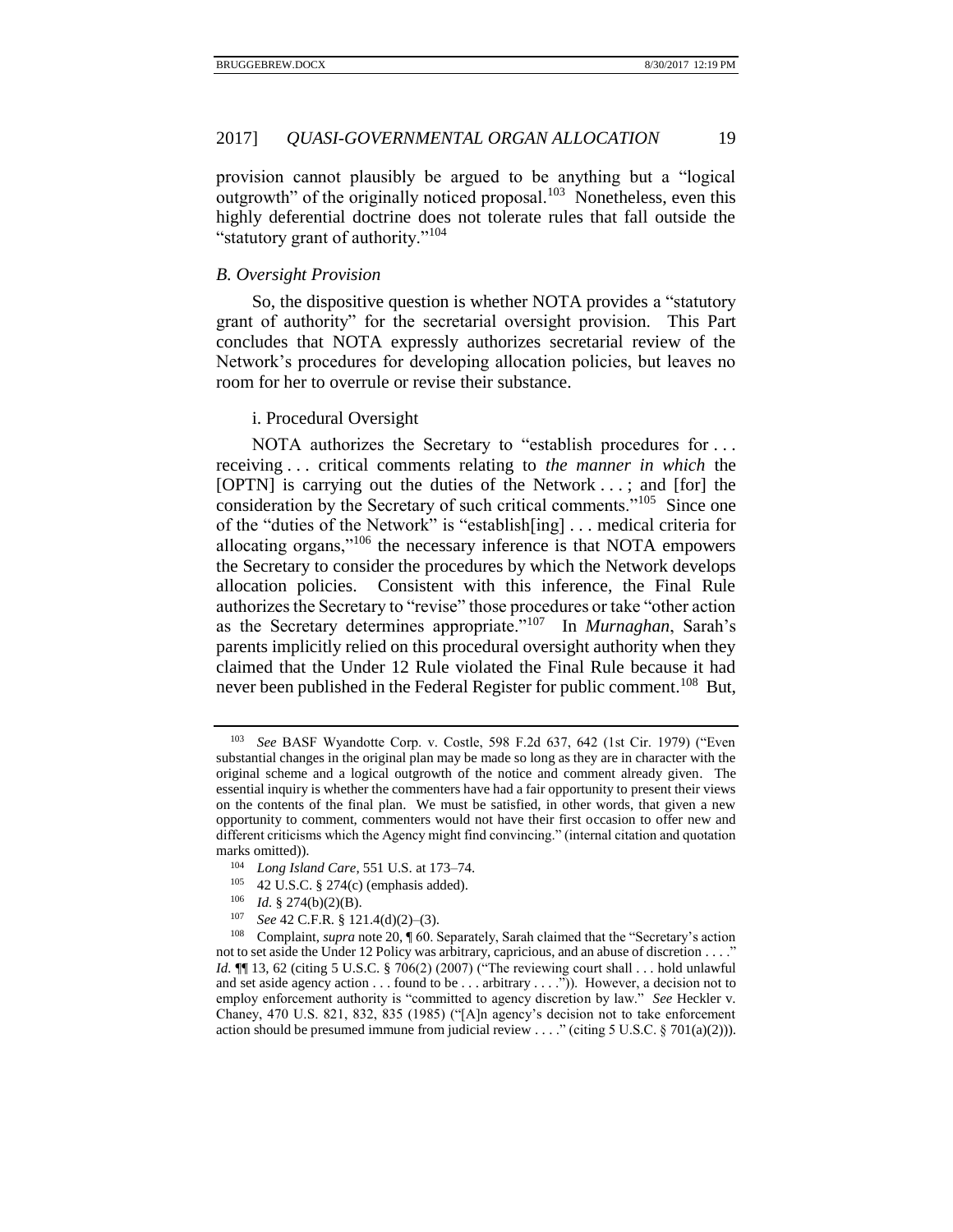provision cannot plausibly be argued to be anything but a "logical outgrowth" of the originally noticed proposal.[103] Nonetheless, even this highly deferential doctrine does not tolerate rules that fall outside the "statutory grant of authority."[104]

### *B. Oversight Provision*

So, the dispositive question is whether NOTA provides a "statutory grant of authority" for the secretarial oversight provision. This Part concludes that NOTA expressly authorizes secretarial review of the Network's procedures for developing allocation policies, but leaves no room for her to overrule or revise their substance.

#### i. Procedural Oversight

NOTA authorizes the Secretary to "establish procedures for . . . receiving . . . critical comments relating to *the manner in which* the [OPTN] is carrying out the duties of the Network . . . ; and [for] the consideration by the Secretary of such critical comments."[105] Since one of the "duties of the Network" is "establish[ing] . . . medical criteria for allocating organs,"[106] the necessary inference is that NOTA empowers the Secretary to consider the procedures by which the Network develops allocation policies. Consistent with this inference, the Final Rule authorizes the Secretary to "revise" those procedures or take "other action as the Secretary determines appropriate."[107] In *Murnaghan*, Sarah's parents implicitly relied on this procedural oversight authority when they claimed that the Under 12 Rule violated the Final Rule because it had never been published in the Federal Register for public comment.[108] But,

---

[103] *See* BASF Wyandotte Corp. v. Costle, 598 F.2d 637, 642 (1st Cir. 1979) ("Even substantial changes in the original plan may be made so long as they are in character with the original scheme and a logical outgrowth of the notice and comment already given. The essential inquiry is whether the commenters have had a fair opportunity to present their views on the contents of the final plan. We must be satisfied, in other words, that given a new opportunity to comment, commenters would not have their first occasion to offer new and different criticisms which the Agency might find convincing." (internal citation and quotation marks omitted)).

[104] *Long Island Care*, 551 U.S. at 173–74.

[105] 42 U.S.C. § 274(c) (emphasis added).

[106] *Id.* § 274(b)(2)(B).

[107] *See* 42 C.F.R. § 121.4(d)(2)–(3).

[108] Complaint, *supra* note 20, ¶ 60. Separately, Sarah claimed that the "Secretary's action not to set aside the Under 12 Policy was arbitrary, capricious, and an abuse of discretion . . . ." *Id.* ¶¶ 13, 62 (citing 5 U.S.C. § 706(2) (2007) ("The reviewing court shall . . . hold unlawful and set aside agency action . . . found to be . . . arbitrary . . . .")). However, a decision not to employ enforcement authority is "committed to agency discretion by law." *See* Heckler v. Chaney, 470 U.S. 821, 832, 835 (1985) ("[A]n agency's decision not to take enforcement action should be presumed immune from judicial review . . . ." (citing 5 U.S.C. § 701(a)(2))).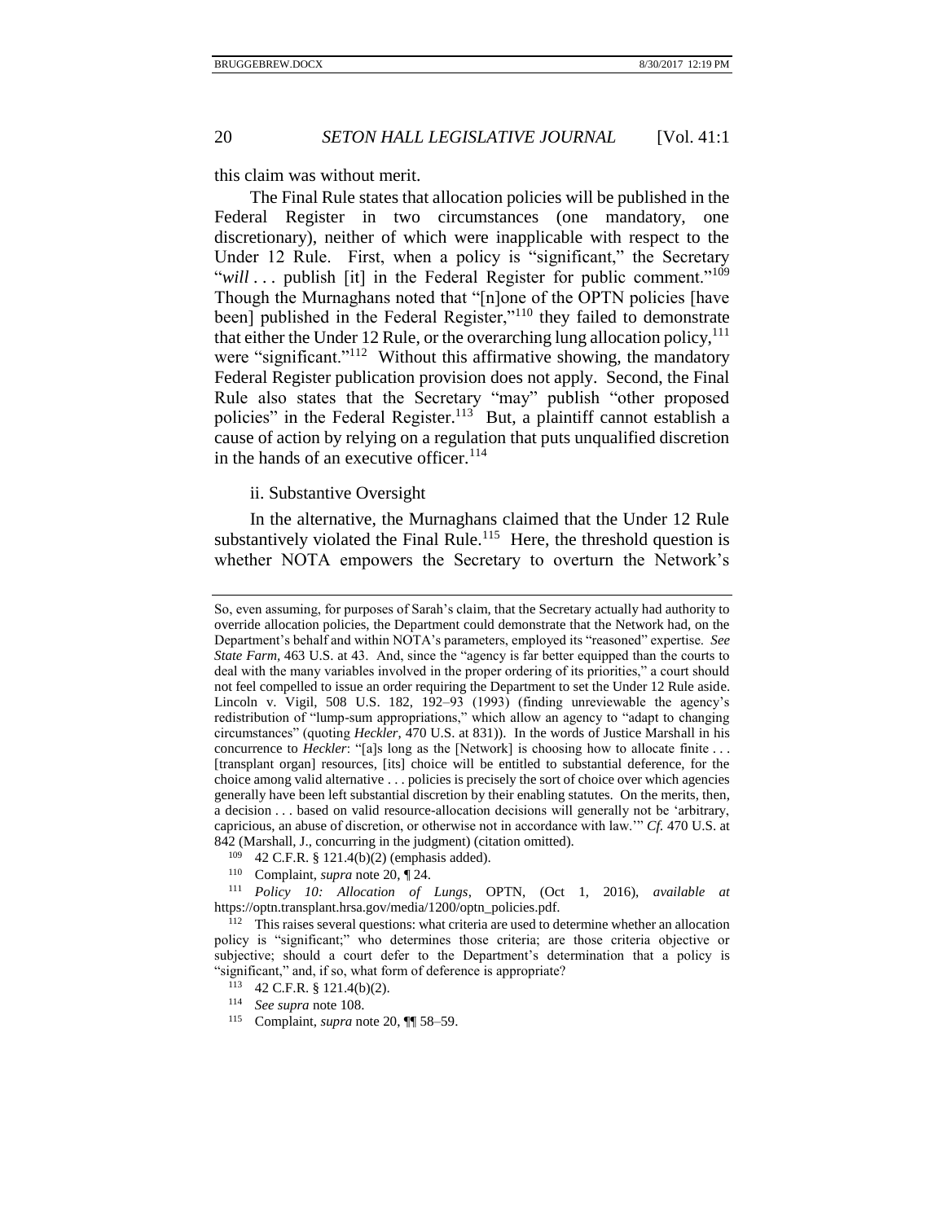this claim was without merit.

The Final Rule states that allocation policies will be published in the Federal Register in two circumstances (one mandatory, one discretionary), neither of which were inapplicable with respect to the Under 12 Rule. First, when a policy is "significant," the Secretary "*will* . . . publish [it] in the Federal Register for public comment."[109] Though the Murnaghans noted that "[n]one of the OPTN policies [have been] published in the Federal Register,"[110] they failed to demonstrate that either the Under 12 Rule, or the overarching lung allocation policy,[111] were "significant."[112] Without this affirmative showing, the mandatory Federal Register publication provision does not apply. Second, the Final Rule also states that the Secretary "may" publish "other proposed policies" in the Federal Register.[113] But, a plaintiff cannot establish a cause of action by relying on a regulation that puts unqualified discretion in the hands of an executive officer.[114]

ii. Substantive Oversight

In the alternative, the Murnaghans claimed that the Under 12 Rule substantively violated the Final Rule.[115] Here, the threshold question is whether NOTA empowers the Secretary to overturn the Network's

---

So, even assuming, for purposes of Sarah's claim, that the Secretary actually had authority to override allocation policies, the Department could demonstrate that the Network had, on the Department's behalf and within NOTA's parameters, employed its "reasoned" expertise. *See State Farm*, 463 U.S. at 43. And, since the "agency is far better equipped than the courts to deal with the many variables involved in the proper ordering of its priorities," a court should not feel compelled to issue an order requiring the Department to set the Under 12 Rule aside. Lincoln v. Vigil, 508 U.S. 182, 192–93 (1993) (finding unreviewable the agency's redistribution of "lump-sum appropriations," which allow an agency to "adapt to changing circumstances" (quoting *Heckler*, 470 U.S. at 831)). In the words of Justice Marshall in his concurrence to *Heckler*: "[a]s long as the [Network] is choosing how to allocate finite . . . [transplant organ] resources, [its] choice will be entitled to substantial deference, for the choice among valid alternative . . . policies is precisely the sort of choice over which agencies generally have been left substantial discretion by their enabling statutes. On the merits, then, a decision . . . based on valid resource-allocation decisions will generally not be 'arbitrary, capricious, an abuse of discretion, or otherwise not in accordance with law.'" *Cf.* 470 U.S. at 842 (Marshall, J., concurring in the judgment) (citation omitted).

[109] 42 C.F.R. § 121.4(b)(2) (emphasis added).

[110] Complaint, *supra* note 20, ¶ 24.

[111] *Policy 10: Allocation of Lungs*, OPTN, (Oct 1, 2016), *available at* https://optn.transplant.hrsa.gov/media/1200/optn_policies.pdf.

[112] This raises several questions: what criteria are used to determine whether an allocation policy is "significant;" who determines those criteria; are those criteria objective or subjective; should a court defer to the Department's determination that a policy is "significant," and, if so, what form of deference is appropriate?

[113] 42 C.F.R. § 121.4(b)(2).

[114] *See supra* note 108.

[115] Complaint, *supra* note 20, ¶¶ 58–59.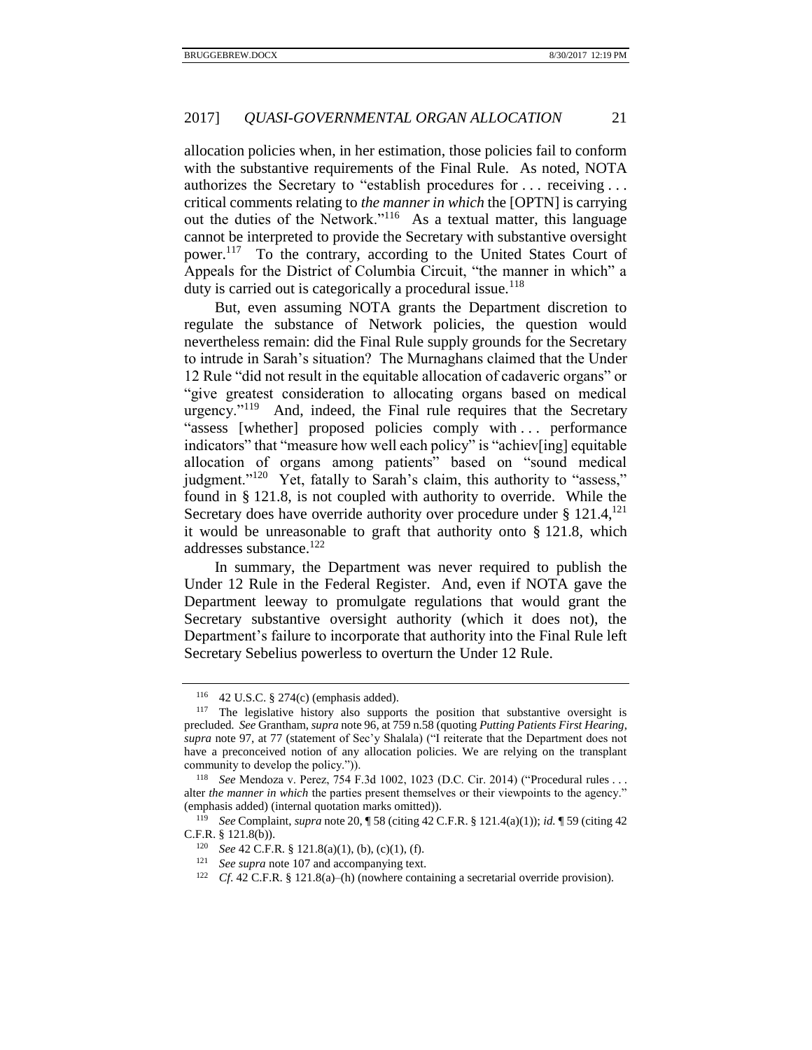allocation policies when, in her estimation, those policies fail to conform with the substantive requirements of the Final Rule. As noted, NOTA authorizes the Secretary to "establish procedures for . . . receiving . . . critical comments relating to *the manner in which* the [OPTN] is carrying out the duties of the Network."[116] As a textual matter, this language cannot be interpreted to provide the Secretary with substantive oversight power.[117] To the contrary, according to the United States Court of Appeals for the District of Columbia Circuit, "the manner in which" a duty is carried out is categorically a procedural issue.[118]

But, even assuming NOTA grants the Department discretion to regulate the substance of Network policies, the question would nevertheless remain: did the Final Rule supply grounds for the Secretary to intrude in Sarah's situation? The Murnaghans claimed that the Under 12 Rule "did not result in the equitable allocation of cadaveric organs" or "give greatest consideration to allocating organs based on medical urgency."[119] And, indeed, the Final rule requires that the Secretary "assess [whether] proposed policies comply with . . . performance indicators" that "measure how well each policy" is "achiev[ing] equitable allocation of organs among patients" based on "sound medical judgment."[120] Yet, fatally to Sarah's claim, this authority to "assess," found in § 121.8, is not coupled with authority to override. While the Secretary does have override authority over procedure under § 121.4,[121] it would be unreasonable to graft that authority onto § 121.8, which addresses substance.[122]

In summary, the Department was never required to publish the Under 12 Rule in the Federal Register. And, even if NOTA gave the Department leeway to promulgate regulations that would grant the Secretary substantive oversight authority (which it does not), the Department's failure to incorporate that authority into the Final Rule left Secretary Sebelius powerless to overturn the Under 12 Rule.

---

[116] 42 U.S.C. § 274(c) (emphasis added).

[117] The legislative history also supports the position that substantive oversight is precluded. *See* Grantham, *supra* note 96, at 759 n.58 (quoting *Putting Patients First Hearing*, *supra* note 97, at 77 (statement of Sec'y Shalala) ("I reiterate that the Department does not have a preconceived notion of any allocation policies. We are relying on the transplant community to develop the policy.")).

[118] *See* Mendoza v. Perez, 754 F.3d 1002, 1023 (D.C. Cir. 2014) ("Procedural rules . . . alter *the manner in which* the parties present themselves or their viewpoints to the agency." (emphasis added) (internal quotation marks omitted)).

[119] *See* Complaint, *supra* note 20, ¶ 58 (citing 42 C.F.R. § 121.4(a)(1)); *id.* ¶ 59 (citing 42 C.F.R. § 121.8(b)).

[120] *See* 42 C.F.R. § 121.8(a)(1), (b), (c)(1), (f).

[121] *See supra* note 107 and accompanying text.

[122] *Cf.* 42 C.F.R. § 121.8(a)–(h) (nowhere containing a secretarial override provision).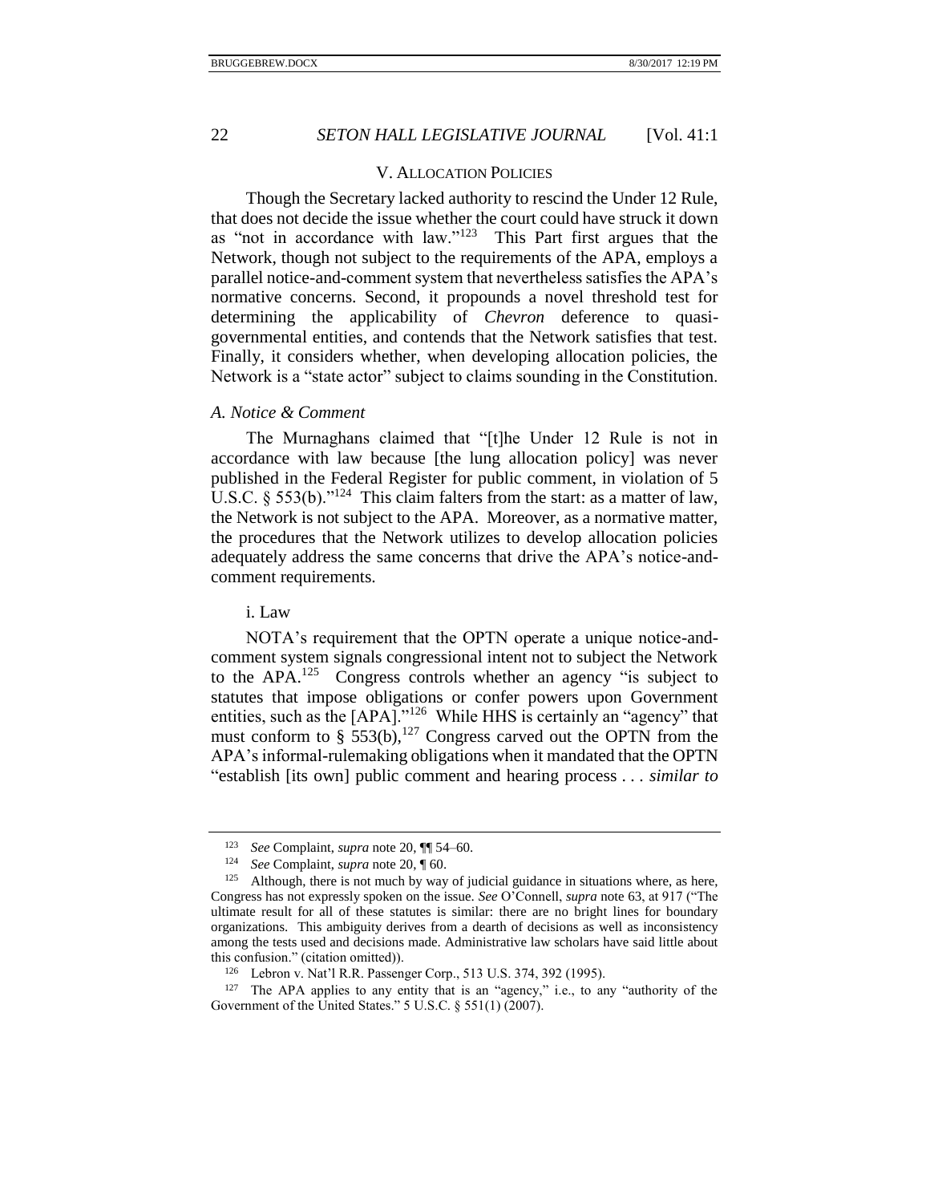## V. Allocation Policies

Though the Secretary lacked authority to rescind the Under 12 Rule, that does not decide the issue whether the court could have struck it down as "not in accordance with law."[123] This Part first argues that the Network, though not subject to the requirements of the APA, employs a parallel notice-and-comment system that nevertheless satisfies the APA's normative concerns. Second, it propounds a novel threshold test for determining the applicability of *Chevron* deference to quasi-governmental entities, and contends that the Network satisfies that test. Finally, it considers whether, when developing allocation policies, the Network is a "state actor" subject to claims sounding in the Constitution.

### *A. Notice & Comment*

The Murnaghans claimed that "[t]he Under 12 Rule is not in accordance with law because [the lung allocation policy] was never published in the Federal Register for public comment, in violation of 5 U.S.C. § 553(b)."[124] This claim falters from the start: as a matter of law, the Network is not subject to the APA. Moreover, as a normative matter, the procedures that the Network utilizes to develop allocation policies adequately address the same concerns that drive the APA's notice-and-comment requirements.

#### i. Law

NOTA's requirement that the OPTN operate a unique notice-and-comment system signals congressional intent not to subject the Network to the APA.[125] Congress controls whether an agency "is subject to statutes that impose obligations or confer powers upon Government entities, such as the [APA]."[126] While HHS is certainly an "agency" that must conform to § 553(b),[127] Congress carved out the OPTN from the APA's informal-rulemaking obligations when it mandated that the OPTN "establish [its own] public comment and hearing process . . . *similar to*

---

[123] *See* Complaint, *supra* note 20, ¶¶ 54–60.

[124] *See* Complaint, *supra* note 20, ¶ 60.

[125] Although, there is not much by way of judicial guidance in situations where, as here, Congress has not expressly spoken on the issue. *See* O'Connell, *supra* note 63, at 917 ("The ultimate result for all of these statutes is similar: there are no bright lines for boundary organizations. This ambiguity derives from a dearth of decisions as well as inconsistency among the tests used and decisions made. Administrative law scholars have said little about this confusion." (citation omitted)).

[126] Lebron v. Nat'l R.R. Passenger Corp., 513 U.S. 374, 392 (1995).

[127] The APA applies to any entity that is an "agency," i.e., to any "authority of the Government of the United States." 5 U.S.C. § 551(1) (2007).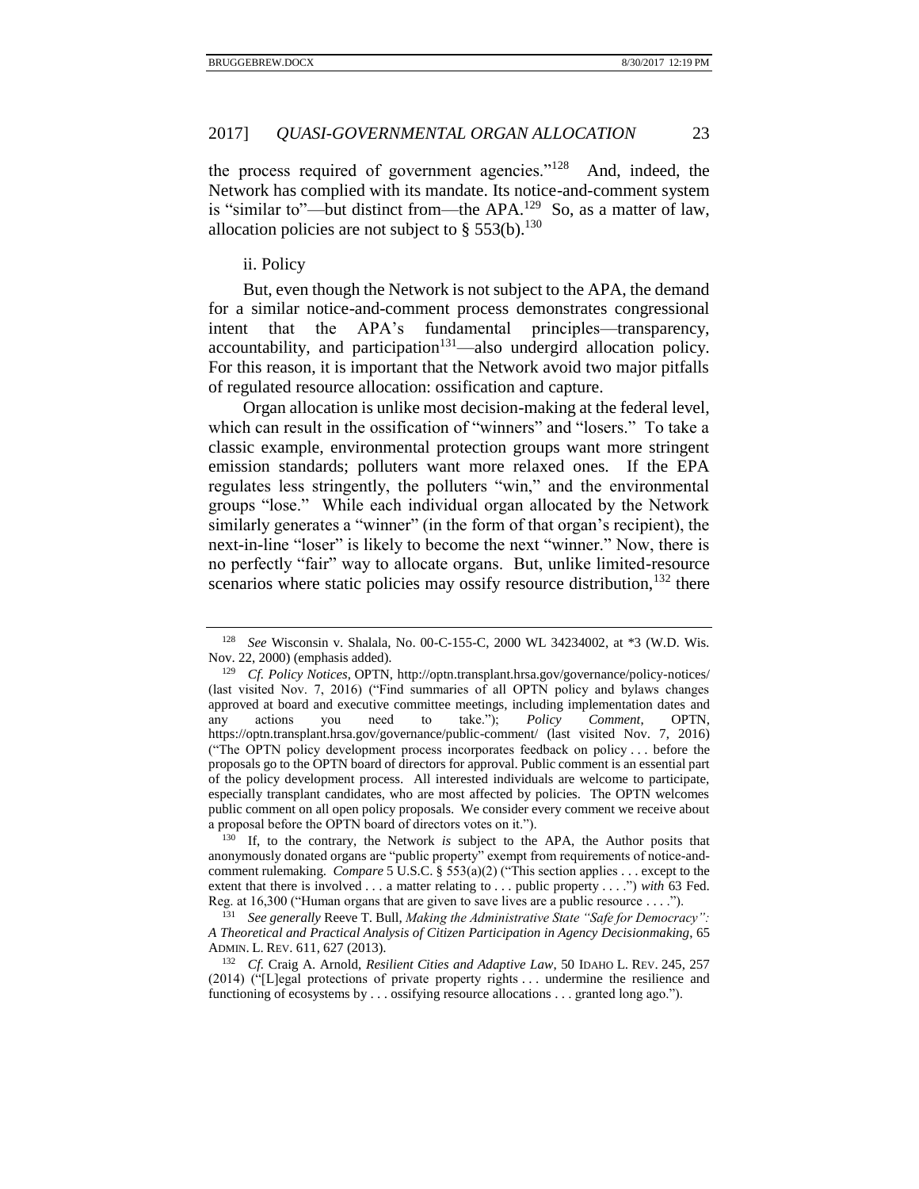the process required of government agencies."[128] And, indeed, the Network has complied with its mandate. Its notice-and-comment system is "similar to"—but distinct from—the APA.[129] So, as a matter of law, allocation policies are not subject to § 553(b).[130]

ii. Policy

But, even though the Network is not subject to the APA, the demand for a similar notice-and-comment process demonstrates congressional intent that the APA's fundamental principles—transparency, accountability, and participation[131]—also undergird allocation policy. For this reason, it is important that the Network avoid two major pitfalls of regulated resource allocation: ossification and capture.

Organ allocation is unlike most decision-making at the federal level, which can result in the ossification of "winners" and "losers." To take a classic example, environmental protection groups want more stringent emission standards; polluters want more relaxed ones. If the EPA regulates less stringently, the polluters "win," and the environmental groups "lose." While each individual organ allocated by the Network similarly generates a "winner" (in the form of that organ's recipient), the next-in-line "loser" is likely to become the next "winner." Now, there is no perfectly "fair" way to allocate organs. But, unlike limited-resource scenarios where static policies may ossify resource distribution,[132] there

---

[128] *See* Wisconsin v. Shalala, No. 00-C-155-C, 2000 WL 34234002, at *3 (W.D. Wis. Nov. 22, 2000) (emphasis added).

[129] *Cf. Policy Notices*, OPTN, http://optn.transplant.hrsa.gov/governance/policy-notices/ (last visited Nov. 7, 2016) ("Find summaries of all OPTN policy and bylaws changes approved at board and executive committee meetings, including implementation dates and any actions you need to take."); *Policy Comment*, OPTN, https://optn.transplant.hrsa.gov/governance/public-comment/ (last visited Nov. 7, 2016) ("The OPTN policy development process incorporates feedback on policy . . . before the proposals go to the OPTN board of directors for approval. Public comment is an essential part of the policy development process. All interested individuals are welcome to participate, especially transplant candidates, who are most affected by policies. The OPTN welcomes public comment on all open policy proposals. We consider every comment we receive about a proposal before the OPTN board of directors votes on it.").

[130] If, to the contrary, the Network *is* subject to the APA, the Author posits that anonymously donated organs are "public property" exempt from requirements of notice-and-comment rulemaking. *Compare* 5 U.S.C. § 553(a)(2) ("This section applies . . . except to the extent that there is involved . . . a matter relating to . . . public property . . . .") *with* 63 Fed. Reg. at 16,300 ("Human organs that are given to save lives are a public resource . . . .").

[131] *See generally* Reeve T. Bull, *Making the Administrative State "Safe for Democracy": A Theoretical and Practical Analysis of Citizen Participation in Agency Decisionmaking*, 65 ADMIN. L. REV. 611, 627 (2013).

[132] *Cf.* Craig A. Arnold, *Resilient Cities and Adaptive Law*, 50 IDAHO L. REV. 245, 257 (2014) ("[L]egal protections of private property rights . . . undermine the resilience and functioning of ecosystems by . . . ossifying resource allocations . . . granted long ago.").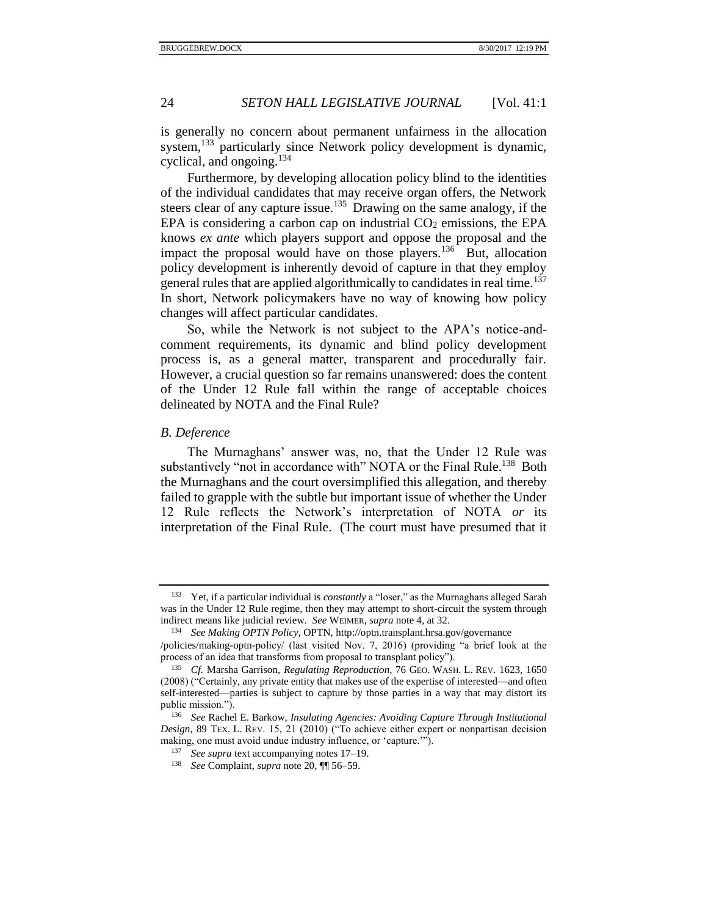is generally no concern about permanent unfairness in the allocation system,[133] particularly since Network policy development is dynamic, cyclical, and ongoing.[134]

Furthermore, by developing allocation policy blind to the identities of the individual candidates that may receive organ offers, the Network steers clear of any capture issue.[135] Drawing on the same analogy, if the EPA is considering a carbon cap on industrial $CO_2$ emissions, the EPA knows *ex ante* which players support and oppose the proposal and the impact the proposal would have on those players.[136] But, allocation policy development is inherently devoid of capture in that they employ general rules that are applied algorithmically to candidates in real time.[137] In short, Network policymakers have no way of knowing how policy changes will affect particular candidates.

So, while the Network is not subject to the APA's notice-and-comment requirements, its dynamic and blind policy development process is, as a general matter, transparent and procedurally fair. However, a crucial question so far remains unanswered: does the content of the Under 12 Rule fall within the range of acceptable choices delineated by NOTA and the Final Rule?

### *B. Deference*

The Murnaghans' answer was, no, that the Under 12 Rule was substantively "not in accordance with" NOTA or the Final Rule.[138] Both the Murnaghans and the court oversimplified this allegation, and thereby failed to grapple with the subtle but important issue of whether the Under 12 Rule reflects the Network's interpretation of NOTA *or* its interpretation of the Final Rule. (The court must have presumed that it

---

[133] Yet, if a particular individual is *constantly* a "loser," as the Murnaghans alleged Sarah was in the Under 12 Rule regime, then they may attempt to short-circuit the system through indirect means like judicial review. *See* WEIMER, *supra* note 4, at 32.

[134] *See Making OPTN Policy*, OPTN, http://optn.transplant.hrsa.gov/governance/policies/making-optn-policy/ (last visited Nov. 7, 2016) (providing "a brief look at the process of an idea that transforms from proposal to transplant policy").

[135] *Cf.* Marsha Garrison, *Regulating Reproduction*, 76 GEO. WASH. L. REV. 1623, 1650 (2008) ("Certainly, any private entity that makes use of the expertise of interested—and often self-interested—parties is subject to capture by those parties in a way that may distort its public mission.").

[136] *See* Rachel E. Barkow, *Insulating Agencies: Avoiding Capture Through Institutional Design*, 89 TEX. L. REV. 15, 21 (2010) ("To achieve either expert or nonpartisan decision making, one must avoid undue industry influence, or 'capture.'").

[137] *See supra* text accompanying notes 17–19.

[138] *See* Complaint, *supra* note 20, ¶¶ 56–59.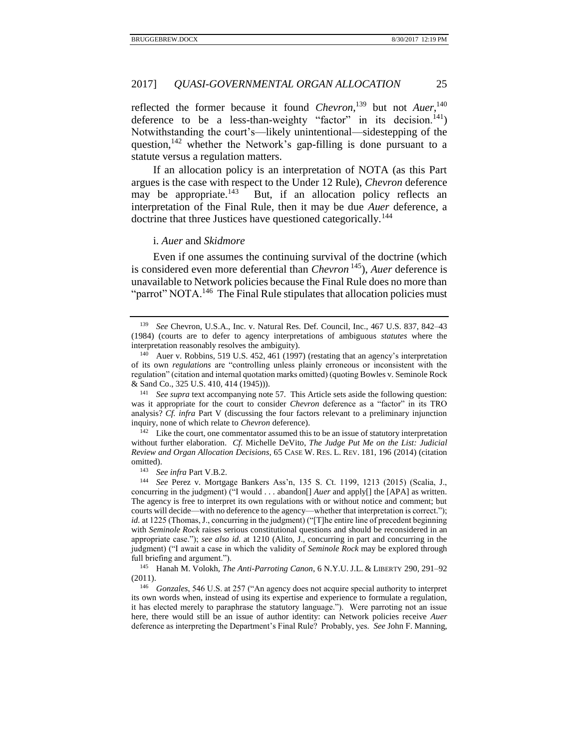reflected the former because it found *Chevron*,[139] but not *Auer*,[140] deference to be a less-than-weighty "factor" in its decision.[141]) Notwithstanding the court's—likely unintentional—sidestepping of the question,[142] whether the Network's gap-filling is done pursuant to a statute versus a regulation matters.

If an allocation policy is an interpretation of NOTA (as this Part argues is the case with respect to the Under 12 Rule), *Chevron* deference may be appropriate.[143] But, if an allocation policy reflects an interpretation of the Final Rule, then it may be due *Auer* deference, a doctrine that three Justices have questioned categorically.[144]

i. *Auer* and *Skidmore*

Even if one assumes the continuing survival of the doctrine (which is considered even more deferential than *Chevron*[145]), *Auer* deference is unavailable to Network policies because the Final Rule does no more than "parrot" NOTA.[146] The Final Rule stipulates that allocation policies must

---

[139] *See* Chevron, U.S.A., Inc. v. Natural Res. Def. Council, Inc., 467 U.S. 837, 842–43 (1984) (courts are to defer to agency interpretations of ambiguous *statutes* where the interpretation reasonably resolves the ambiguity).

[140] Auer v. Robbins, 519 U.S. 452, 461 (1997) (restating that an agency's interpretation of its own *regulations* are "controlling unless plainly erroneous or inconsistent with the regulation" (citation and internal quotation marks omitted) (quoting Bowles v. Seminole Rock & Sand Co., 325 U.S. 410, 414 (1945))).

[141] *See supra* text accompanying note 57. This Article sets aside the following question: was it appropriate for the court to consider *Chevron* deference as a "factor" in its TRO analysis? *Cf. infra* Part V (discussing the four factors relevant to a preliminary injunction inquiry, none of which relate to *Chevron* deference).

[142] Like the court, one commentator assumed this to be an issue of statutory interpretation without further elaboration. *Cf.* Michelle DeVito, *The Judge Put Me on the List: Judicial Review and Organ Allocation Decisions*, 65 CASE W. RES. L. REV. 181, 196 (2014) (citation omitted).

[143] *See infra* Part V.B.2.

[144] *See* Perez v. Mortgage Bankers Ass'n, 135 S. Ct. 1199, 1213 (2015) (Scalia, J., concurring in the judgment) ("I would . . . abandon[] *Auer* and apply[] the [APA] as written. The agency is free to interpret its own regulations with or without notice and comment; but courts will decide—with no deference to the agency—whether that interpretation is correct."); *id.* at 1225 (Thomas, J., concurring in the judgment) ("[T]he entire line of precedent beginning with *Seminole Rock* raises serious constitutional questions and should be reconsidered in an appropriate case."); *see also id.* at 1210 (Alito, J., concurring in part and concurring in the judgment) ("I await a case in which the validity of *Seminole Rock* may be explored through full briefing and argument.").

[145] Hanah M. Volokh, *The Anti-Parroting Canon*, 6 N.Y.U. J.L. & LIBERTY 290, 291–92 (2011).

[146] *Gonzales*, 546 U.S. at 257 ("An agency does not acquire special authority to interpret its own words when, instead of using its expertise and experience to formulate a regulation, it has elected merely to paraphrase the statutory language."). Were parroting not an issue here, there would still be an issue of author identity: can Network policies receive *Auer* deference as interpreting the Department's Final Rule? Probably, yes. *See* John F. Manning,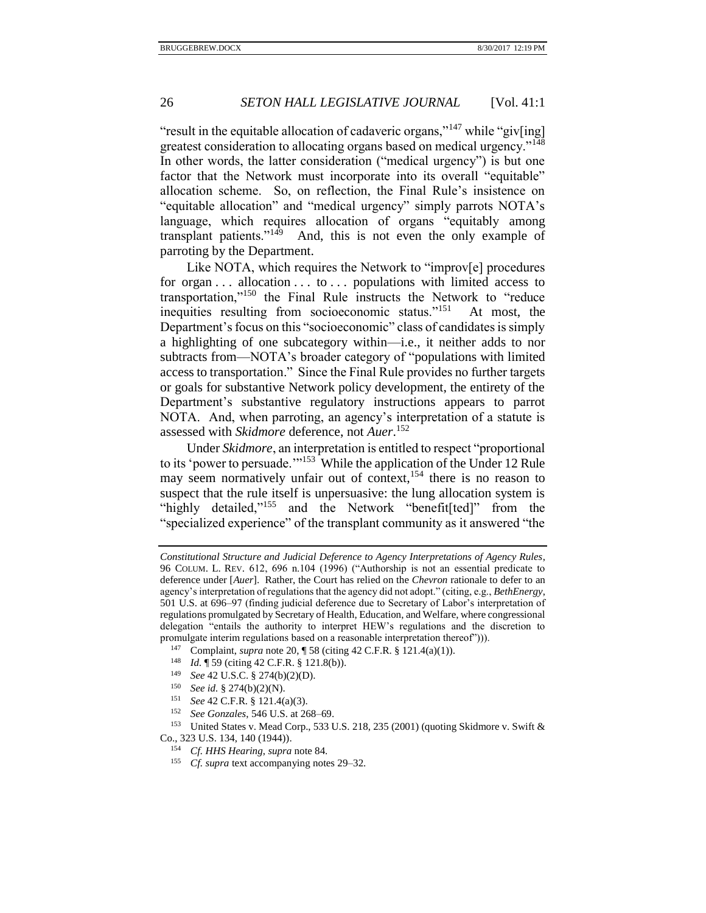"result in the equitable allocation of cadaveric organs,"[147] while "giv[ing] greatest consideration to allocating organs based on medical urgency."[148] In other words, the latter consideration ("medical urgency") is but one factor that the Network must incorporate into its overall "equitable" allocation scheme. So, on reflection, the Final Rule's insistence on "equitable allocation" and "medical urgency" simply parrots NOTA's language, which requires allocation of organs "equitably among transplant patients."[149] And, this is not even the only example of parroting by the Department.

Like NOTA, which requires the Network to "improv[e] procedures for organ . . . allocation . . . to . . . populations with limited access to transportation,"[150] the Final Rule instructs the Network to "reduce inequities resulting from socioeconomic status."[151] At most, the Department's focus on this "socioeconomic" class of candidates is simply a highlighting of one subcategory within—i.e., it neither adds to nor subtracts from—NOTA's broader category of "populations with limited access to transportation." Since the Final Rule provides no further targets or goals for substantive Network policy development, the entirety of the Department's substantive regulatory instructions appears to parrot NOTA. And, when parroting, an agency's interpretation of a statute is assessed with *Skidmore* deference, not *Auer*.[152]

Under *Skidmore*, an interpretation is entitled to respect "proportional to its 'power to persuade.'"[153] While the application of the Under 12 Rule may seem normatively unfair out of context,[154] there is no reason to suspect that the rule itself is unpersuasive: the lung allocation system is "highly detailed,"[155] and the Network "benefit[ted]" from the "specialized experience" of the transplant community as it answered "the

---

*Constitutional Structure and Judicial Deference to Agency Interpretations of Agency Rules*, 96 COLUM. L. REV. 612, 696 n.104 (1996) ("Authorship is not an essential predicate to deference under [*Auer*]. Rather, the Court has relied on the *Chevron* rationale to defer to an agency's interpretation of regulations that the agency did not adopt." (citing, e.g., *BethEnergy*, 501 U.S. at 696–97 (finding judicial deference due to Secretary of Labor's interpretation of regulations promulgated by Secretary of Health, Education, and Welfare, where congressional delegation "entails the authority to interpret HEW's regulations and the discretion to promulgate interim regulations based on a reasonable interpretation thereof"))).

[147] Complaint, *supra* note 20, ¶ 58 (citing 42 C.F.R. § 121.4(a)(1)).

[148] *Id.* ¶ 59 (citing 42 C.F.R. § 121.8(b)).

[149] *See* 42 U.S.C. § 274(b)(2)(D).

[150] *See id.* § 274(b)(2)(N).

[151] *See* 42 C.F.R. § 121.4(a)(3).

[152] *See Gonzales*, 546 U.S. at 268–69.

[153] United States v. Mead Corp., 533 U.S. 218, 235 (2001) (quoting Skidmore v. Swift & Co., 323 U.S. 134, 140 (1944)).

[154] *Cf. HHS Hearing*, *supra* note 84.

[155] *Cf. supra* text accompanying notes 29–32.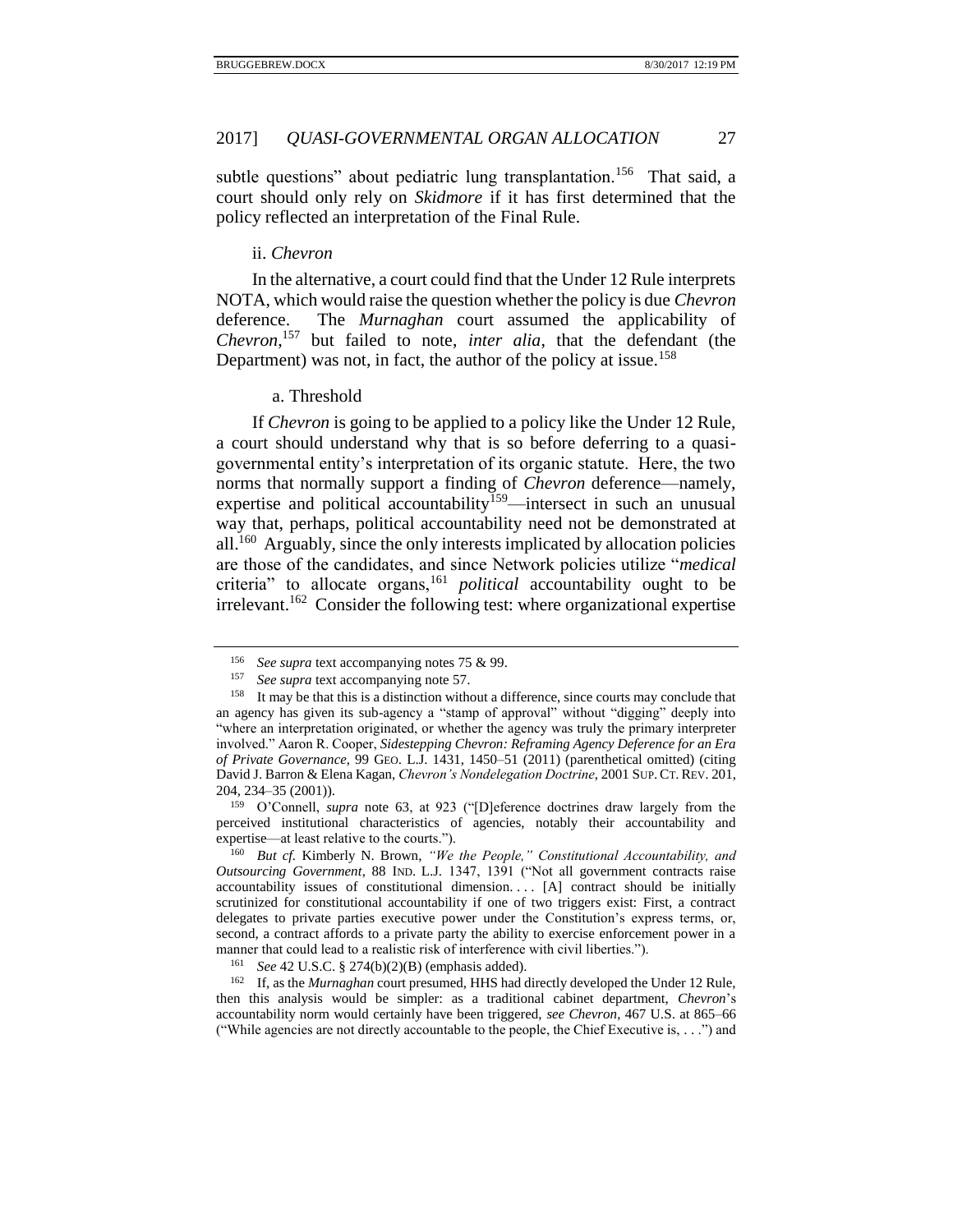subtle questions" about pediatric lung transplantation.[156] That said, a court should only rely on *Skidmore* if it has first determined that the policy reflected an interpretation of the Final Rule.

### ii. *Chevron*

In the alternative, a court could find that the Under 12 Rule interprets NOTA, which would raise the question whether the policy is due *Chevron* deference. The *Murnaghan* court assumed the applicability of *Chevron*,[157] but failed to note, *inter alia*, that the defendant (the Department) was not, in fact, the author of the policy at issue.[158]

#### a. Threshold

If *Chevron* is going to be applied to a policy like the Under 12 Rule, a court should understand why that is so before deferring to a quasi-governmental entity's interpretation of its organic statute. Here, the two norms that normally support a finding of *Chevron* deference—namely, expertise and political accountability[159]—intersect in such an unusual way that, perhaps, political accountability need not be demonstrated at all.[160] Arguably, since the only interests implicated by allocation policies are those of the candidates, and since Network policies utilize "*medical* criteria" to allocate organs,[161] *political* accountability ought to be irrelevant.[162] Consider the following test: where organizational expertise

---

[156] *See supra* text accompanying notes 75 & 99.

[157] *See supra* text accompanying note 57.

[158] It may be that this is a distinction without a difference, since courts may conclude that an agency has given its sub-agency a "stamp of approval" without "digging" deeply into "where an interpretation originated, or whether the agency was truly the primary interpreter involved." Aaron R. Cooper, *Sidestepping Chevron: Reframing Agency Deference for an Era of Private Governance*, 99 GEO. L.J. 1431, 1450–51 (2011) (parenthetical omitted) (citing David J. Barron & Elena Kagan, *Chevron's Nondelegation Doctrine*, 2001 SUP. CT. REV. 201, 204, 234–35 (2001)).

[159] O'Connell, *supra* note 63, at 923 ("[D]eference doctrines draw largely from the perceived institutional characteristics of agencies, notably their accountability and expertise—at least relative to the courts.").

[160] *But cf.* Kimberly N. Brown, *"We the People," Constitutional Accountability, and Outsourcing Government*, 88 IND. L.J. 1347, 1391 ("Not all government contracts raise accountability issues of constitutional dimension. . . . [A] contract should be initially scrutinized for constitutional accountability if one of two triggers exist: First, a contract delegates to private parties executive power under the Constitution's express terms, or, second, a contract affords to a private party the ability to exercise enforcement power in a manner that could lead to a realistic risk of interference with civil liberties.").

[161] *See* 42 U.S.C. § 274(b)(2)(B) (emphasis added).

[162] If, as the *Murnaghan* court presumed, HHS had directly developed the Under 12 Rule, then this analysis would be simpler: as a traditional cabinet department, *Chevron*'s accountability norm would certainly have been triggered, *see Chevron*, 467 U.S. at 865–66 ("While agencies are not directly accountable to the people, the Chief Executive is, . . .") and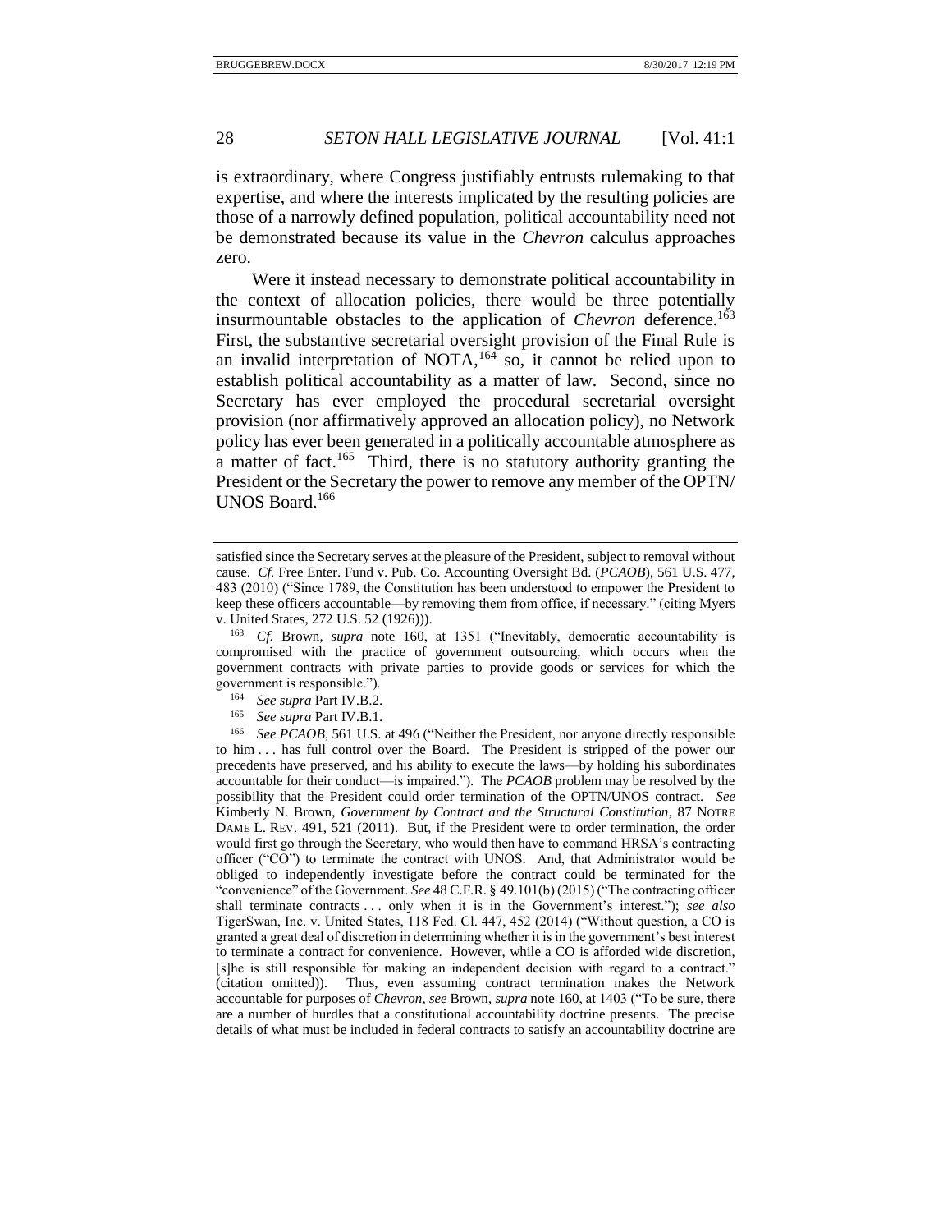is extraordinary, where Congress justifiably entrusts rulemaking to that expertise, and where the interests implicated by the resulting policies are those of a narrowly defined population, political accountability need not be demonstrated because its value in the *Chevron* calculus approaches zero.

Were it instead necessary to demonstrate political accountability in the context of allocation policies, there would be three potentially insurmountable obstacles to the application of *Chevron* deference.[163] First, the substantive secretarial oversight provision of the Final Rule is an invalid interpretation of NOTA,[164] so, it cannot be relied upon to establish political accountability as a matter of law. Second, since no Secretary has ever employed the procedural secretarial oversight provision (nor affirmatively approved an allocation policy), no Network policy has ever been generated in a politically accountable atmosphere as a matter of fact.[165] Third, there is no statutory authority granting the President or the Secretary the power to remove any member of the OPTN/ UNOS Board.[166]

---

satisfied since the Secretary serves at the pleasure of the President, subject to removal without cause. *Cf.* Free Enter. Fund v. Pub. Co. Accounting Oversight Bd. (*PCAOB*), 561 U.S. 477, 483 (2010) ("Since 1789, the Constitution has been understood to empower the President to keep these officers accountable—by removing them from office, if necessary." (citing Myers v. United States, 272 U.S. 52 (1926))).

[163] *Cf.* Brown, *supra* note 160, at 1351 ("Inevitably, democratic accountability is compromised with the practice of government outsourcing, which occurs when the government contracts with private parties to provide goods or services for which the government is responsible.").

[164] *See supra* Part IV.B.2.

[165] *See supra* Part IV.B.1.

[166] *See PCAOB*, 561 U.S. at 496 ("Neither the President, nor anyone directly responsible to him . . . has full control over the Board. The President is stripped of the power our precedents have preserved, and his ability to execute the laws—by holding his subordinates accountable for their conduct—is impaired."). The *PCAOB* problem may be resolved by the possibility that the President could order termination of the OPTN/UNOS contract. *See* Kimberly N. Brown, *Government by Contract and the Structural Constitution*, 87 NOTRE DAME L. REV. 491, 521 (2011). But, if the President were to order termination, the order would first go through the Secretary, who would then have to command HRSA's contracting officer ("CO") to terminate the contract with UNOS. And, that Administrator would be obliged to independently investigate before the contract could be terminated for the "convenience" of the Government. *See* 48 C.F.R. § 49.101(b) (2015) ("The contracting officer shall terminate contracts . . . only when it is in the Government's interest."); *see also* TigerSwan, Inc. v. United States, 118 Fed. Cl. 447, 452 (2014) ("Without question, a CO is granted a great deal of discretion in determining whether it is in the government's best interest to terminate a contract for convenience. However, while a CO is afforded wide discretion, [s]he is still responsible for making an independent decision with regard to a contract." (citation omitted)). Thus, even assuming contract termination makes the Network accountable for purposes of *Chevron*, *see* Brown, *supra* note 160, at 1403 ("To be sure, there are a number of hurdles that a constitutional accountability doctrine presents. The precise details of what must be included in federal contracts to satisfy an accountability doctrine are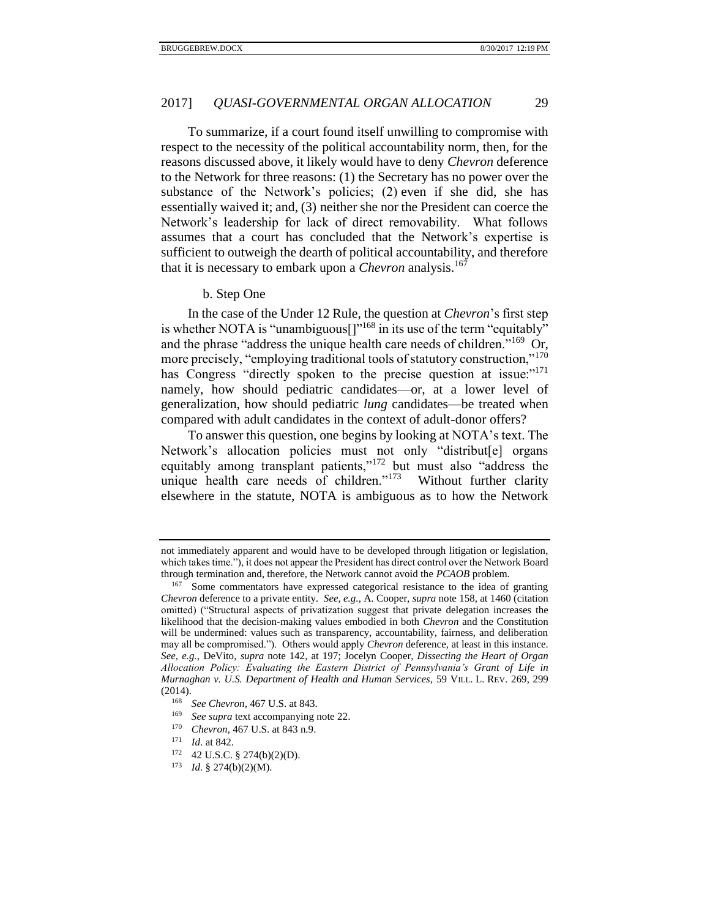To summarize, if a court found itself unwilling to compromise with respect to the necessity of the political accountability norm, then, for the reasons discussed above, it likely would have to deny *Chevron* deference to the Network for three reasons: (1) the Secretary has no power over the substance of the Network's policies; (2) even if she did, she has essentially waived it; and, (3) neither she nor the President can coerce the Network's leadership for lack of direct removability. What follows assumes that a court has concluded that the Network's expertise is sufficient to outweigh the dearth of political accountability, and therefore that it is necessary to embark upon a *Chevron* analysis.[167]

b. Step One

In the case of the Under 12 Rule, the question at *Chevron*'s first step is whether NOTA is "unambiguous[]"[168] in its use of the term "equitably" and the phrase "address the unique health care needs of children."[169] Or, more precisely, "employing traditional tools of statutory construction,"[170] has Congress "directly spoken to the precise question at issue:"[171] namely, how should pediatric candidates—or, at a lower level of generalization, how should pediatric *lung* candidates—be treated when compared with adult candidates in the context of adult-donor offers?

To answer this question, one begins by looking at NOTA's text. The Network's allocation policies must not only "distribut[e] organs equitably among transplant patients,"[172] but must also "address the unique health care needs of children."[173] Without further clarity elsewhere in the statute, NOTA is ambiguous as to how the Network

---

not immediately apparent and would have to be developed through litigation or legislation, which takes time."), it does not appear the President has direct control over the Network Board through termination and, therefore, the Network cannot avoid the *PCAOB* problem.

[167] Some commentators have expressed categorical resistance to the idea of granting *Chevron* deference to a private entity. *See, e.g.*, A. Cooper, *supra* note 158, at 1460 (citation omitted) ("Structural aspects of privatization suggest that private delegation increases the likelihood that the decision-making values embodied in both *Chevron* and the Constitution will be undermined: values such as transparency, accountability, fairness, and deliberation may all be compromised."). Others would apply *Chevron* deference, at least in this instance. *See, e.g.*, DeVito, *supra* note 142, at 197; Jocelyn Cooper, *Dissecting the Heart of Organ Allocation Policy: Evaluating the Eastern District of Pennsylvania's Grant of Life in Murnaghan v. U.S. Department of Health and Human Services*, 59 VILL. L. REV. 269, 299 (2014).

[168] *See Chevron*, 467 U.S. at 843.

[169] *See supra* text accompanying note 22.

[170] *Chevron*, 467 U.S. at 843 n.9.

[171] *Id.* at 842.

[172] 42 U.S.C. § 274(b)(2)(D).

[173] *Id.* § 274(b)(2)(M).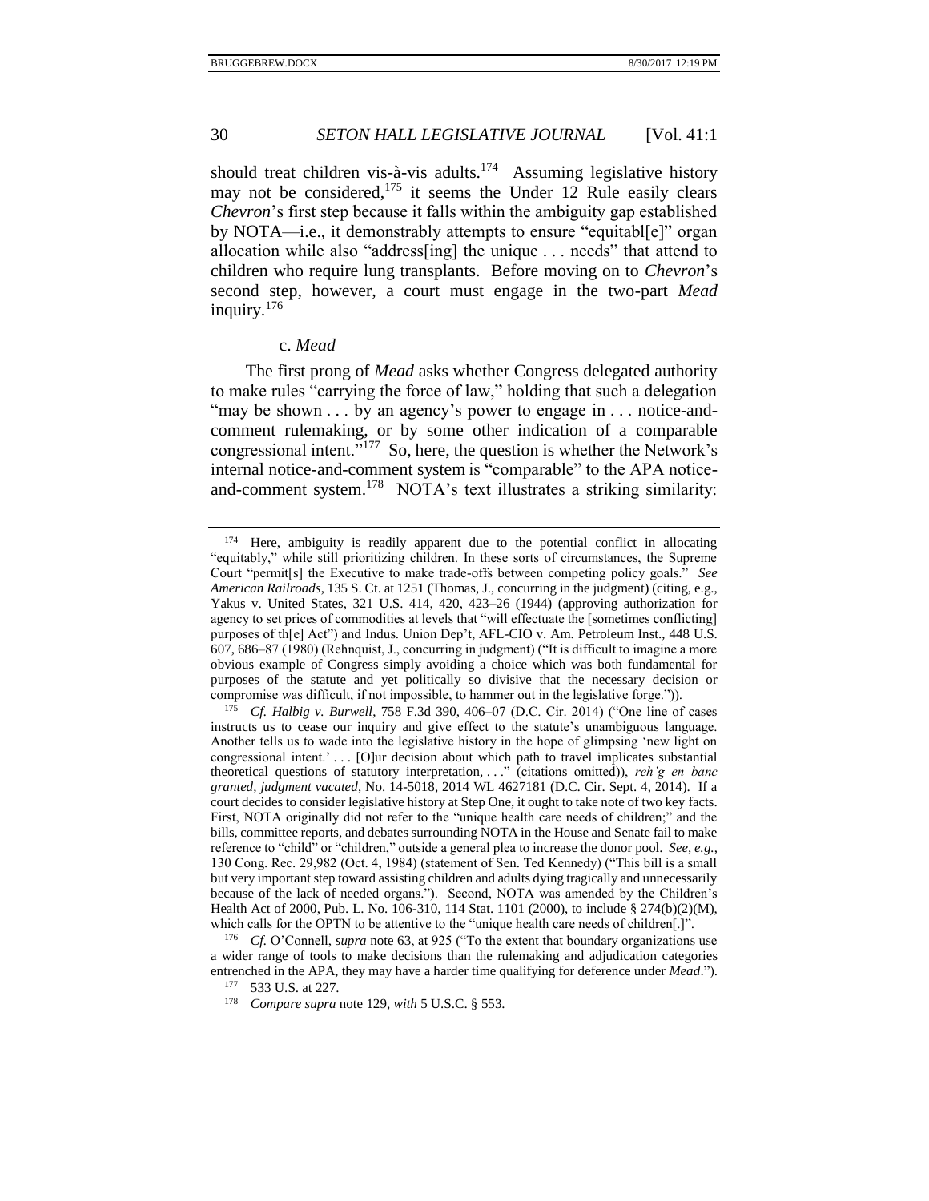should treat children vis-à-vis adults.[174] Assuming legislative history may not be considered,[175] it seems the Under 12 Rule easily clears *Chevron*'s first step because it falls within the ambiguity gap established by NOTA—i.e., it demonstrably attempts to ensure "equitabl[e]" organ allocation while also "address[ing] the unique . . . needs" that attend to children who require lung transplants. Before moving on to *Chevron*'s second step, however, a court must engage in the two-part *Mead* inquiry.[176]

#### c. *Mead*

The first prong of *Mead* asks whether Congress delegated authority to make rules "carrying the force of law," holding that such a delegation "may be shown . . . by an agency's power to engage in . . . notice-and-comment rulemaking, or by some other indication of a comparable congressional intent."[177] So, here, the question is whether the Network's internal notice-and-comment system is "comparable" to the APA notice-and-comment system.[178] NOTA's text illustrates a striking similarity:

---

[174] Here, ambiguity is readily apparent due to the potential conflict in allocating "equitably," while still prioritizing children. In these sorts of circumstances, the Supreme Court "permit[s] the Executive to make trade-offs between competing policy goals." *See American Railroads*, 135 S. Ct. at 1251 (Thomas, J., concurring in the judgment) (citing, e.g., Yakus v. United States, 321 U.S. 414, 420, 423–26 (1944) (approving authorization for agency to set prices of commodities at levels that "will effectuate the [sometimes conflicting] purposes of th[e] Act") and Indus. Union Dep't, AFL-CIO v. Am. Petroleum Inst., 448 U.S. 607, 686–87 (1980) (Rehnquist, J., concurring in judgment) ("It is difficult to imagine a more obvious example of Congress simply avoiding a choice which was both fundamental for purposes of the statute and yet politically so divisive that the necessary decision or compromise was difficult, if not impossible, to hammer out in the legislative forge.")).

[175] *Cf. Halbig v. Burwell*, 758 F.3d 390, 406–07 (D.C. Cir. 2014) ("One line of cases instructs us to cease our inquiry and give effect to the statute's unambiguous language. Another tells us to wade into the legislative history in the hope of glimpsing 'new light on congressional intent.' . . . [O]ur decision about which path to travel implicates substantial theoretical questions of statutory interpretation, . . ." (citations omitted)), *reh'g en banc granted, judgment vacated*, No. 14-5018, 2014 WL 4627181 (D.C. Cir. Sept. 4, 2014). If a court decides to consider legislative history at Step One, it ought to take note of two key facts. First, NOTA originally did not refer to the "unique health care needs of children;" and the bills, committee reports, and debates surrounding NOTA in the House and Senate fail to make reference to "child" or "children," outside a general plea to increase the donor pool. *See, e.g.*, 130 Cong. Rec. 29,982 (Oct. 4, 1984) (statement of Sen. Ted Kennedy) ("This bill is a small but very important step toward assisting children and adults dying tragically and unnecessarily because of the lack of needed organs."). Second, NOTA was amended by the Children's Health Act of 2000, Pub. L. No. 106-310, 114 Stat. 1101 (2000), to include § 274(b)(2)(M), which calls for the OPTN to be attentive to the "unique health care needs of children[.]".

[176] *Cf.* O'Connell, *supra* note 63, at 925 ("To the extent that boundary organizations use a wider range of tools to make decisions than the rulemaking and adjudication categories entrenched in the APA, they may have a harder time qualifying for deference under *Mead*.").

[177] 533 U.S. at 227.

[178] *Compare supra* note 129, *with* 5 U.S.C. § 553.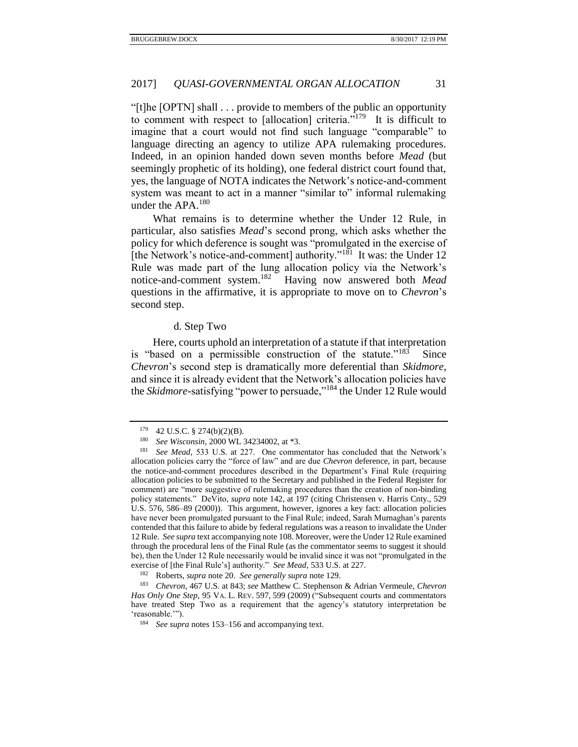"[t]he [OPTN] shall . . . provide to members of the public an opportunity to comment with respect to [allocation] criteria."[179] It is difficult to imagine that a court would not find such language "comparable" to language directing an agency to utilize APA rulemaking procedures. Indeed, in an opinion handed down seven months before *Mead* (but seemingly prophetic of its holding), one federal district court found that, yes, the language of NOTA indicates the Network's notice-and-comment system was meant to act in a manner "similar to" informal rulemaking under the APA.[180]

What remains is to determine whether the Under 12 Rule, in particular, also satisfies *Mead*'s second prong, which asks whether the policy for which deference is sought was "promulgated in the exercise of [the Network's notice-and-comment] authority."[181] It was: the Under 12 Rule was made part of the lung allocation policy via the Network's notice-and-comment system.[182] Having now answered both *Mead* questions in the affirmative, it is appropriate to move on to *Chevron*'s second step.

#### d. Step Two

Here, courts uphold an interpretation of a statute if that interpretation is "based on a permissible construction of the statute."[183] Since *Chevron*'s second step is dramatically more deferential than *Skidmore*, and since it is already evident that the Network's allocation policies have the *Skidmore*-satisfying "power to persuade,"[184] the Under 12 Rule would

---

[179] 42 U.S.C. § 274(b)(2)(B).

[180] *See Wisconsin*, 2000 WL 34234002, at *3.

[181] *See Mead*, 533 U.S. at 227. One commentator has concluded that the Network's allocation policies carry the "force of law" and are due *Chevron* deference, in part, because the notice-and-comment procedures described in the Department's Final Rule (requiring allocation policies to be submitted to the Secretary and published in the Federal Register for comment) are "more suggestive of rulemaking procedures than the creation of non-binding policy statements." DeVito, *supra* note 142, at 197 (citing Christensen v. Harris Cnty., 529 U.S. 576, 586–89 (2000)). This argument, however, ignores a key fact: allocation policies have never been promulgated pursuant to the Final Rule; indeed, Sarah Murnaghan's parents contended that this failure to abide by federal regulations was a reason to invalidate the Under 12 Rule. *See supra* text accompanying note 108. Moreover, were the Under 12 Rule examined through the procedural lens of the Final Rule (as the commentator seems to suggest it should be), then the Under 12 Rule necessarily would be invalid since it was not "promulgated in the exercise of [the Final Rule's] authority." *See Mead*, 533 U.S. at 227.

[182] Roberts, *supra* note 20. *See generally supra* note 129.

[183] *Chevron*, 467 U.S. at 843; *see* Matthew C. Stephenson & Adrian Vermeule, *Chevron Has Only One Step*, 95 VA. L. REV. 597, 599 (2009) ("Subsequent courts and commentators have treated Step Two as a requirement that the agency's statutory interpretation be 'reasonable.'").

[184] *See supra* notes 153–156 and accompanying text.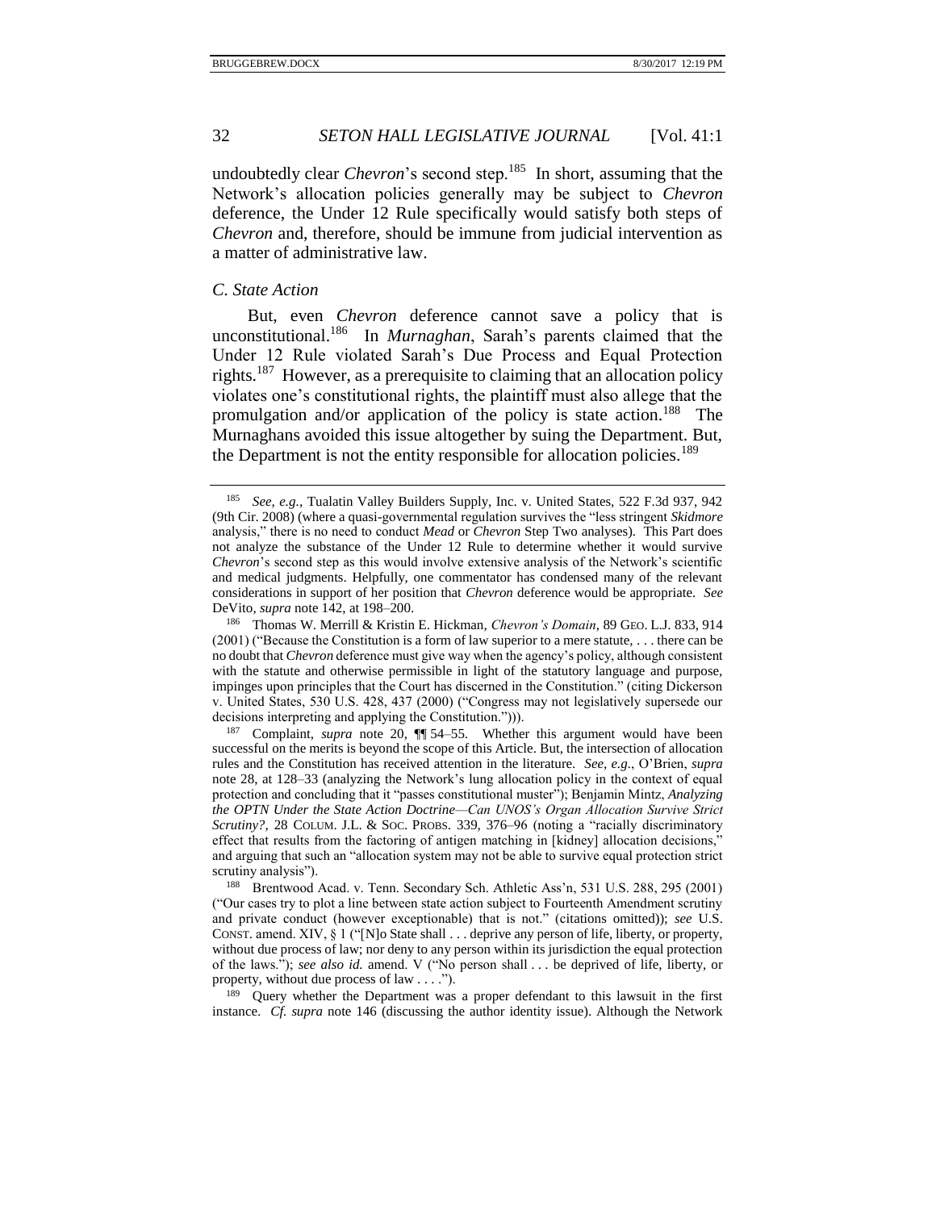undoubtedly clear *Chevron*'s second step.[185] In short, assuming that the Network's allocation policies generally may be subject to *Chevron* deference, the Under 12 Rule specifically would satisfy both steps of *Chevron* and, therefore, should be immune from judicial intervention as a matter of administrative law.

### *C. State Action*

But, even *Chevron* deference cannot save a policy that is unconstitutional.[186] In *Murnaghan*, Sarah's parents claimed that the Under 12 Rule violated Sarah's Due Process and Equal Protection rights.[187] However, as a prerequisite to claiming that an allocation policy violates one's constitutional rights, the plaintiff must also allege that the promulgation and/or application of the policy is state action.[188] The Murnaghans avoided this issue altogether by suing the Department. But, the Department is not the entity responsible for allocation policies.[189]

---

[185] *See, e.g.*, Tualatin Valley Builders Supply, Inc. v. United States, 522 F.3d 937, 942 (9th Cir. 2008) (where a quasi-governmental regulation survives the "less stringent *Skidmore* analysis," there is no need to conduct *Mead* or *Chevron* Step Two analyses). This Part does not analyze the substance of the Under 12 Rule to determine whether it would survive *Chevron*'s second step as this would involve extensive analysis of the Network's scientific and medical judgments. Helpfully, one commentator has condensed many of the relevant considerations in support of her position that *Chevron* deference would be appropriate. *See* DeVito, *supra* note 142, at 198–200.

[186] Thomas W. Merrill & Kristin E. Hickman, *Chevron's Domain*, 89 GEO. L.J. 833, 914 (2001) ("Because the Constitution is a form of law superior to a mere statute, . . . there can be no doubt that *Chevron* deference must give way when the agency's policy, although consistent with the statute and otherwise permissible in light of the statutory language and purpose, impinges upon principles that the Court has discerned in the Constitution." (citing Dickerson v. United States, 530 U.S. 428, 437 (2000) ("Congress may not legislatively supersede our decisions interpreting and applying the Constitution."))).

[187] Complaint, *supra* note 20, ¶¶ 54–55. Whether this argument would have been successful on the merits is beyond the scope of this Article. But, the intersection of allocation rules and the Constitution has received attention in the literature. *See, e.g.*, O'Brien, *supra* note 28, at 128–33 (analyzing the Network's lung allocation policy in the context of equal protection and concluding that it "passes constitutional muster"); Benjamin Mintz, *Analyzing the OPTN Under the State Action Doctrine—Can UNOS's Organ Allocation Survive Strict Scrutiny?*, 28 COLUM. J.L. & SOC. PROBS. 339, 376–96 (noting a "racially discriminatory effect that results from the factoring of antigen matching in [kidney] allocation decisions," and arguing that such an "allocation system may not be able to survive equal protection strict scrutiny analysis").

[188] Brentwood Acad. v. Tenn. Secondary Sch. Athletic Ass'n, 531 U.S. 288, 295 (2001) ("Our cases try to plot a line between state action subject to Fourteenth Amendment scrutiny and private conduct (however exceptionable) that is not." (citations omitted)); *see* U.S. CONST. amend. XIV, § 1 ("[N]o State shall . . . deprive any person of life, liberty, or property, without due process of law; nor deny to any person within its jurisdiction the equal protection of the laws."); *see also id.* amend. V ("No person shall . . . be deprived of life, liberty, or property, without due process of law . . . .").

[189] Query whether the Department was a proper defendant to this lawsuit in the first instance. *Cf. supra* note 146 (discussing the author identity issue). Although the Network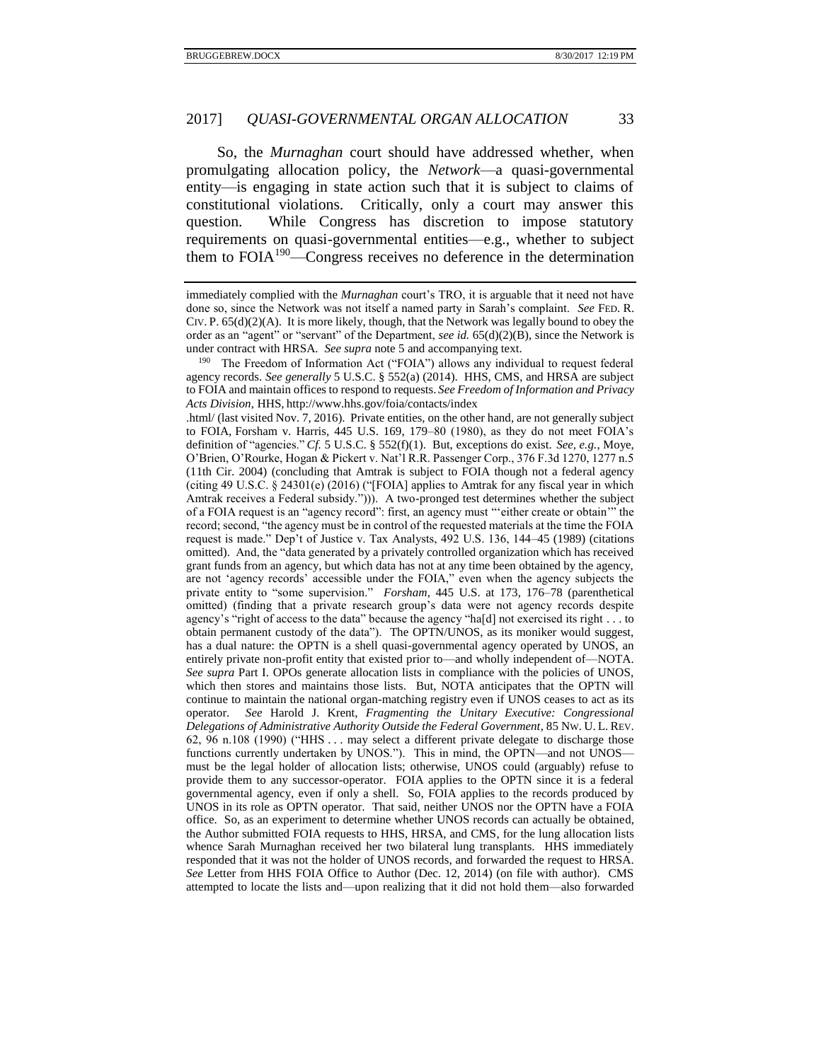So, the *Murnaghan* court should have addressed whether, when promulgating allocation policy, the *Network*—a quasi-governmental entity—is engaging in state action such that it is subject to claims of constitutional violations. Critically, only a court may answer this question. While Congress has discretion to impose statutory requirements on quasi-governmental entities—e.g., whether to subject them to FOIA[190]—Congress receives no deference in the determination

---

immediately complied with the *Murnaghan* court's TRO, it is arguable that it need not have done so, since the Network was not itself a named party in Sarah's complaint. *See* FED. R. CIV. P. 65(d)(2)(A). It is more likely, though, that the Network was legally bound to obey the order as an "agent" or "servant" of the Department, *see id.* 65(d)(2)(B), since the Network is under contract with HRSA. *See supra* note 5 and accompanying text.

[190] The Freedom of Information Act ("FOIA") allows any individual to request federal agency records. *See generally* 5 U.S.C. § 552(a) (2014). HHS, CMS, and HRSA are subject to FOIA and maintain offices to respond to requests. *See Freedom of Information and Privacy Acts Division*, HHS, http://www.hhs.gov/foia/contacts/index.html/ (last visited Nov. 7, 2016). Private entities, on the other hand, are not generally subject to FOIA, Forsham v. Harris, 445 U.S. 169, 179–80 (1980), as they do not meet FOIA's definition of "agencies." *Cf.* 5 U.S.C. § 552(f)(1). But, exceptions do exist. *See, e.g.*, Moye, O'Brien, O'Rourke, Hogan & Pickert v. Nat'l R.R. Passenger Corp., 376 F.3d 1270, 1277 n.5 (11th Cir. 2004) (concluding that Amtrak is subject to FOIA though not a federal agency (citing 49 U.S.C. § 24301(e) (2016) ("[FOIA] applies to Amtrak for any fiscal year in which Amtrak receives a Federal subsidy."))). A two-pronged test determines whether the subject of a FOIA request is an "agency record": first, an agency must "'either create or obtain'" the record; second, "the agency must be in control of the requested materials at the time the FOIA request is made." Dep't of Justice v. Tax Analysts, 492 U.S. 136, 144–45 (1989) (citations omitted). And, the "data generated by a privately controlled organization which has received grant funds from an agency, but which data has not at any time been obtained by the agency, are not 'agency records' accessible under the FOIA," even when the agency subjects the private entity to "some supervision." *Forsham*, 445 U.S. at 173, 176–78 (parenthetical omitted) (finding that a private research group's data were not agency records despite agency's "right of access to the data" because the agency "ha[d] not exercised its right . . . to obtain permanent custody of the data"). The OPTN/UNOS, as its moniker would suggest, has a dual nature: the OPTN is a shell quasi-governmental agency operated by UNOS, an entirely private non-profit entity that existed prior to—and wholly independent of—NOTA. *See supra* Part I. OPOs generate allocation lists in compliance with the policies of UNOS, which then stores and maintains those lists. But, NOTA anticipates that the OPTN will continue to maintain the national organ-matching registry even if UNOS ceases to act as its operator. *See* Harold J. Krent, *Fragmenting the Unitary Executive: Congressional Delegations of Administrative Authority Outside the Federal Government*, 85 NW. U. L. REV. 62, 96 n.108 (1990) ("HHS . . . may select a different private delegate to discharge those functions currently undertaken by UNOS."). This in mind, the OPTN—and not UNOS—must be the legal holder of allocation lists; otherwise, UNOS could (arguably) refuse to provide them to any successor-operator. FOIA applies to the OPTN since it is a federal governmental agency, even if only a shell. So, FOIA applies to the records produced by UNOS in its role as OPTN operator. That said, neither UNOS nor the OPTN have a FOIA office. So, as an experiment to determine whether UNOS records can actually be obtained, the Author submitted FOIA requests to HHS, HRSA, and CMS, for the lung allocation lists whence Sarah Murnaghan received her two bilateral lung transplants. HHS immediately responded that it was not the holder of UNOS records, and forwarded the request to HRSA. *See* Letter from HHS FOIA Office to Author (Dec. 12, 2014) (on file with author). CMS attempted to locate the lists and—upon realizing that it did not hold them—also forwarded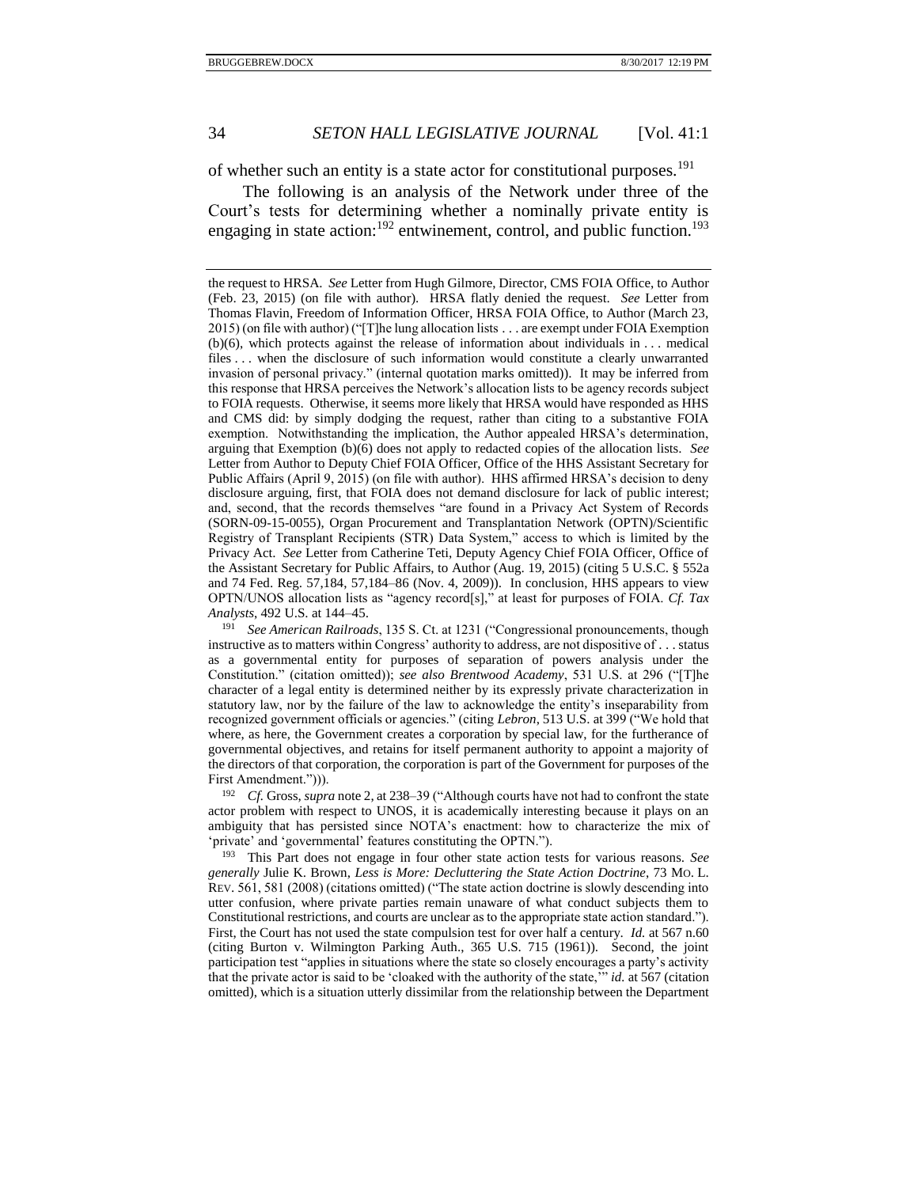of whether such an entity is a state actor for constitutional purposes.[191]

The following is an analysis of the Network under three of the Court's tests for determining whether a nominally private entity is engaging in state action:[192] entwinement, control, and public function.[193]

---

the request to HRSA. *See* Letter from Hugh Gilmore, Director, CMS FOIA Office, to Author (Feb. 23, 2015) (on file with author). HRSA flatly denied the request. *See* Letter from Thomas Flavin, Freedom of Information Officer, HRSA FOIA Office, to Author (March 23, 2015) (on file with author) ("[T]he lung allocation lists . . . are exempt under FOIA Exemption (b)(6), which protects against the release of information about individuals in . . . medical files . . . when the disclosure of such information would constitute a clearly unwarranted invasion of personal privacy." (internal quotation marks omitted)). It may be inferred from this response that HRSA perceives the Network's allocation lists to be agency records subject to FOIA requests. Otherwise, it seems more likely that HRSA would have responded as HHS and CMS did: by simply dodging the request, rather than citing to a substantive FOIA exemption. Notwithstanding the implication, the Author appealed HRSA's determination, arguing that Exemption (b)(6) does not apply to redacted copies of the allocation lists. *See* Letter from Author to Deputy Chief FOIA Officer, Office of the HHS Assistant Secretary for Public Affairs (April 9, 2015) (on file with author). HHS affirmed HRSA's decision to deny disclosure arguing, first, that FOIA does not demand disclosure for lack of public interest; and, second, that the records themselves "are found in a Privacy Act System of Records (SORN-09-15-0055), Organ Procurement and Transplantation Network (OPTN)/Scientific Registry of Transplant Recipients (STR) Data System," access to which is limited by the Privacy Act. *See* Letter from Catherine Teti, Deputy Agency Chief FOIA Officer, Office of the Assistant Secretary for Public Affairs, to Author (Aug. 19, 2015) (citing 5 U.S.C. § 552a and 74 Fed. Reg. 57,184, 57,184–86 (Nov. 4, 2009)). In conclusion, HHS appears to view OPTN/UNOS allocation lists as "agency record[s]," at least for purposes of FOIA. *Cf. Tax Analysts*, 492 U.S. at 144–45.

[191] *See American Railroads*, 135 S. Ct. at 1231 ("Congressional pronouncements, though instructive as to matters within Congress' authority to address, are not dispositive of . . . status as a governmental entity for purposes of separation of powers analysis under the Constitution." (citation omitted)); *see also Brentwood Academy*, 531 U.S. at 296 ("[T]he character of a legal entity is determined neither by its expressly private characterization in statutory law, nor by the failure of the law to acknowledge the entity's inseparability from recognized government officials or agencies." (citing *Lebron*, 513 U.S. at 399 ("We hold that where, as here, the Government creates a corporation by special law, for the furtherance of governmental objectives, and retains for itself permanent authority to appoint a majority of the directors of that corporation, the corporation is part of the Government for purposes of the First Amendment."))).

[192] *Cf.* Gross, *supra* note 2, at 238–39 ("Although courts have not had to confront the state actor problem with respect to UNOS, it is academically interesting because it plays on an ambiguity that has persisted since NOTA's enactment: how to characterize the mix of 'private' and 'governmental' features constituting the OPTN.").

[193] This Part does not engage in four other state action tests for various reasons. *See generally* Julie K. Brown, *Less is More: Decluttering the State Action Doctrine*, 73 MO. L. REV. 561, 581 (2008) (citations omitted) ("The state action doctrine is slowly descending into utter confusion, where private parties remain unaware of what conduct subjects them to Constitutional restrictions, and courts are unclear as to the appropriate state action standard."). First, the Court has not used the state compulsion test for over half a century. *Id.* at 567 n.60 (citing Burton v. Wilmington Parking Auth., 365 U.S. 715 (1961)). Second, the joint participation test "applies in situations where the state so closely encourages a party's activity that the private actor is said to be 'cloaked with the authority of the state,'" *id.* at 567 (citation omitted), which is a situation utterly dissimilar from the relationship between the Department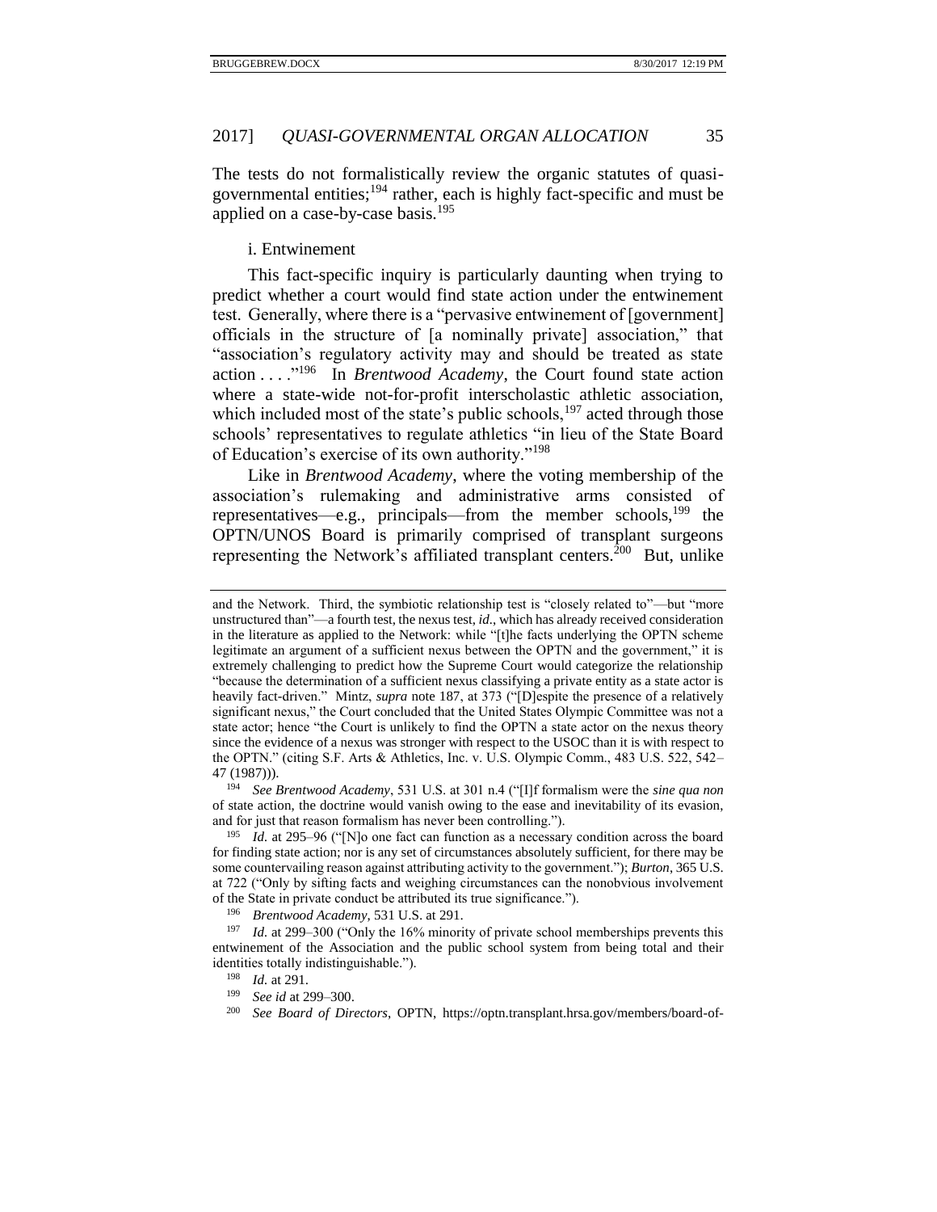The tests do not formalistically review the organic statutes of quasi-governmental entities;[194] rather, each is highly fact-specific and must be applied on a case-by-case basis.[195]

i. Entwinement

This fact-specific inquiry is particularly daunting when trying to predict whether a court would find state action under the entwinement test. Generally, where there is a "pervasive entwinement of [government] officials in the structure of [a nominally private] association," that "association's regulatory activity may and should be treated as state action . . . ."[196] In *Brentwood Academy*, the Court found state action where a state-wide not-for-profit interscholastic athletic association, which included most of the state's public schools,[197] acted through those schools' representatives to regulate athletics "in lieu of the State Board of Education's exercise of its own authority."[198]

Like in *Brentwood Academy*, where the voting membership of the association's rulemaking and administrative arms consisted of representatives—e.g., principals—from the member schools,[199] the OPTN/UNOS Board is primarily comprised of transplant surgeons representing the Network's affiliated transplant centers.[200] But, unlike

---

and the Network. Third, the symbiotic relationship test is "closely related to"—but "more unstructured than"—a fourth test, the nexus test, *id.*, which has already received consideration in the literature as applied to the Network: while "[t]he facts underlying the OPTN scheme legitimate an argument of a sufficient nexus between the OPTN and the government," it is extremely challenging to predict how the Supreme Court would categorize the relationship "because the determination of a sufficient nexus classifying a private entity as a state actor is heavily fact-driven." Mintz, *supra* note 187, at 373 ("[D]espite the presence of a relatively significant nexus," the Court concluded that the United States Olympic Committee was not a state actor; hence "the Court is unlikely to find the OPTN a state actor on the nexus theory since the evidence of a nexus was stronger with respect to the USOC than it is with respect to the OPTN." (citing S.F. Arts & Athletics, Inc. v. U.S. Olympic Comm., 483 U.S. 522, 542–47 (1987))).

[194] *See Brentwood Academy*, 531 U.S. at 301 n.4 ("[I]f formalism were the *sine qua non* of state action, the doctrine would vanish owing to the ease and inevitability of its evasion, and for just that reason formalism has never been controlling.").

[195] *Id.* at 295–96 ("[N]o one fact can function as a necessary condition across the board for finding state action; nor is any set of circumstances absolutely sufficient, for there may be some countervailing reason against attributing activity to the government."); *Burton*, 365 U.S. at 722 ("Only by sifting facts and weighing circumstances can the nonobvious involvement of the State in private conduct be attributed its true significance.").

[196] *Brentwood Academy*, 531 U.S. at 291.

[197] *Id.* at 299–300 ("Only the 16% minority of private school memberships prevents this entwinement of the Association and the public school system from being total and their identities totally indistinguishable.").

[198] *Id.* at 291.

[199] *See id* at 299–300.

[200] *See Board of Directors*, OPTN, https://optn.transplant.hrsa.gov/members/board-of-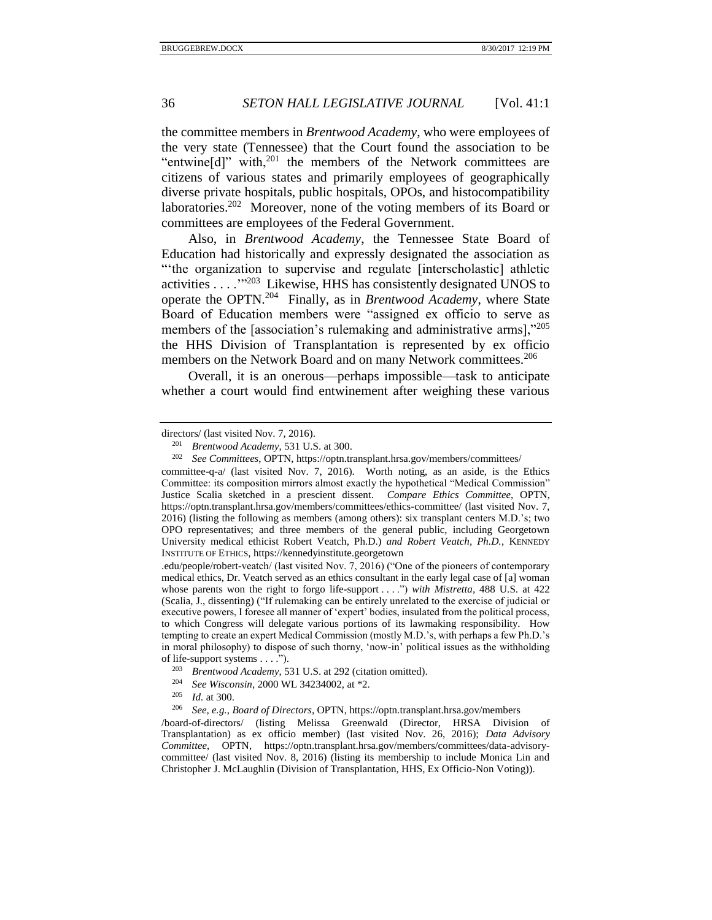the committee members in *Brentwood Academy*, who were employees of the very state (Tennessee) that the Court found the association to be "entwine[d]" with,[201] the members of the Network committees are citizens of various states and primarily employees of geographically diverse private hospitals, public hospitals, OPOs, and histocompatibility laboratories.[202] Moreover, none of the voting members of its Board or committees are employees of the Federal Government.

Also, in *Brentwood Academy*, the Tennessee State Board of Education had historically and expressly designated the association as "'the organization to supervise and regulate [interscholastic] athletic activities . . . .'"[203] Likewise, HHS has consistently designated UNOS to operate the OPTN.[204] Finally, as in *Brentwood Academy*, where State Board of Education members were "assigned ex officio to serve as members of the [association's rulemaking and administrative arms],"[205] the HHS Division of Transplantation is represented by ex officio members on the Network Board and on many Network committees.[206]

Overall, it is an onerous—perhaps impossible—task to anticipate whether a court would find entwinement after weighing these various

---

directors/ (last visited Nov. 7, 2016).

[201] *Brentwood Academy*, 531 U.S. at 300.

[202] *See Committees*, OPTN, https://optn.transplant.hrsa.gov/members/committees/committee-q-a/ (last visited Nov. 7, 2016). Worth noting, as an aside, is the Ethics Committee: its composition mirrors almost exactly the hypothetical "Medical Commission" Justice Scalia sketched in a prescient dissent. *Compare Ethics Committee*, OPTN, https://optn.transplant.hrsa.gov/members/committees/ethics-committee/ (last visited Nov. 7, 2016) (listing the following as members (among others): six transplant centers M.D.'s; two OPO representatives; and three members of the general public, including Georgetown University medical ethicist Robert Veatch, Ph.D.) *and Robert Veatch, Ph.D.*, KENNEDY INSTITUTE OF ETHICS, https://kennedyinstitute.georgetown.edu/people/robert-veatch/ (last visited Nov. 7, 2016) ("One of the pioneers of contemporary medical ethics, Dr. Veatch served as an ethics consultant in the early legal case of [a] woman whose parents won the right to forgo life-support . . . .") *with Mistretta*, 488 U.S. at 422 (Scalia, J., dissenting) ("If rulemaking can be entirely unrelated to the exercise of judicial or executive powers, I foresee all manner of 'expert' bodies, insulated from the political process, to which Congress will delegate various portions of its lawmaking responsibility. How tempting to create an expert Medical Commission (mostly M.D.'s, with perhaps a few Ph.D.'s in moral philosophy) to dispose of such thorny, 'now-in' political issues as the withholding of life-support systems . . . .").

[203] *Brentwood Academy*, 531 U.S. at 292 (citation omitted).

[204] *See Wisconsin*, 2000 WL 34234002, at *2.

[205] *Id.* at 300.

[206] *See, e.g.*, *Board of Directors*, OPTN, https://optn.transplant.hrsa.gov/members/board-of-directors/ (listing Melissa Greenwald (Director, HRSA Division of Transplantation) as ex officio member) (last visited Nov. 26, 2016); *Data Advisory Committee*, OPTN, https://optn.transplant.hrsa.gov/members/committees/data-advisory-committee/ (last visited Nov. 8, 2016) (listing its membership to include Monica Lin and Christopher J. McLaughlin (Division of Transplantation, HHS, Ex Officio-Non Voting)).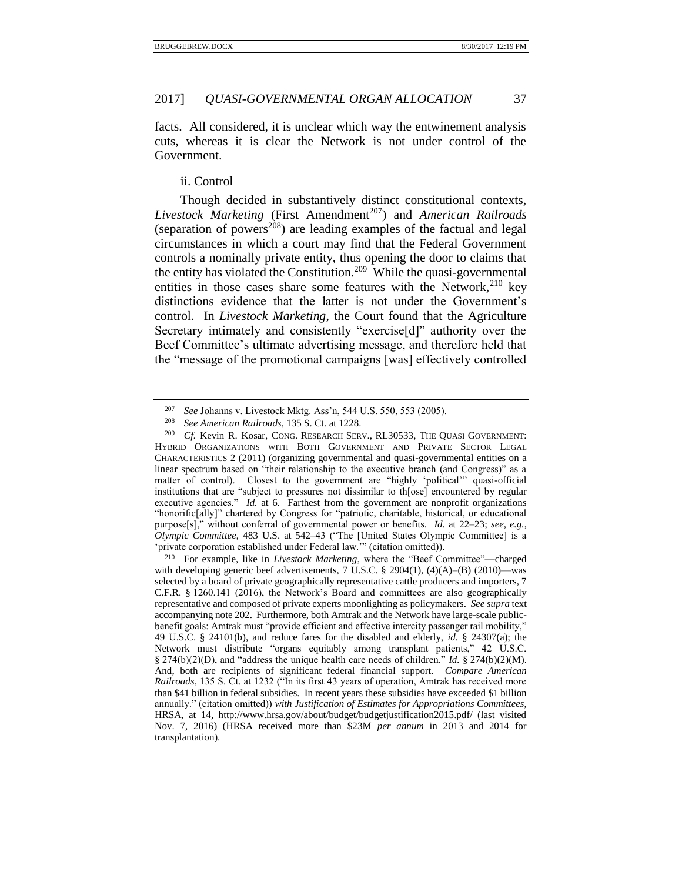facts. All considered, it is unclear which way the entwinement analysis cuts, whereas it is clear the Network is not under control of the Government.

ii. Control

Though decided in substantively distinct constitutional contexts, *Livestock Marketing* (First Amendment[207]) and *American Railroads* (separation of powers[208]) are leading examples of the factual and legal circumstances in which a court may find that the Federal Government controls a nominally private entity, thus opening the door to claims that the entity has violated the Constitution.[209] While the quasi-governmental entities in those cases share some features with the Network,[210] key distinctions evidence that the latter is not under the Government's control. In *Livestock Marketing*, the Court found that the Agriculture Secretary intimately and consistently "exercise[d]" authority over the Beef Committee's ultimate advertising message, and therefore held that the "message of the promotional campaigns [was] effectively controlled

---

[207] *See* Johanns v. Livestock Mktg. Ass'n, 544 U.S. 550, 553 (2005).

[208] *See American Railroads*, 135 S. Ct. at 1228.

[209] *Cf.* Kevin R. Kosar, CONG. RESEARCH SERV., RL30533, THE QUASI GOVERNMENT: HYBRID ORGANIZATIONS WITH BOTH GOVERNMENT AND PRIVATE SECTOR LEGAL CHARACTERISTICS 2 (2011) (organizing governmental and quasi-governmental entities on a linear spectrum based on "their relationship to the executive branch (and Congress)" as a matter of control). Closest to the government are "highly 'political'" quasi-official institutions that are "subject to pressures not dissimilar to th[ose] encountered by regular executive agencies." *Id.* at 6. Farthest from the government are nonprofit organizations "honorific[ally]" chartered by Congress for "patriotic, charitable, historical, or educational purpose[s]," without conferral of governmental power or benefits. *Id.* at 22–23; *see, e.g.*, *Olympic Committee*, 483 U.S. at 542–43 ("The [United States Olympic Committee] is a 'private corporation established under Federal law.'" (citation omitted)).

[210] For example, like in *Livestock Marketing*, where the "Beef Committee"—charged with developing generic beef advertisements, 7 U.S.C. § 2904(1), (4)(A)–(B) (2010)—was selected by a board of private geographically representative cattle producers and importers, 7 C.F.R. § 1260.141 (2016), the Network's Board and committees are also geographically representative and composed of private experts moonlighting as policymakers. *See supra* text accompanying note 202. Furthermore, both Amtrak and the Network have large-scale public-benefit goals: Amtrak must "provide efficient and effective intercity passenger rail mobility," 49 U.S.C. § 24101(b), and reduce fares for the disabled and elderly, *id.* § 24307(a); the Network must distribute "organs equitably among transplant patients," 42 U.S.C. § 274(b)(2)(D), and "address the unique health care needs of children." *Id.* § 274(b)(2)(M). And, both are recipients of significant federal financial support. *Compare American Railroads*, 135 S. Ct. at 1232 ("In its first 43 years of operation, Amtrak has received more than $41 billion in federal subsidies. In recent years these subsidies have exceeded $1 billion annually." (citation omitted)) *with Justification of Estimates for Appropriations Committees*, HRSA, at 14, http://www.hrsa.gov/about/budget/budgetjustification2015.pdf/ (last visited Nov. 7, 2016) (HRSA received more than $23M *per annum* in 2013 and 2014 for transplantation).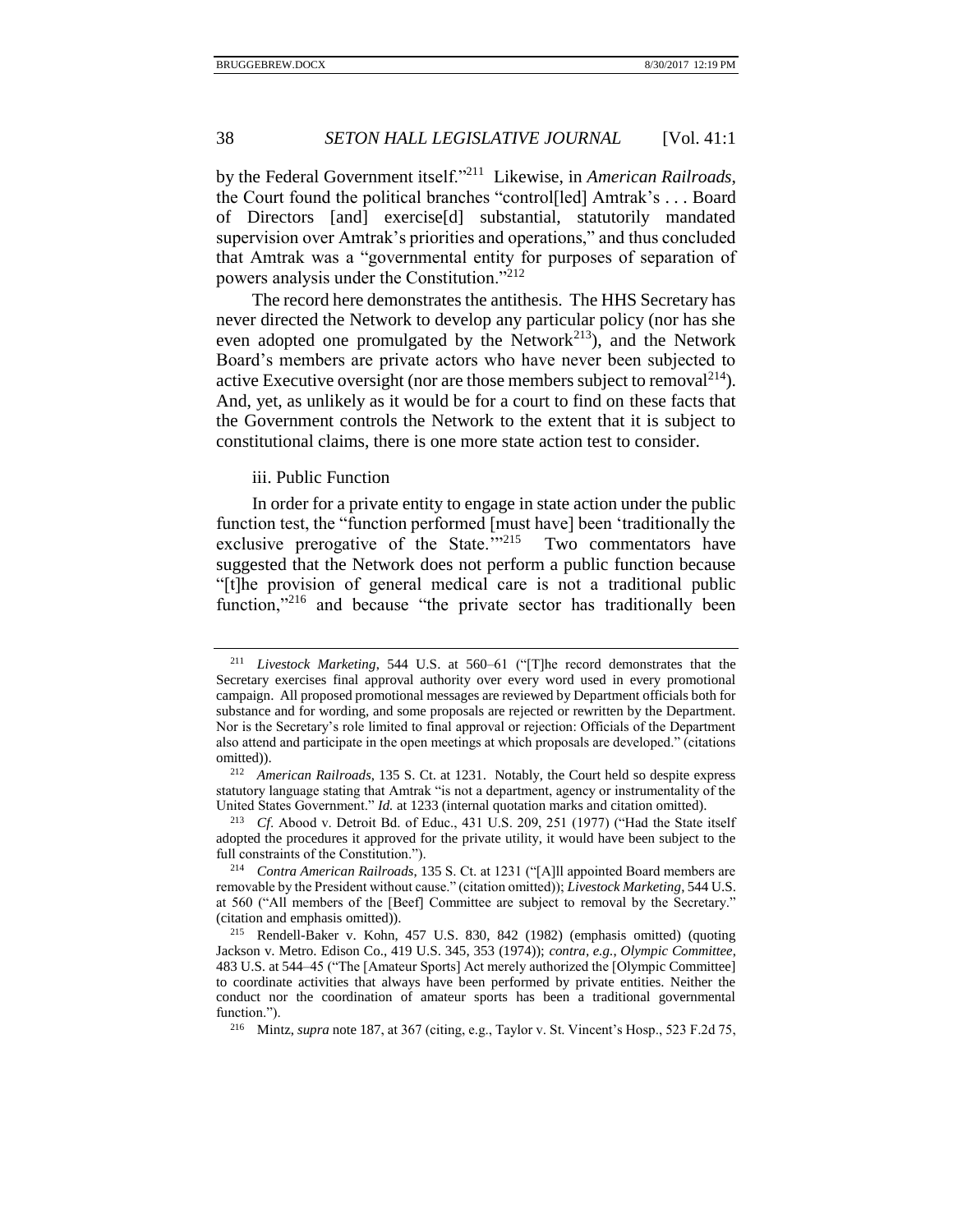by the Federal Government itself."[211] Likewise, in *American Railroads*, the Court found the political branches "control[led] Amtrak's . . . Board of Directors [and] exercise[d] substantial, statutorily mandated supervision over Amtrak's priorities and operations," and thus concluded that Amtrak was a "governmental entity for purposes of separation of powers analysis under the Constitution."[212]

The record here demonstrates the antithesis. The HHS Secretary has never directed the Network to develop any particular policy (nor has she even adopted one promulgated by the Network[213]), and the Network Board's members are private actors who have never been subjected to active Executive oversight (nor are those members subject to removal[214]). And, yet, as unlikely as it would be for a court to find on these facts that the Government controls the Network to the extent that it is subject to constitutional claims, there is one more state action test to consider.

iii. Public Function

In order for a private entity to engage in state action under the public function test, the "function performed [must have] been 'traditionally the exclusive prerogative of the State.'"[215] Two commentators have suggested that the Network does not perform a public function because "[t]he provision of general medical care is not a traditional public function,"[216] and because "the private sector has traditionally been

---

[211] *Livestock Marketing*, 544 U.S. at 560–61 ("[T]he record demonstrates that the Secretary exercises final approval authority over every word used in every promotional campaign. All proposed promotional messages are reviewed by Department officials both for substance and for wording, and some proposals are rejected or rewritten by the Department. Nor is the Secretary's role limited to final approval or rejection: Officials of the Department also attend and participate in the open meetings at which proposals are developed." (citations omitted)).

[212] *American Railroads*, 135 S. Ct. at 1231. Notably, the Court held so despite express statutory language stating that Amtrak "is not a department, agency or instrumentality of the United States Government." *Id.* at 1233 (internal quotation marks and citation omitted).

[213] *Cf*. Abood v. Detroit Bd. of Educ., 431 U.S. 209, 251 (1977) ("Had the State itself adopted the procedures it approved for the private utility, it would have been subject to the full constraints of the Constitution.").

[214] *Contra American Railroads*, 135 S. Ct. at 1231 ("[A]ll appointed Board members are removable by the President without cause." (citation omitted)); *Livestock Marketing*, 544 U.S. at 560 ("All members of the [Beef] Committee are subject to removal by the Secretary." (citation and emphasis omitted)).

[215] Rendell-Baker v. Kohn, 457 U.S. 830, 842 (1982) (emphasis omitted) (quoting Jackson v. Metro. Edison Co., 419 U.S. 345, 353 (1974)); *contra*, *e.g.*, *Olympic Committee*, 483 U.S. at 544–45 ("The [Amateur Sports] Act merely authorized the [Olympic Committee] to coordinate activities that always have been performed by private entities. Neither the conduct nor the coordination of amateur sports has been a traditional governmental function.").

[216] Mintz, *supra* note 187, at 367 (citing, e.g., Taylor v. St. Vincent's Hosp., 523 F.2d 75,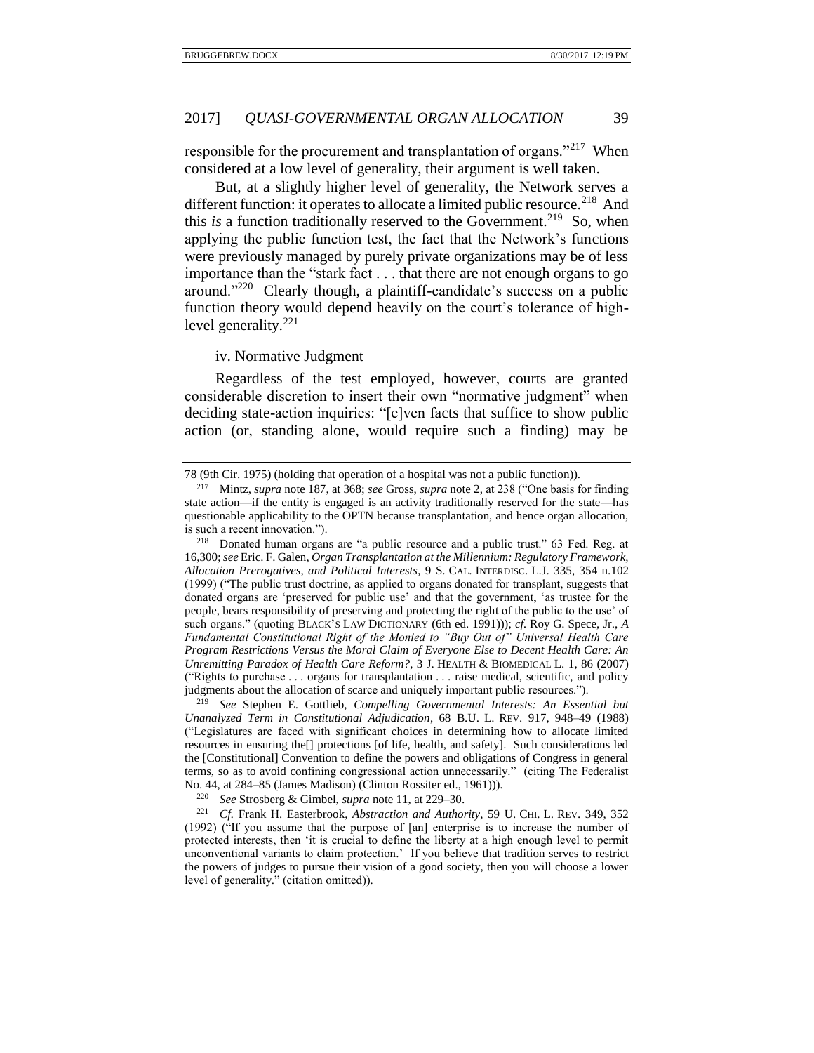responsible for the procurement and transplantation of organs."[217] When considered at a low level of generality, their argument is well taken.

But, at a slightly higher level of generality, the Network serves a different function: it operates to allocate a limited public resource.[218] And this *is* a function traditionally reserved to the Government.[219] So, when applying the public function test, the fact that the Network's functions were previously managed by purely private organizations may be of less importance than the "stark fact . . . that there are not enough organs to go around."[220] Clearly though, a plaintiff-candidate's success on a public function theory would depend heavily on the court's tolerance of high-level generality.[221]

iv. Normative Judgment

Regardless of the test employed, however, courts are granted considerable discretion to insert their own "normative judgment" when deciding state-action inquiries: "[e]ven facts that suffice to show public action (or, standing alone, would require such a finding) may be

---

78 (9th Cir. 1975) (holding that operation of a hospital was not a public function)).

[217] Mintz, *supra* note 187, at 368; *see* Gross, *supra* note 2, at 238 ("One basis for finding state action—if the entity is engaged is an activity traditionally reserved for the state—has questionable applicability to the OPTN because transplantation, and hence organ allocation, is such a recent innovation.").

[218] Donated human organs are "a public resource and a public trust." 63 Fed. Reg. at 16,300; *see* Eric. F. Galen, *Organ Transplantation at the Millennium: Regulatory Framework, Allocation Prerogatives, and Political Interests*, 9 S. CAL. INTERDISC. L.J. 335, 354 n.102 (1999) ("The public trust doctrine, as applied to organs donated for transplant, suggests that donated organs are 'preserved for public use' and that the government, 'as trustee for the people, bears responsibility of preserving and protecting the right of the public to the use' of such organs." (quoting BLACK'S LAW DICTIONARY (6th ed. 1991))); *cf.* Roy G. Spece, Jr., *A Fundamental Constitutional Right of the Monied to "Buy Out of" Universal Health Care Program Restrictions Versus the Moral Claim of Everyone Else to Decent Health Care: An Unremitting Paradox of Health Care Reform?*, 3 J. HEALTH & BIOMEDICAL L. 1, 86 (2007) ("Rights to purchase . . . organs for transplantation . . . raise medical, scientific, and policy judgments about the allocation of scarce and uniquely important public resources.").

[219] *See* Stephen E. Gottlieb, *Compelling Governmental Interests: An Essential but Unanalyzed Term in Constitutional Adjudication*, 68 B.U. L. REV. 917, 948–49 (1988) ("Legislatures are faced with significant choices in determining how to allocate limited resources in ensuring the[] protections [of life, health, and safety]. Such considerations led the [Constitutional] Convention to define the powers and obligations of Congress in general terms, so as to avoid confining congressional action unnecessarily." (citing The Federalist No. 44, at 284–85 (James Madison) (Clinton Rossiter ed., 1961))).

[220] *See* Strosberg & Gimbel, *supra* note 11, at 229–30.

[221] *Cf.* Frank H. Easterbrook, *Abstraction and Authority*, 59 U. CHI. L. REV. 349, 352 (1992) ("If you assume that the purpose of [an] enterprise is to increase the number of protected interests, then 'it is crucial to define the liberty at a high enough level to permit unconventional variants to claim protection.' If you believe that tradition serves to restrict the powers of judges to pursue their vision of a good society, then you will choose a lower level of generality." (citation omitted)).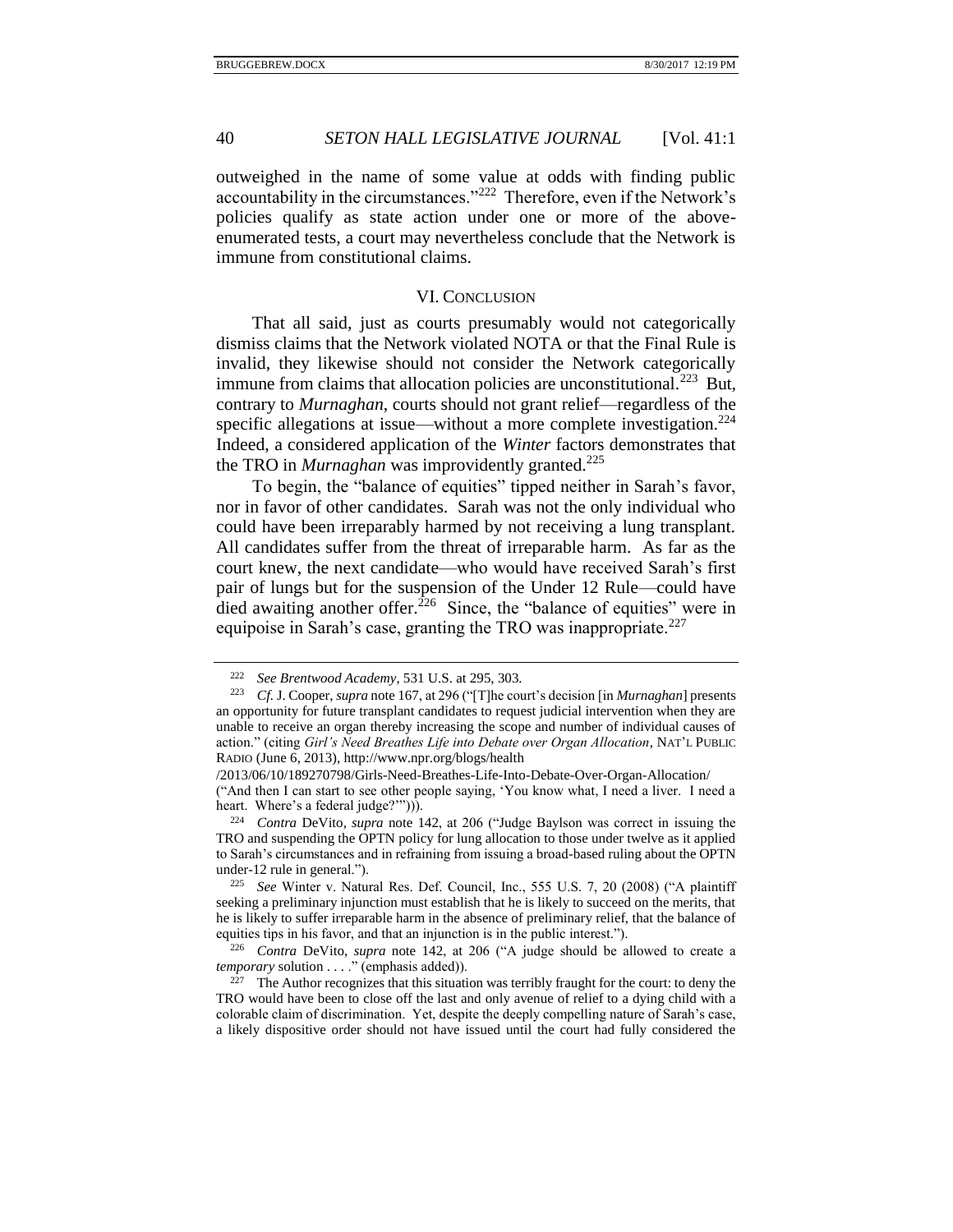outweighed in the name of some value at odds with finding public accountability in the circumstances."[222] Therefore, even if the Network's policies qualify as state action under one or more of the above-enumerated tests, a court may nevertheless conclude that the Network is immune from constitutional claims.

## VI. CONCLUSION

That all said, just as courts presumably would not categorically dismiss claims that the Network violated NOTA or that the Final Rule is invalid, they likewise should not consider the Network categorically immune from claims that allocation policies are unconstitutional.[223] But, contrary to *Murnaghan*, courts should not grant relief—regardless of the specific allegations at issue—without a more complete investigation.[224] Indeed, a considered application of the *Winter* factors demonstrates that the TRO in *Murnaghan* was improvidently granted.[225]

To begin, the "balance of equities" tipped neither in Sarah's favor, nor in favor of other candidates. Sarah was not the only individual who could have been irreparably harmed by not receiving a lung transplant. All candidates suffer from the threat of irreparable harm. As far as the court knew, the next candidate—who would have received Sarah's first pair of lungs but for the suspension of the Under 12 Rule—could have died awaiting another offer.[226] Since, the "balance of equities" were in equipoise in Sarah's case, granting the TRO was inappropriate.[227]

---

[222] *See Brentwood Academy*, 531 U.S. at 295, 303.

[223] *Cf.* J. Cooper, *supra* note 167, at 296 ("[T]he court's decision [in *Murnaghan*] presents an opportunity for future transplant candidates to request judicial intervention when they are unable to receive an organ thereby increasing the scope and number of individual causes of action." (citing *Girl's Need Breathes Life into Debate over Organ Allocation*, NAT'L PUBLIC RADIO (June 6, 2013), http://www.npr.org/blogs/health/2013/06/10/189270798/Girls-Need-Breathes-Life-Into-Debate-Over-Organ-Allocation/ ("And then I can start to see other people saying, 'You know what, I need a liver. I need a heart. Where's a federal judge?'"))).

[224] *Contra* DeVito, *supra* note 142, at 206 ("Judge Baylson was correct in issuing the TRO and suspending the OPTN policy for lung allocation to those under twelve as it applied to Sarah's circumstances and in refraining from issuing a broad-based ruling about the OPTN under-12 rule in general.").

[225] *See* Winter v. Natural Res. Def. Council, Inc., 555 U.S. 7, 20 (2008) ("A plaintiff seeking a preliminary injunction must establish that he is likely to succeed on the merits, that he is likely to suffer irreparable harm in the absence of preliminary relief, that the balance of equities tips in his favor, and that an injunction is in the public interest.").

[226] *Contra* DeVito, *supra* note 142, at 206 ("A judge should be allowed to create a *temporary* solution . . . ." (emphasis added)).

[227] The Author recognizes that this situation was terribly fraught for the court: to deny the TRO would have been to close off the last and only avenue of relief to a dying child with a colorable claim of discrimination. Yet, despite the deeply compelling nature of Sarah's case, a likely dispositive order should not have issued until the court had fully considered the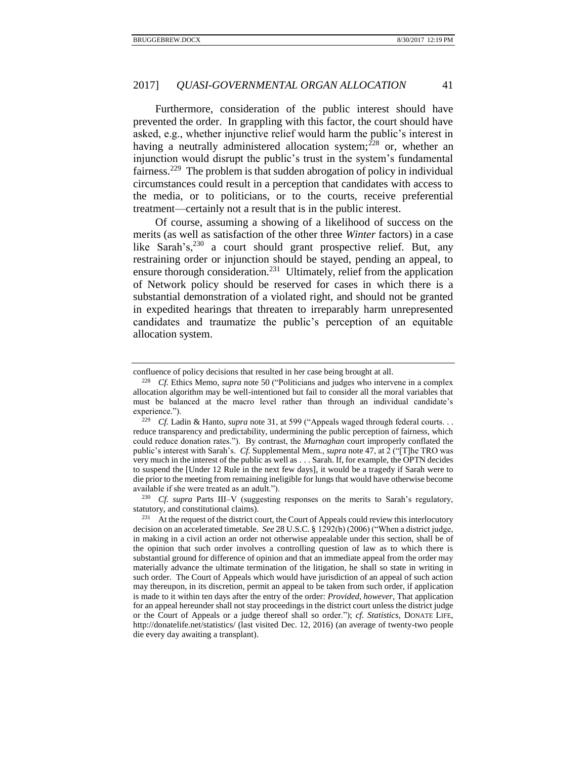Furthermore, consideration of the public interest should have prevented the order. In grappling with this factor, the court should have asked, e.g., whether injunctive relief would harm the public's interest in having a neutrally administered allocation system;[228] or, whether an injunction would disrupt the public's trust in the system's fundamental fairness.[229] The problem is that sudden abrogation of policy in individual circumstances could result in a perception that candidates with access to the media, or to politicians, or to the courts, receive preferential treatment—certainly not a result that is in the public interest.

Of course, assuming a showing of a likelihood of success on the merits (as well as satisfaction of the other three *Winter* factors) in a case like Sarah's,[230] a court should grant prospective relief. But, any restraining order or injunction should be stayed, pending an appeal, to ensure thorough consideration.[231] Ultimately, relief from the application of Network policy should be reserved for cases in which there is a substantial demonstration of a violated right, and should not be granted in expedited hearings that threaten to irreparably harm unrepresented candidates and traumatize the public's perception of an equitable allocation system.

---

confluence of policy decisions that resulted in her case being brought at all.

[228] *Cf.* Ethics Memo, *supra* note 50 ("Politicians and judges who intervene in a complex allocation algorithm may be well-intentioned but fail to consider all the moral variables that must be balanced at the macro level rather than through an individual candidate's experience.").

[229] *Cf.* Ladin & Hanto, *supra* note 31, at 599 ("Appeals waged through federal courts. . . reduce transparency and predictability, undermining the public perception of fairness, which could reduce donation rates."). By contrast, the *Murnaghan* court improperly conflated the public's interest with Sarah's. *Cf.* Supplemental Mem., *supra* note 47, at 2 ("[T]he TRO was very much in the interest of the public as well as . . . Sarah. If, for example, the OPTN decides to suspend the [Under 12 Rule in the next few days], it would be a tragedy if Sarah were to die prior to the meeting from remaining ineligible for lungs that would have otherwise become available if she were treated as an adult.").

[230] *Cf. supra* Parts III–V (suggesting responses on the merits to Sarah's regulatory, statutory, and constitutional claims).

[231] At the request of the district court, the Court of Appeals could review this interlocutory decision on an accelerated timetable. *See* 28 U.S.C. § 1292(b) (2006) ("When a district judge, in making in a civil action an order not otherwise appealable under this section, shall be of the opinion that such order involves a controlling question of law as to which there is substantial ground for difference of opinion and that an immediate appeal from the order may materially advance the ultimate termination of the litigation, he shall so state in writing in such order. The Court of Appeals which would have jurisdiction of an appeal of such action may thereupon, in its discretion, permit an appeal to be taken from such order, if application is made to it within ten days after the entry of the order: *Provided*, *however*, That application for an appeal hereunder shall not stay proceedings in the district court unless the district judge or the Court of Appeals or a judge thereof shall so order."); *cf. Statistics*, DONATE LIFE, http://donatelife.net/statistics/ (last visited Dec. 12, 2016) (an average of twenty-two people die every day awaiting a transplant).